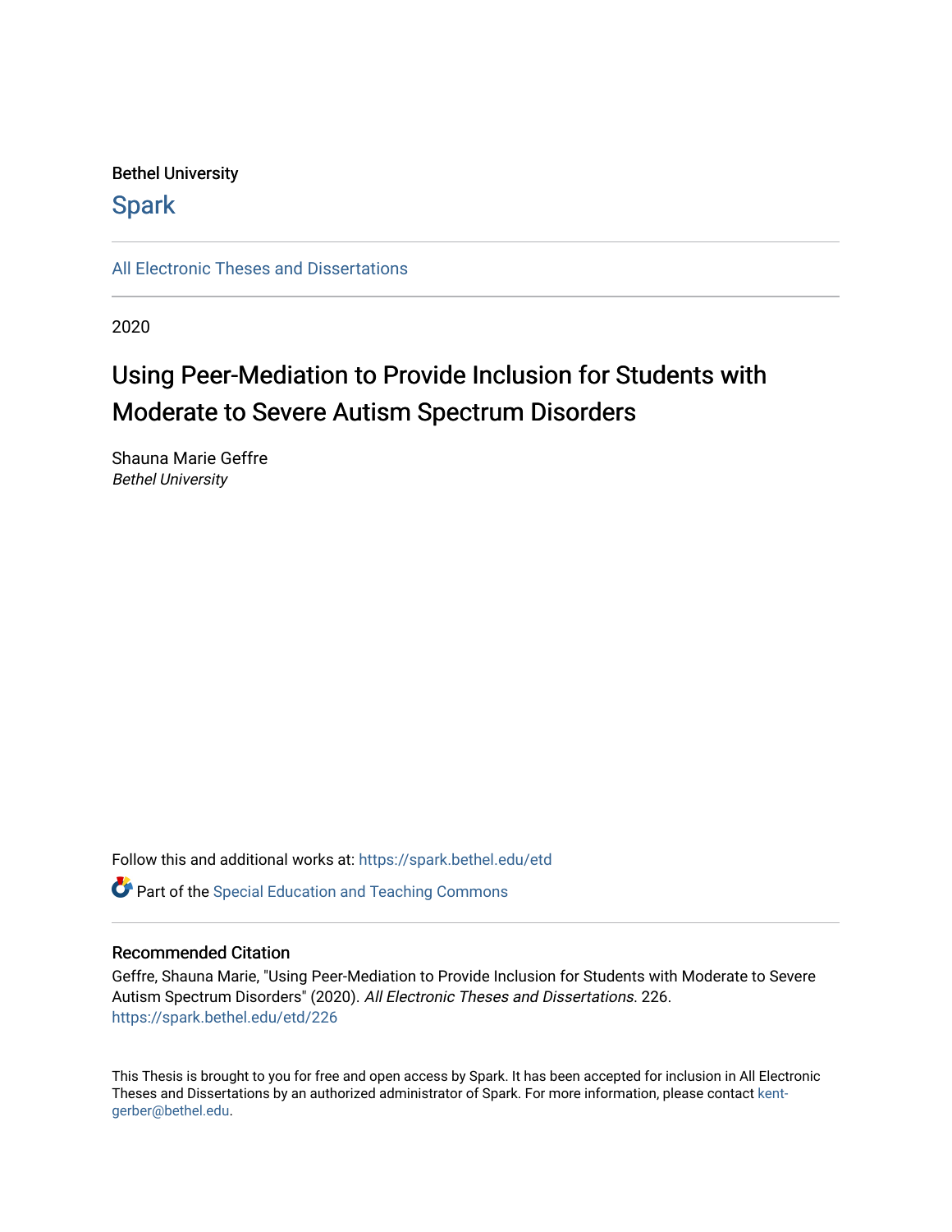Bethel University

Spark

All Electronic Theses and Dissertations

2020

# Using Peer-Mediation to Provide Inclusion for Students with Moderate to Severe Autism Spectrum Disorders

Shauna Marie Geffre
*Bethel University*

Follow this and additional works at: https://spark.bethel.edu/etd

Part of the Special Education and Teaching Commons

## Recommended Citation

Geffre, Shauna Marie, "Using Peer-Mediation to Provide Inclusion for Students with Moderate to Severe Autism Spectrum Disorders" (2020). *All Electronic Theses and Dissertations*. 226.
https://spark.bethel.edu/etd/226

This Thesis is brought to you for free and open access by Spark. It has been accepted for inclusion in All Electronic Theses and Dissertations by an authorized administrator of Spark. For more information, please contact kent-gerber@bethel.edu.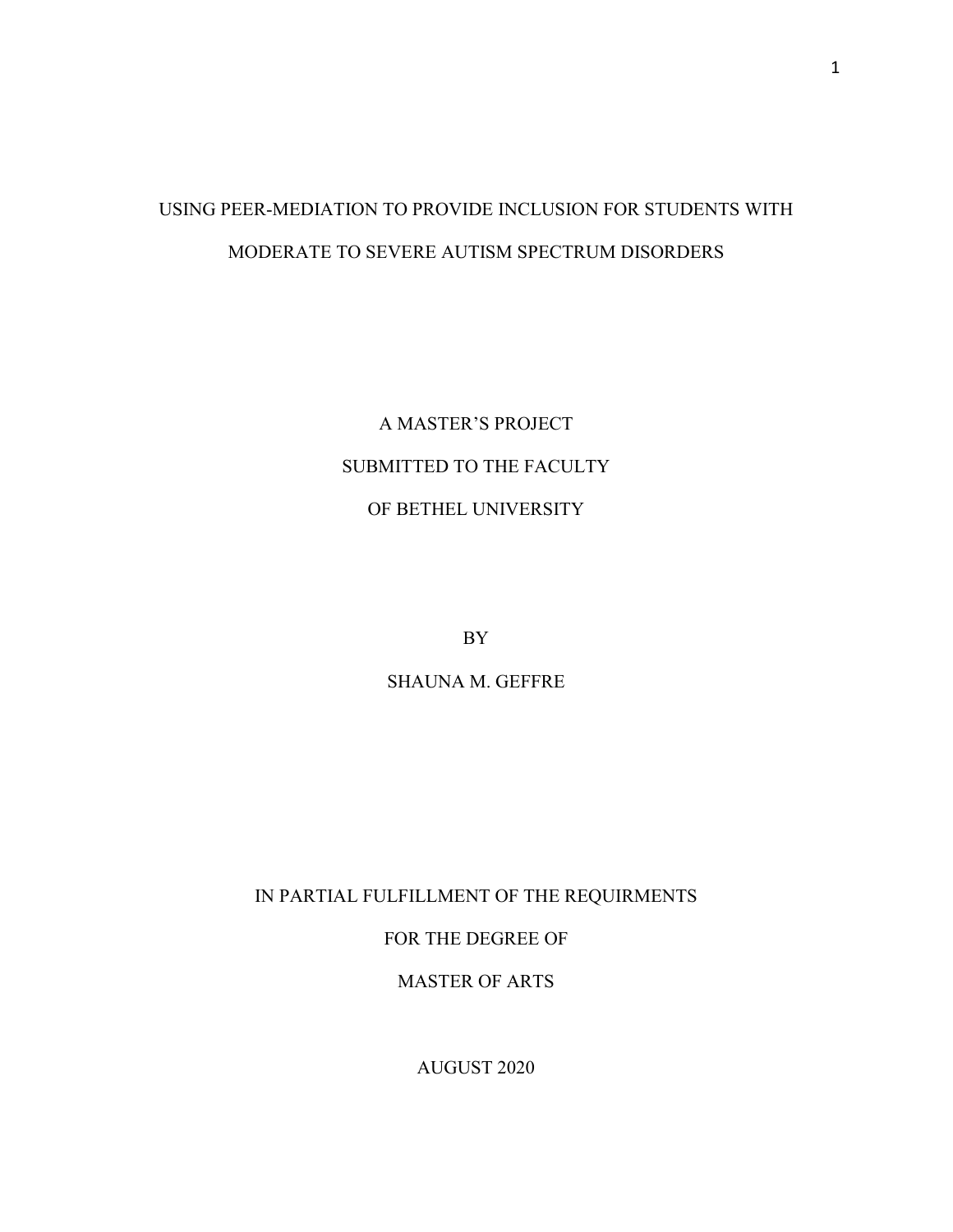# USING PEER-MEDIATION TO PROVIDE INCLUSION FOR STUDENTS WITH MODERATE TO SEVERE AUTISM SPECTRUM DISORDERS

A MASTER'S PROJECT

SUBMITTED TO THE FACULTY

OF BETHEL UNIVERSITY

BY

SHAUNA M. GEFFRE

IN PARTIAL FULFILLMENT OF THE REQUIRMENTS

FOR THE DEGREE OF

MASTER OF ARTS

AUGUST 2020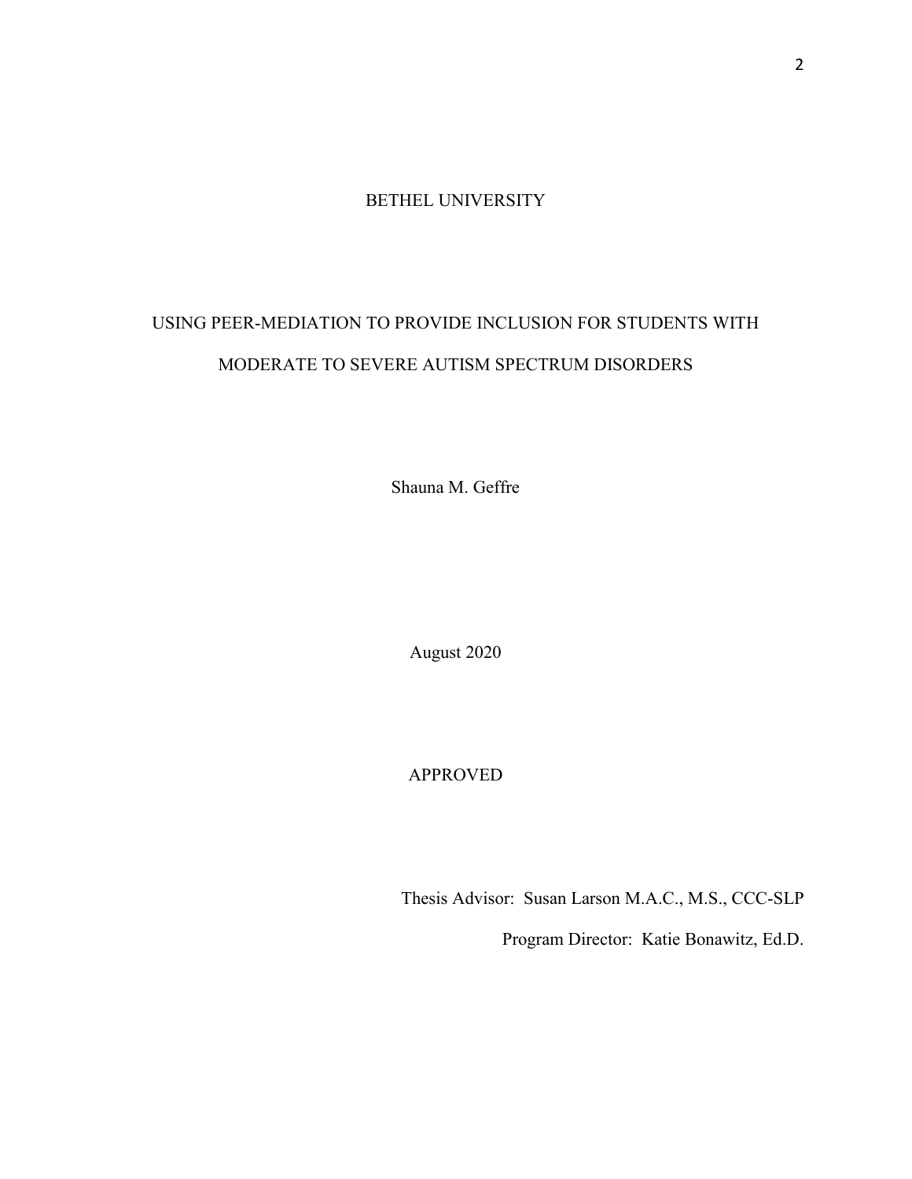BETHEL UNIVERSITY

USING PEER-MEDIATION TO PROVIDE INCLUSION FOR STUDENTS WITH MODERATE TO SEVERE AUTISM SPECTRUM DISORDERS

Shauna M. Geffre

August 2020

APPROVED

Thesis Advisor: Susan Larson M.A.C., M.S., CCC-SLP

Program Director: Katie Bonawitz, Ed.D.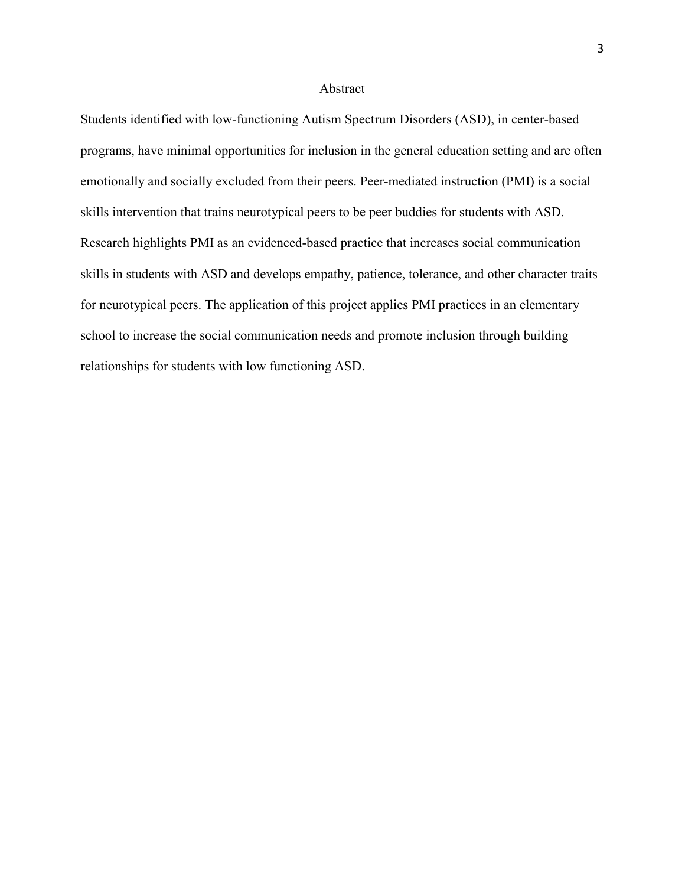# Abstract

Students identified with low-functioning Autism Spectrum Disorders (ASD), in center-based programs, have minimal opportunities for inclusion in the general education setting and are often emotionally and socially excluded from their peers. Peer-mediated instruction (PMI) is a social skills intervention that trains neurotypical peers to be peer buddies for students with ASD. Research highlights PMI as an evidenced-based practice that increases social communication skills in students with ASD and develops empathy, patience, tolerance, and other character traits for neurotypical peers. The application of this project applies PMI practices in an elementary school to increase the social communication needs and promote inclusion through building relationships for students with low functioning ASD.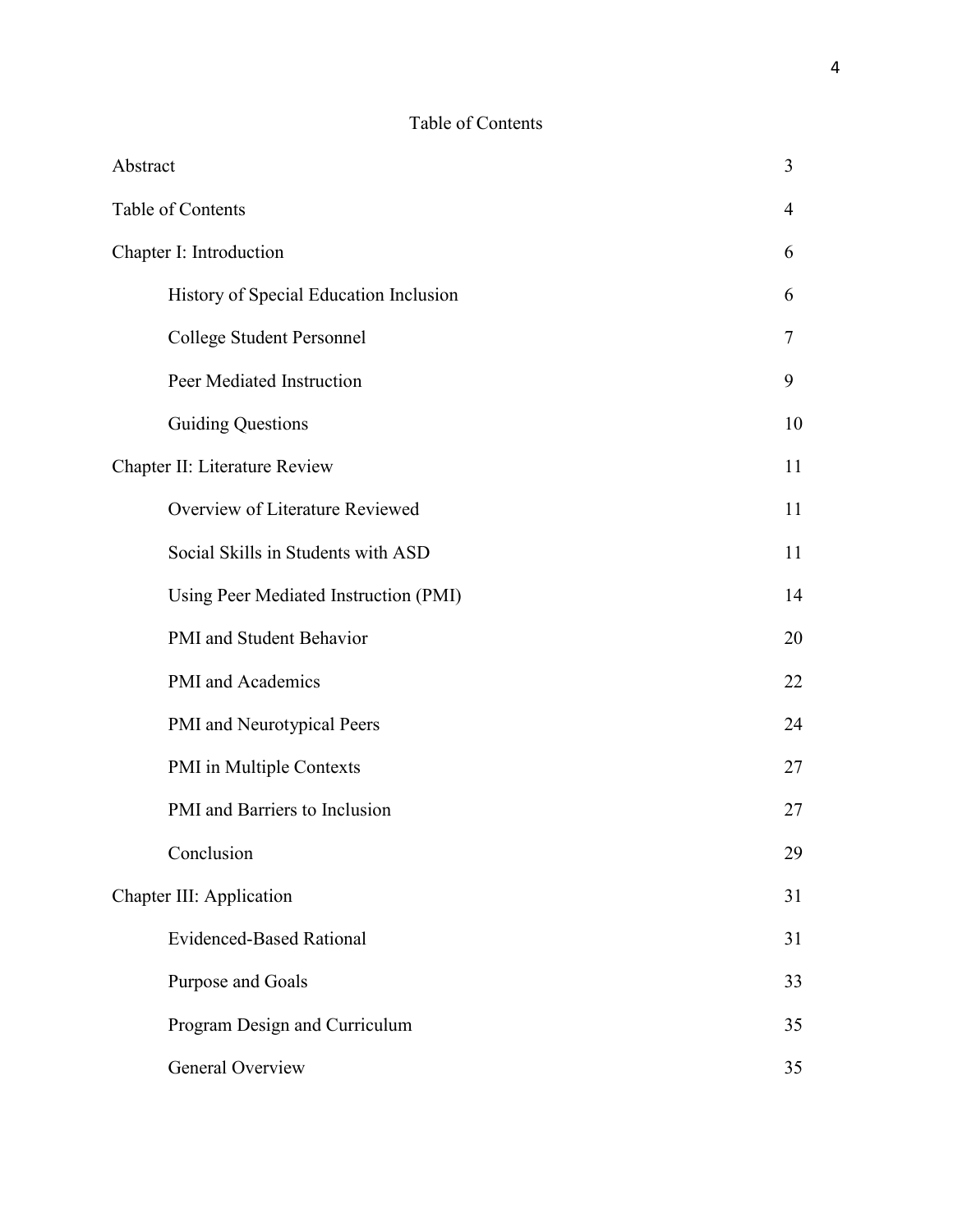# Table of Contents

| | |
|---|---|
| Abstract | 3 |
| Table of Contents | 4 |
| Chapter I: Introduction | 6 |
| History of Special Education Inclusion | 6 |
| College Student Personnel | 7 |
| Peer Mediated Instruction | 9 |
| Guiding Questions | 10 |
| Chapter II: Literature Review | 11 |
| Overview of Literature Reviewed | 11 |
| Social Skills in Students with ASD | 11 |
| Using Peer Mediated Instruction (PMI) | 14 |
| PMI and Student Behavior | 20 |
| PMI and Academics | 22 |
| PMI and Neurotypical Peers | 24 |
| PMI in Multiple Contexts | 27 |
| PMI and Barriers to Inclusion | 27 |
| Conclusion | 29 |
| Chapter III: Application | 31 |
| Evidenced-Based Rational | 31 |
| Purpose and Goals | 33 |
| Program Design and Curriculum | 35 |
| General Overview | 35 |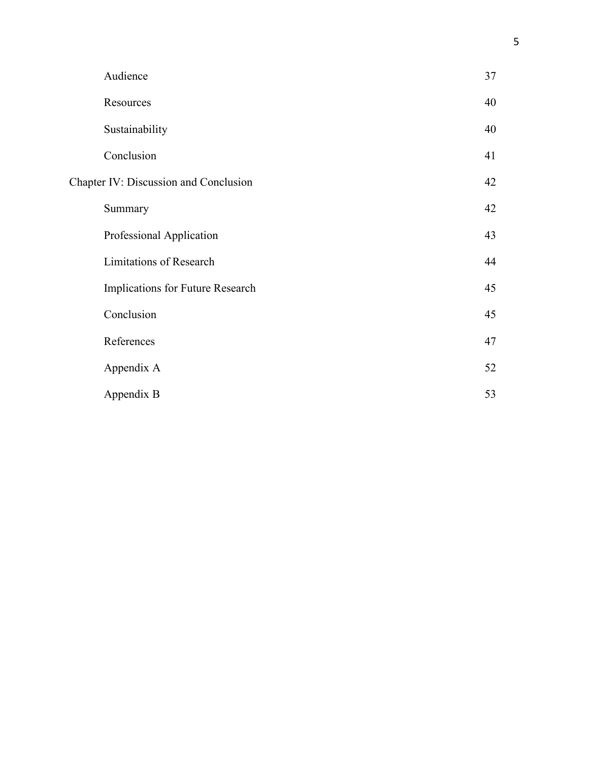| | |
|---|---|
| Audience | 37 |
| Resources | 40 |
| Sustainability | 40 |
| Conclusion | 41 |
| Chapter IV: Discussion and Conclusion | 42 |
| Summary | 42 |
| Professional Application | 43 |
| Limitations of Research | 44 |
| Implications for Future Research | 45 |
| Conclusion | 45 |
| References | 47 |
| Appendix A | 52 |
| Appendix B | 53 |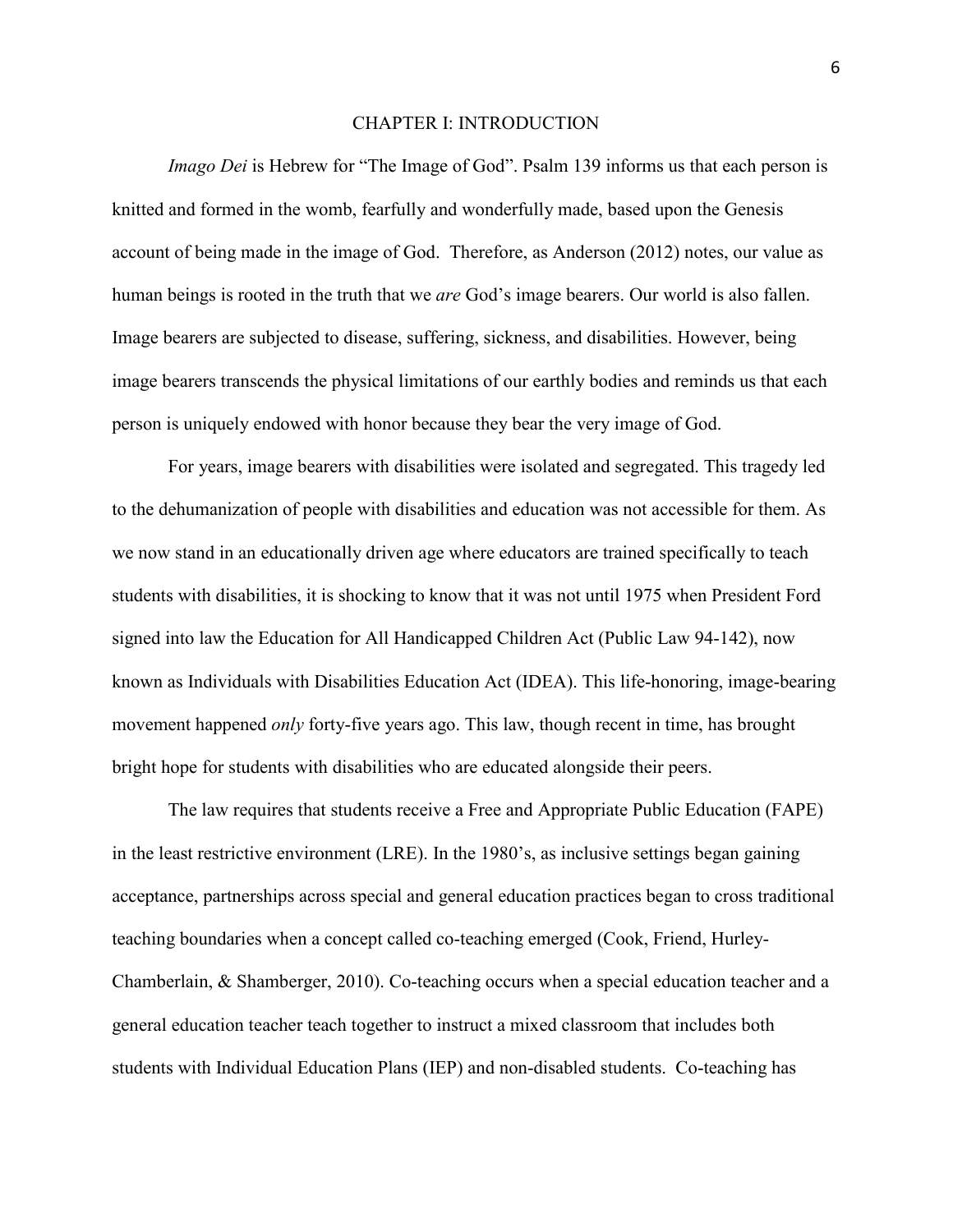# CHAPTER I: INTRODUCTION

*Imago Dei* is Hebrew for "The Image of God". Psalm 139 informs us that each person is knitted and formed in the womb, fearfully and wonderfully made, based upon the Genesis account of being made in the image of God. Therefore, as Anderson (2012) notes, our value as human beings is rooted in the truth that we *are* God's image bearers. Our world is also fallen. Image bearers are subjected to disease, suffering, sickness, and disabilities. However, being image bearers transcends the physical limitations of our earthly bodies and reminds us that each person is uniquely endowed with honor because they bear the very image of God.

For years, image bearers with disabilities were isolated and segregated. This tragedy led to the dehumanization of people with disabilities and education was not accessible for them. As we now stand in an educationally driven age where educators are trained specifically to teach students with disabilities, it is shocking to know that it was not until 1975 when President Ford signed into law the Education for All Handicapped Children Act (Public Law 94-142), now known as Individuals with Disabilities Education Act (IDEA). This life-honoring, image-bearing movement happened *only* forty-five years ago. This law, though recent in time, has brought bright hope for students with disabilities who are educated alongside their peers.

The law requires that students receive a Free and Appropriate Public Education (FAPE) in the least restrictive environment (LRE). In the 1980's, as inclusive settings began gaining acceptance, partnerships across special and general education practices began to cross traditional teaching boundaries when a concept called co-teaching emerged (Cook, Friend, Hurley-Chamberlain, & Shamberger, 2010). Co-teaching occurs when a special education teacher and a general education teacher teach together to instruct a mixed classroom that includes both students with Individual Education Plans (IEP) and non-disabled students. Co-teaching has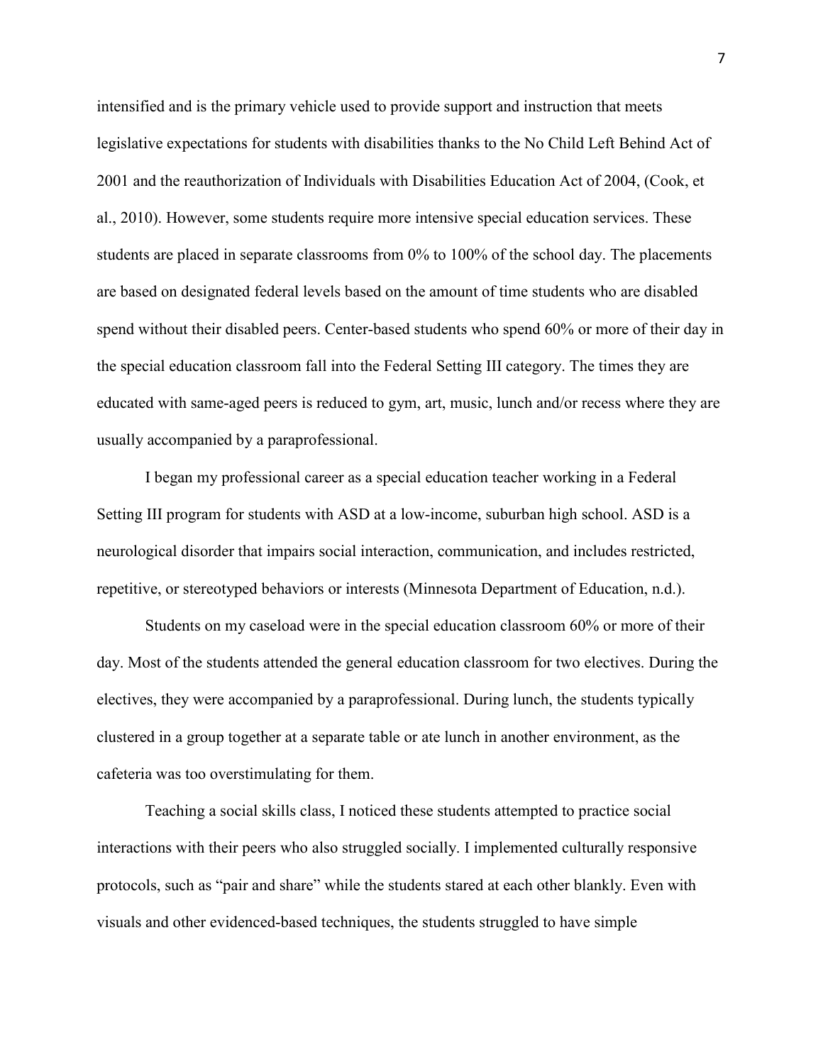intensified and is the primary vehicle used to provide support and instruction that meets legislative expectations for students with disabilities thanks to the No Child Left Behind Act of 2001 and the reauthorization of Individuals with Disabilities Education Act of 2004, (Cook, et al., 2010). However, some students require more intensive special education services. These students are placed in separate classrooms from 0% to 100% of the school day. The placements are based on designated federal levels based on the amount of time students who are disabled spend without their disabled peers. Center-based students who spend 60% or more of their day in the special education classroom fall into the Federal Setting III category. The times they are educated with same-aged peers is reduced to gym, art, music, lunch and/or recess where they are usually accompanied by a paraprofessional.

I began my professional career as a special education teacher working in a Federal Setting III program for students with ASD at a low-income, suburban high school. ASD is a neurological disorder that impairs social interaction, communication, and includes restricted, repetitive, or stereotyped behaviors or interests (Minnesota Department of Education, n.d.).

Students on my caseload were in the special education classroom 60% or more of their day. Most of the students attended the general education classroom for two electives. During the electives, they were accompanied by a paraprofessional. During lunch, the students typically clustered in a group together at a separate table or ate lunch in another environment, as the cafeteria was too overstimulating for them.

Teaching a social skills class, I noticed these students attempted to practice social interactions with their peers who also struggled socially. I implemented culturally responsive protocols, such as "pair and share" while the students stared at each other blankly. Even with visuals and other evidenced-based techniques, the students struggled to have simple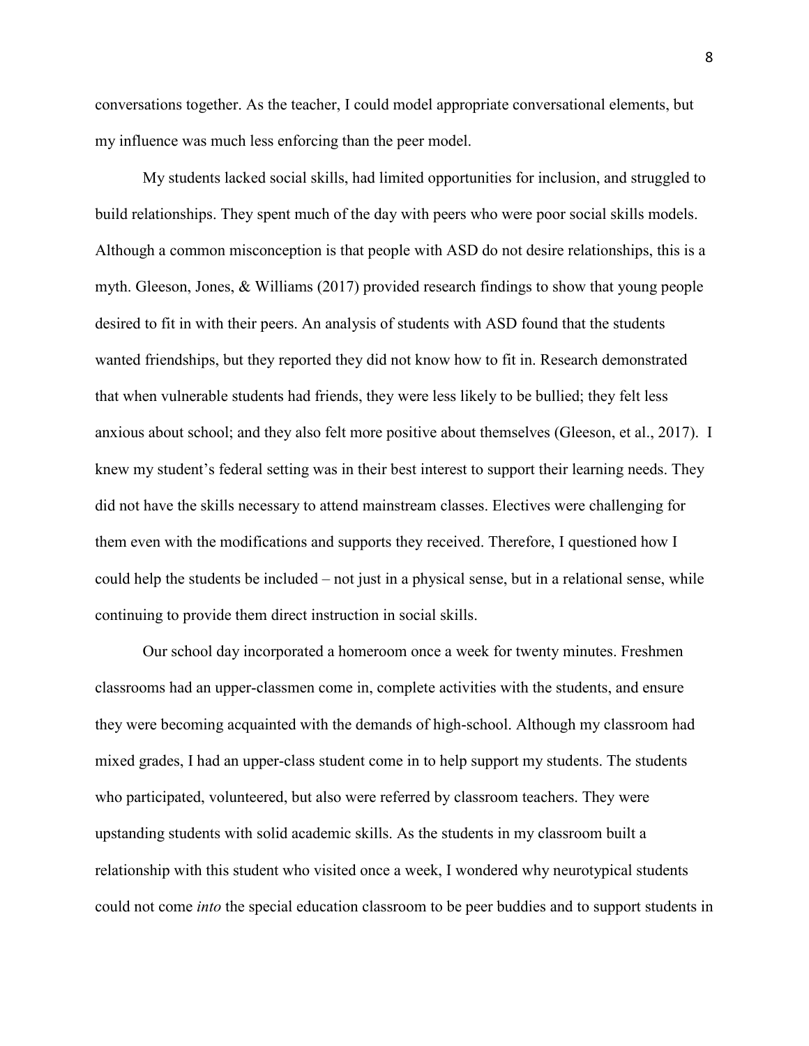conversations together. As the teacher, I could model appropriate conversational elements, but my influence was much less enforcing than the peer model.

My students lacked social skills, had limited opportunities for inclusion, and struggled to build relationships. They spent much of the day with peers who were poor social skills models. Although a common misconception is that people with ASD do not desire relationships, this is a myth. Gleeson, Jones, & Williams (2017) provided research findings to show that young people desired to fit in with their peers. An analysis of students with ASD found that the students wanted friendships, but they reported they did not know how to fit in. Research demonstrated that when vulnerable students had friends, they were less likely to be bullied; they felt less anxious about school; and they also felt more positive about themselves (Gleeson, et al., 2017). I knew my student's federal setting was in their best interest to support their learning needs. They did not have the skills necessary to attend mainstream classes. Electives were challenging for them even with the modifications and supports they received. Therefore, I questioned how I could help the students be included – not just in a physical sense, but in a relational sense, while continuing to provide them direct instruction in social skills.

Our school day incorporated a homeroom once a week for twenty minutes. Freshmen classrooms had an upper-classmen come in, complete activities with the students, and ensure they were becoming acquainted with the demands of high-school. Although my classroom had mixed grades, I had an upper-class student come in to help support my students. The students who participated, volunteered, but also were referred by classroom teachers. They were upstanding students with solid academic skills. As the students in my classroom built a relationship with this student who visited once a week, I wondered why neurotypical students could not come *into* the special education classroom to be peer buddies and to support students in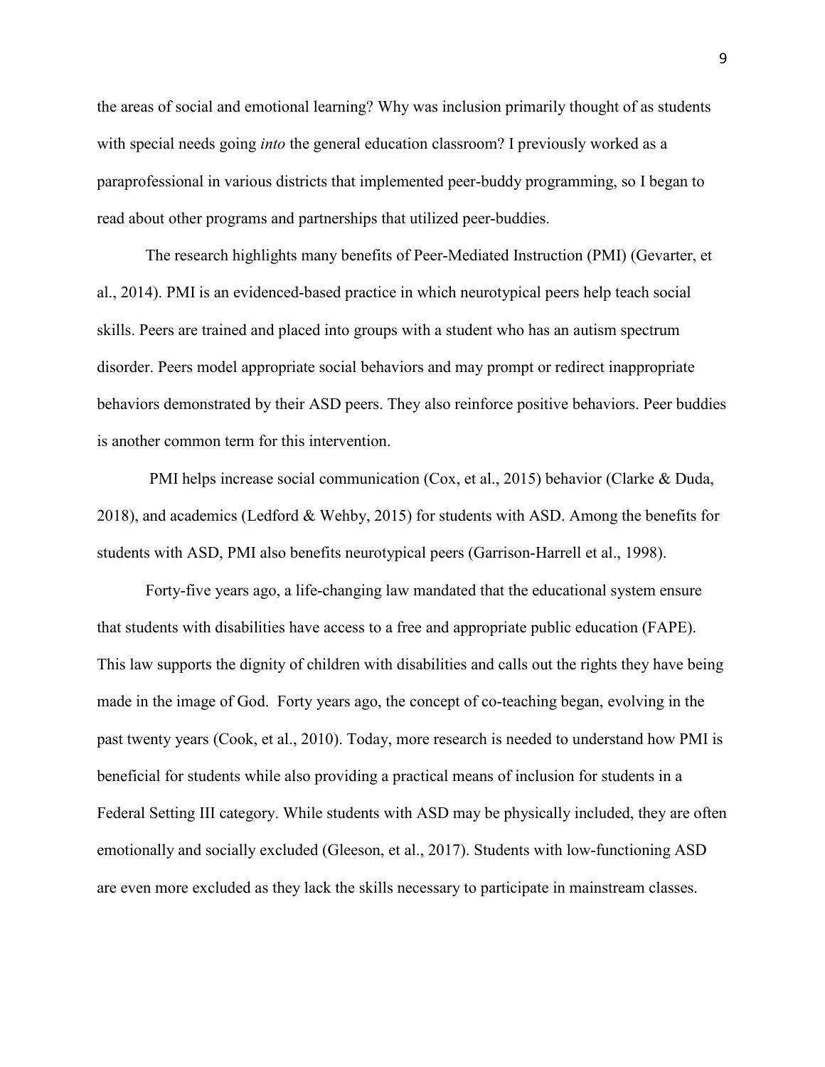the areas of social and emotional learning? Why was inclusion primarily thought of as students with special needs going *into* the general education classroom? I previously worked as a paraprofessional in various districts that implemented peer-buddy programming, so I began to read about other programs and partnerships that utilized peer-buddies.

The research highlights many benefits of Peer-Mediated Instruction (PMI) (Gevarter, et al., 2014). PMI is an evidenced-based practice in which neurotypical peers help teach social skills. Peers are trained and placed into groups with a student who has an autism spectrum disorder. Peers model appropriate social behaviors and may prompt or redirect inappropriate behaviors demonstrated by their ASD peers. They also reinforce positive behaviors. Peer buddies is another common term for this intervention.

PMI helps increase social communication (Cox, et al., 2015) behavior (Clarke & Duda, 2018), and academics (Ledford & Wehby, 2015) for students with ASD. Among the benefits for students with ASD, PMI also benefits neurotypical peers (Garrison-Harrell et al., 1998).

Forty-five years ago, a life-changing law mandated that the educational system ensure that students with disabilities have access to a free and appropriate public education (FAPE). This law supports the dignity of children with disabilities and calls out the rights they have being made in the image of God. Forty years ago, the concept of co-teaching began, evolving in the past twenty years (Cook, et al., 2010). Today, more research is needed to understand how PMI is beneficial for students while also providing a practical means of inclusion for students in a Federal Setting III category. While students with ASD may be physically included, they are often emotionally and socially excluded (Gleeson, et al., 2017). Students with low-functioning ASD are even more excluded as they lack the skills necessary to participate in mainstream classes.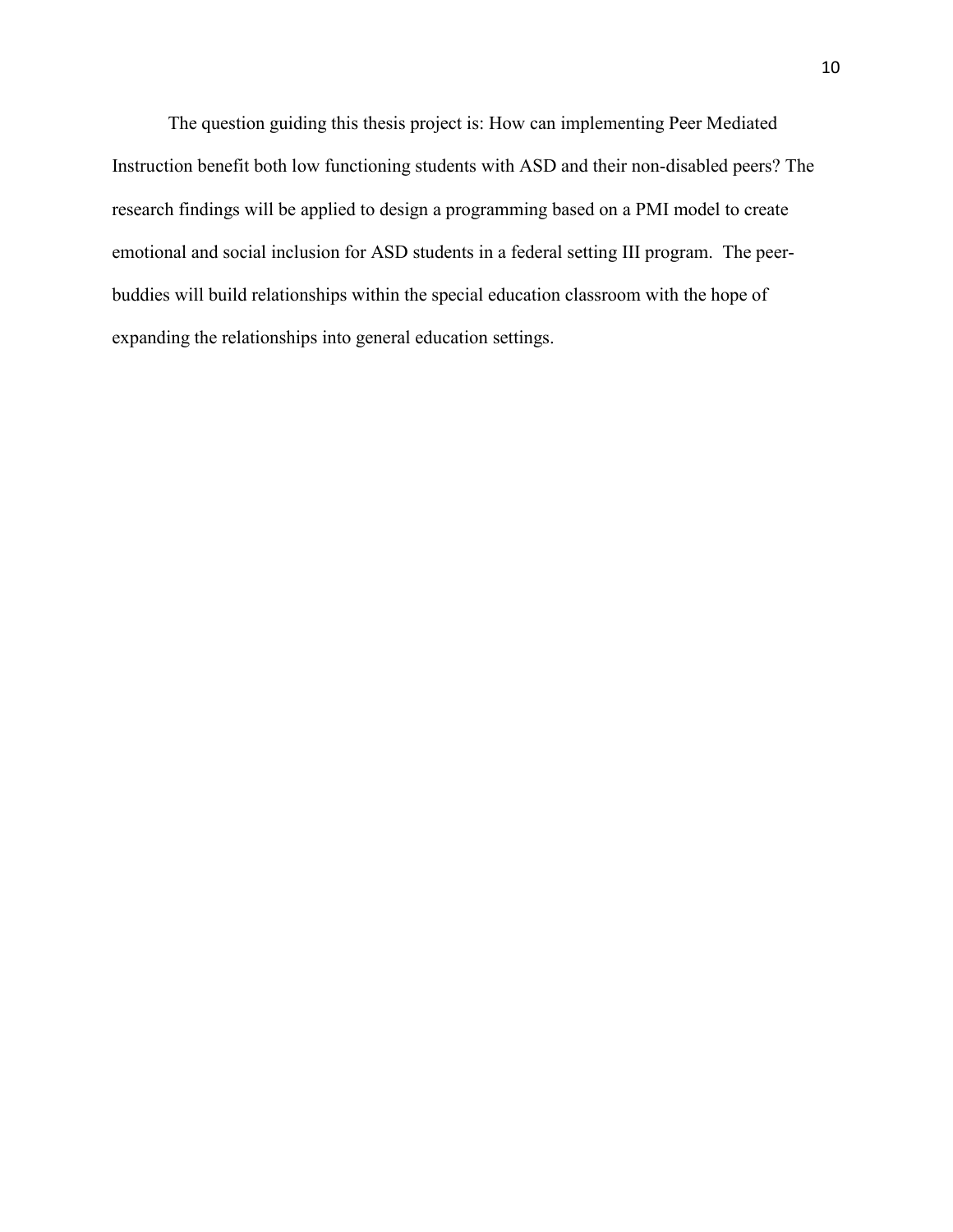The question guiding this thesis project is: How can implementing Peer Mediated Instruction benefit both low functioning students with ASD and their non-disabled peers? The research findings will be applied to design a programming based on a PMI model to create emotional and social inclusion for ASD students in a federal setting III program. The peer-buddies will build relationships within the special education classroom with the hope of expanding the relationships into general education settings.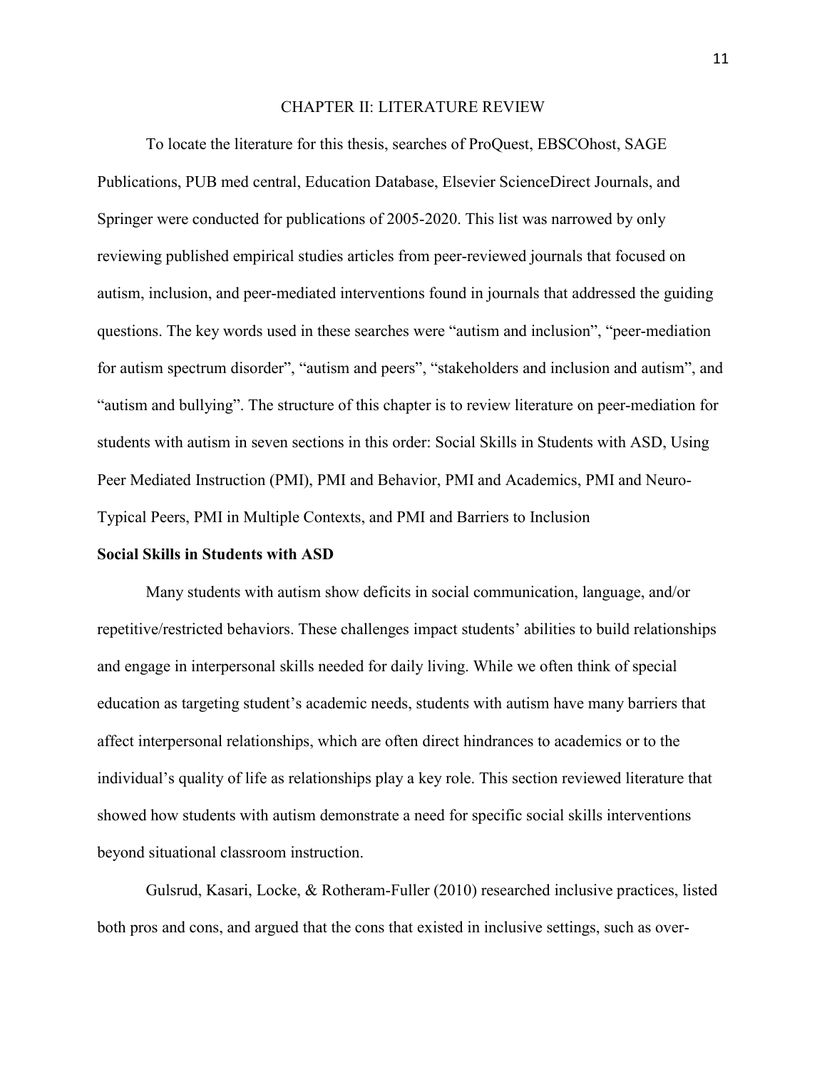# CHAPTER II: LITERATURE REVIEW

To locate the literature for this thesis, searches of ProQuest, EBSCOhost, SAGE Publications, PUB med central, Education Database, Elsevier ScienceDirect Journals, and Springer were conducted for publications of 2005-2020. This list was narrowed by only reviewing published empirical studies articles from peer-reviewed journals that focused on autism, inclusion, and peer-mediated interventions found in journals that addressed the guiding questions. The key words used in these searches were "autism and inclusion", "peer-mediation for autism spectrum disorder", "autism and peers", "stakeholders and inclusion and autism", and "autism and bullying". The structure of this chapter is to review literature on peer-mediation for students with autism in seven sections in this order: Social Skills in Students with ASD, Using Peer Mediated Instruction (PMI), PMI and Behavior, PMI and Academics, PMI and Neuro-Typical Peers, PMI in Multiple Contexts, and PMI and Barriers to Inclusion

**Social Skills in Students with ASD**

Many students with autism show deficits in social communication, language, and/or repetitive/restricted behaviors. These challenges impact students' abilities to build relationships and engage in interpersonal skills needed for daily living. While we often think of special education as targeting student's academic needs, students with autism have many barriers that affect interpersonal relationships, which are often direct hindrances to academics or to the individual's quality of life as relationships play a key role. This section reviewed literature that showed how students with autism demonstrate a need for specific social skills interventions beyond situational classroom instruction.

Gulsrud, Kasari, Locke, & Rotheram-Fuller (2010) researched inclusive practices, listed both pros and cons, and argued that the cons that existed in inclusive settings, such as over-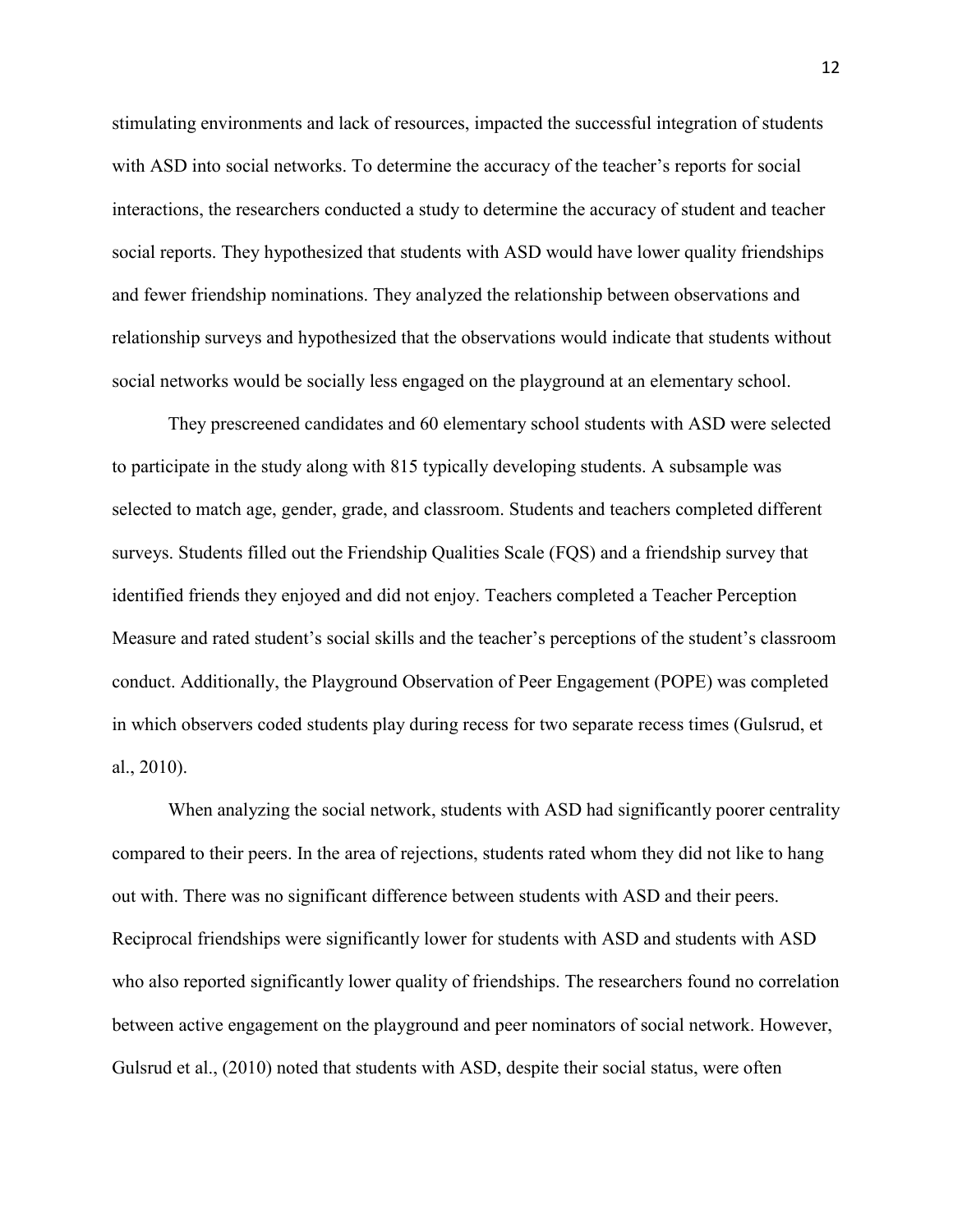stimulating environments and lack of resources, impacted the successful integration of students with ASD into social networks. To determine the accuracy of the teacher's reports for social interactions, the researchers conducted a study to determine the accuracy of student and teacher social reports. They hypothesized that students with ASD would have lower quality friendships and fewer friendship nominations. They analyzed the relationship between observations and relationship surveys and hypothesized that the observations would indicate that students without social networks would be socially less engaged on the playground at an elementary school.

They prescreened candidates and 60 elementary school students with ASD were selected to participate in the study along with 815 typically developing students. A subsample was selected to match age, gender, grade, and classroom. Students and teachers completed different surveys. Students filled out the Friendship Qualities Scale (FQS) and a friendship survey that identified friends they enjoyed and did not enjoy. Teachers completed a Teacher Perception Measure and rated student's social skills and the teacher's perceptions of the student's classroom conduct. Additionally, the Playground Observation of Peer Engagement (POPE) was completed in which observers coded students play during recess for two separate recess times (Gulsrud, et al., 2010).

When analyzing the social network, students with ASD had significantly poorer centrality compared to their peers. In the area of rejections, students rated whom they did not like to hang out with. There was no significant difference between students with ASD and their peers. Reciprocal friendships were significantly lower for students with ASD and students with ASD who also reported significantly lower quality of friendships. The researchers found no correlation between active engagement on the playground and peer nominators of social network. However, Gulsrud et al., (2010) noted that students with ASD, despite their social status, were often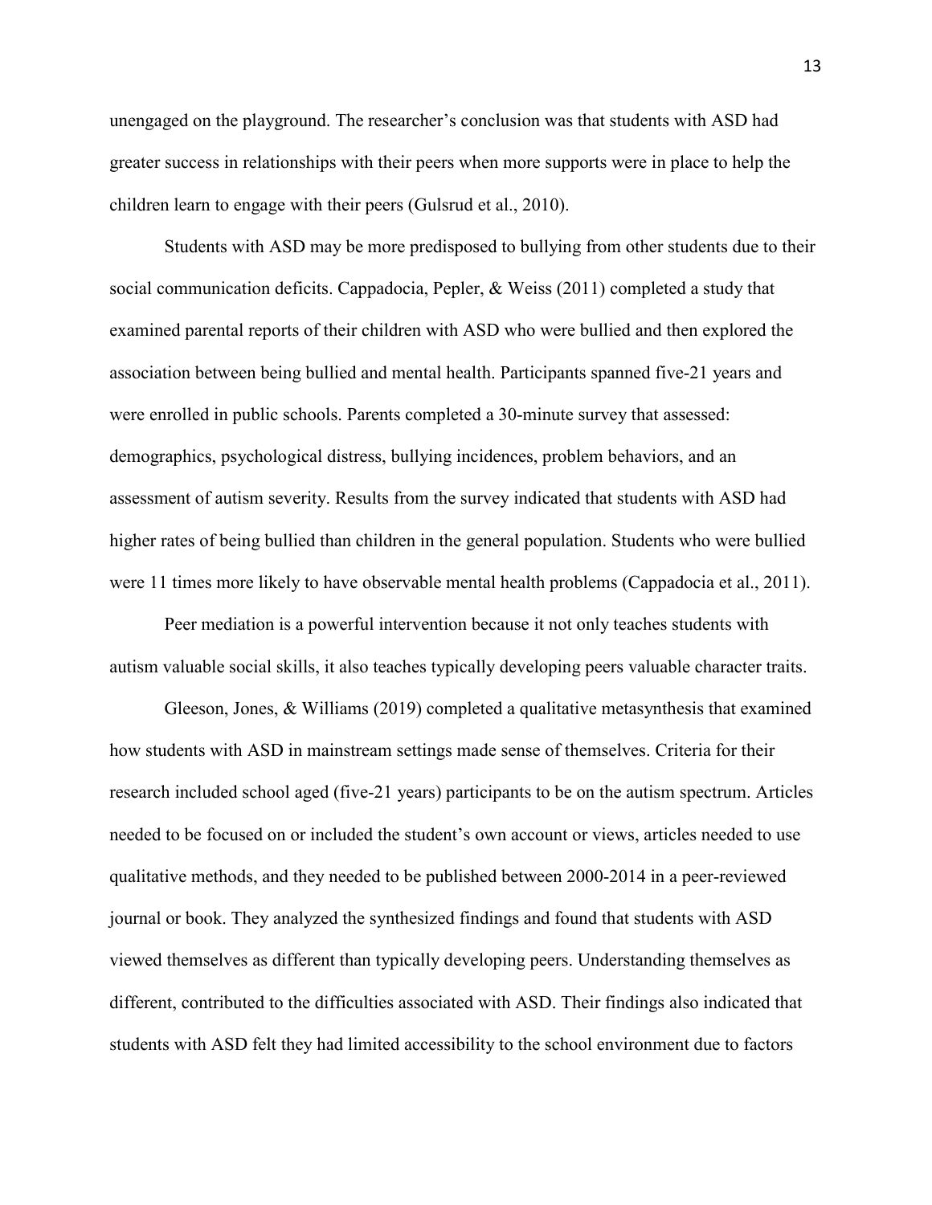unengaged on the playground. The researcher's conclusion was that students with ASD had greater success in relationships with their peers when more supports were in place to help the children learn to engage with their peers (Gulsrud et al., 2010).

Students with ASD may be more predisposed to bullying from other students due to their social communication deficits. Cappadocia, Pepler, & Weiss (2011) completed a study that examined parental reports of their children with ASD who were bullied and then explored the association between being bullied and mental health. Participants spanned five-21 years and were enrolled in public schools. Parents completed a 30-minute survey that assessed: demographics, psychological distress, bullying incidences, problem behaviors, and an assessment of autism severity. Results from the survey indicated that students with ASD had higher rates of being bullied than children in the general population. Students who were bullied were 11 times more likely to have observable mental health problems (Cappadocia et al., 2011).

Peer mediation is a powerful intervention because it not only teaches students with autism valuable social skills, it also teaches typically developing peers valuable character traits.

Gleeson, Jones, & Williams (2019) completed a qualitative metasynthesis that examined how students with ASD in mainstream settings made sense of themselves. Criteria for their research included school aged (five-21 years) participants to be on the autism spectrum. Articles needed to be focused on or included the student's own account or views, articles needed to use qualitative methods, and they needed to be published between 2000-2014 in a peer-reviewed journal or book. They analyzed the synthesized findings and found that students with ASD viewed themselves as different than typically developing peers. Understanding themselves as different, contributed to the difficulties associated with ASD. Their findings also indicated that students with ASD felt they had limited accessibility to the school environment due to factors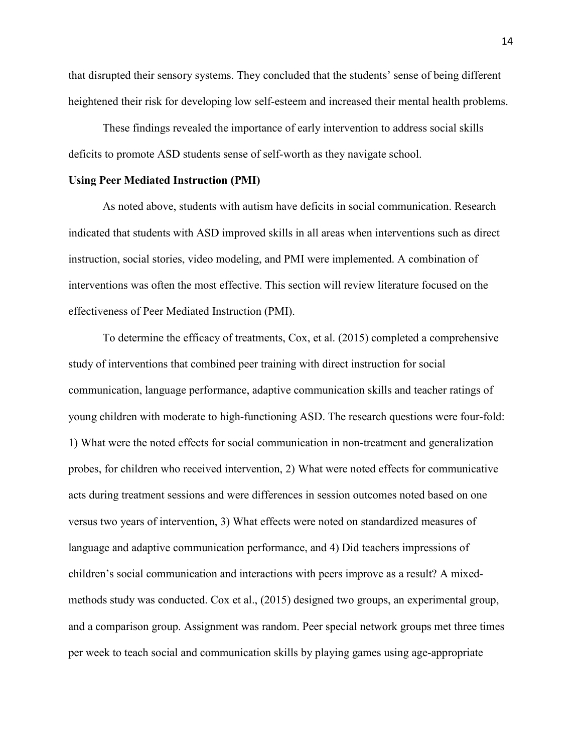that disrupted their sensory systems. They concluded that the students' sense of being different heightened their risk for developing low self-esteem and increased their mental health problems.

These findings revealed the importance of early intervention to address social skills deficits to promote ASD students sense of self-worth as they navigate school.

**Using Peer Mediated Instruction (PMI)**

As noted above, students with autism have deficits in social communication. Research indicated that students with ASD improved skills in all areas when interventions such as direct instruction, social stories, video modeling, and PMI were implemented. A combination of interventions was often the most effective. This section will review literature focused on the effectiveness of Peer Mediated Instruction (PMI).

To determine the efficacy of treatments, Cox, et al. (2015) completed a comprehensive study of interventions that combined peer training with direct instruction for social communication, language performance, adaptive communication skills and teacher ratings of young children with moderate to high-functioning ASD. The research questions were four-fold: 1) What were the noted effects for social communication in non-treatment and generalization probes, for children who received intervention, 2) What were noted effects for communicative acts during treatment sessions and were differences in session outcomes noted based on one versus two years of intervention, 3) What effects were noted on standardized measures of language and adaptive communication performance, and 4) Did teachers impressions of children's social communication and interactions with peers improve as a result? A mixed-methods study was conducted. Cox et al., (2015) designed two groups, an experimental group, and a comparison group. Assignment was random. Peer special network groups met three times per week to teach social and communication skills by playing games using age-appropriate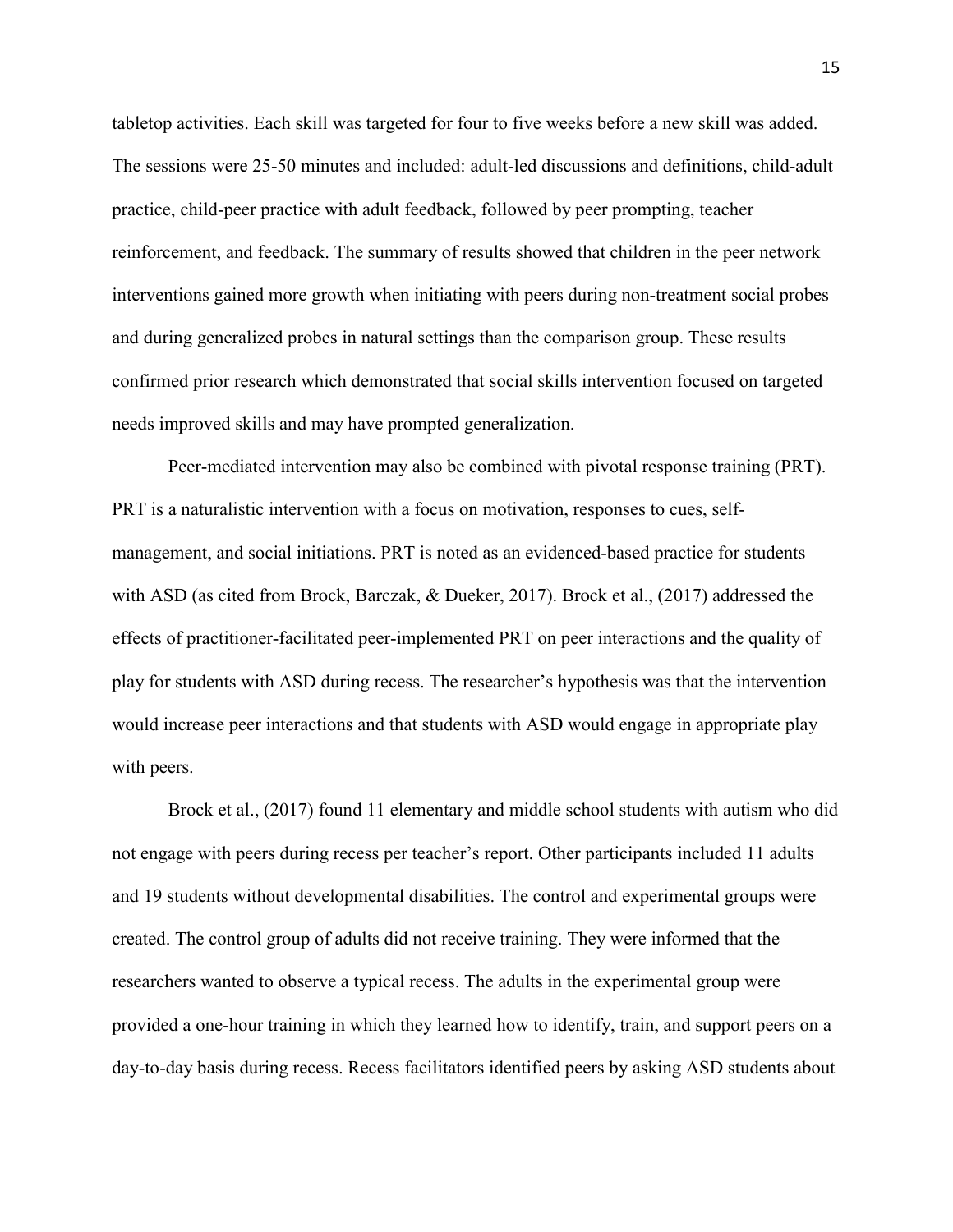tabletop activities. Each skill was targeted for four to five weeks before a new skill was added. The sessions were 25-50 minutes and included: adult-led discussions and definitions, child-adult practice, child-peer practice with adult feedback, followed by peer prompting, teacher reinforcement, and feedback. The summary of results showed that children in the peer network interventions gained more growth when initiating with peers during non-treatment social probes and during generalized probes in natural settings than the comparison group. These results confirmed prior research which demonstrated that social skills intervention focused on targeted needs improved skills and may have prompted generalization.

Peer-mediated intervention may also be combined with pivotal response training (PRT). PRT is a naturalistic intervention with a focus on motivation, responses to cues, self-management, and social initiations. PRT is noted as an evidenced-based practice for students with ASD (as cited from Brock, Barczak, & Dueker, 2017). Brock et al., (2017) addressed the effects of practitioner-facilitated peer-implemented PRT on peer interactions and the quality of play for students with ASD during recess. The researcher's hypothesis was that the intervention would increase peer interactions and that students with ASD would engage in appropriate play with peers.

Brock et al., (2017) found 11 elementary and middle school students with autism who did not engage with peers during recess per teacher's report. Other participants included 11 adults and 19 students without developmental disabilities. The control and experimental groups were created. The control group of adults did not receive training. They were informed that the researchers wanted to observe a typical recess. The adults in the experimental group were provided a one-hour training in which they learned how to identify, train, and support peers on a day-to-day basis during recess. Recess facilitators identified peers by asking ASD students about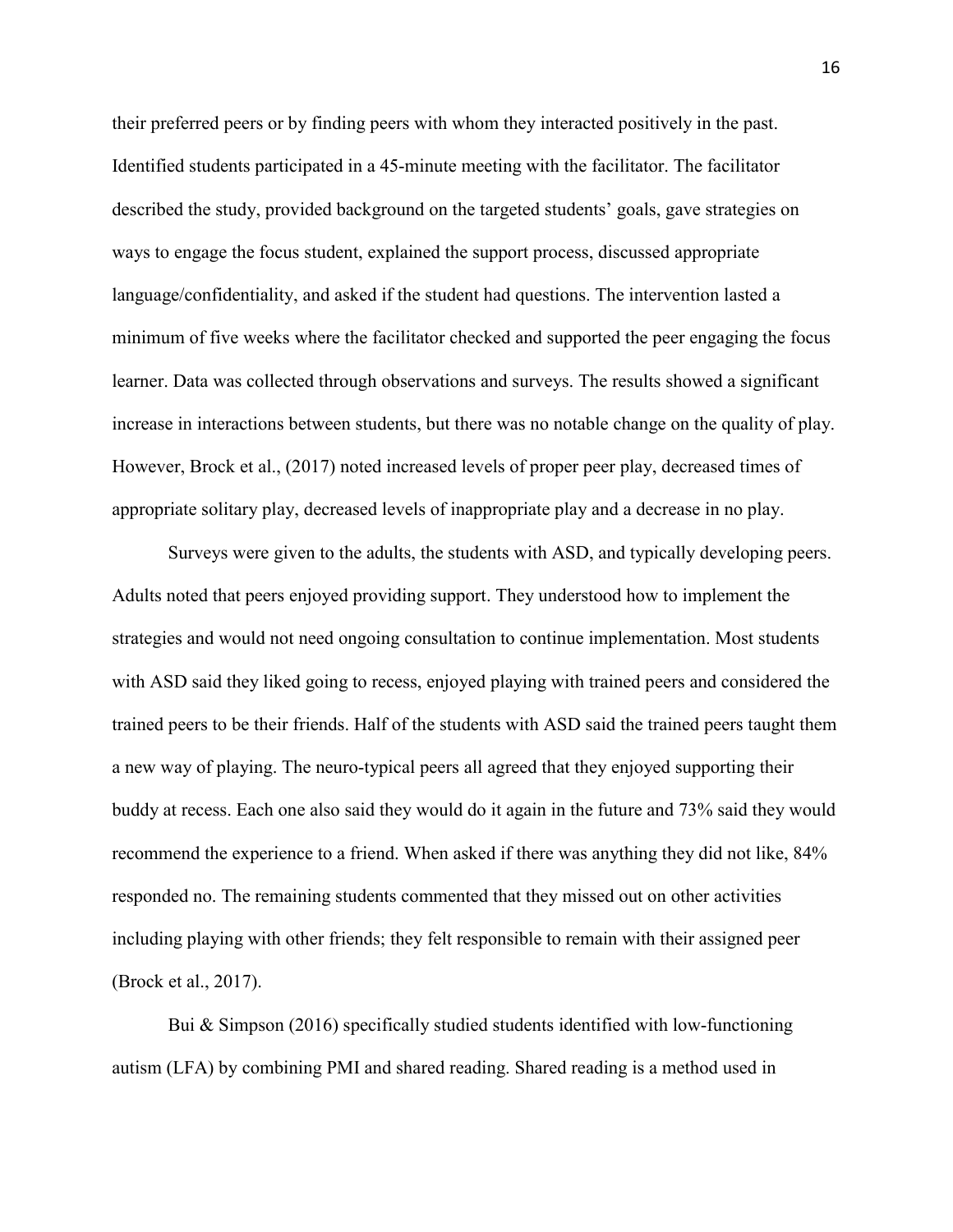their preferred peers or by finding peers with whom they interacted positively in the past. Identified students participated in a 45-minute meeting with the facilitator. The facilitator described the study, provided background on the targeted students' goals, gave strategies on ways to engage the focus student, explained the support process, discussed appropriate language/confidentiality, and asked if the student had questions. The intervention lasted a minimum of five weeks where the facilitator checked and supported the peer engaging the focus learner. Data was collected through observations and surveys. The results showed a significant increase in interactions between students, but there was no notable change on the quality of play. However, Brock et al., (2017) noted increased levels of proper peer play, decreased times of appropriate solitary play, decreased levels of inappropriate play and a decrease in no play.

Surveys were given to the adults, the students with ASD, and typically developing peers. Adults noted that peers enjoyed providing support. They understood how to implement the strategies and would not need ongoing consultation to continue implementation. Most students with ASD said they liked going to recess, enjoyed playing with trained peers and considered the trained peers to be their friends. Half of the students with ASD said the trained peers taught them a new way of playing. The neuro-typical peers all agreed that they enjoyed supporting their buddy at recess. Each one also said they would do it again in the future and 73% said they would recommend the experience to a friend. When asked if there was anything they did not like, 84% responded no. The remaining students commented that they missed out on other activities including playing with other friends; they felt responsible to remain with their assigned peer (Brock et al., 2017).

Bui & Simpson (2016) specifically studied students identified with low-functioning autism (LFA) by combining PMI and shared reading. Shared reading is a method used in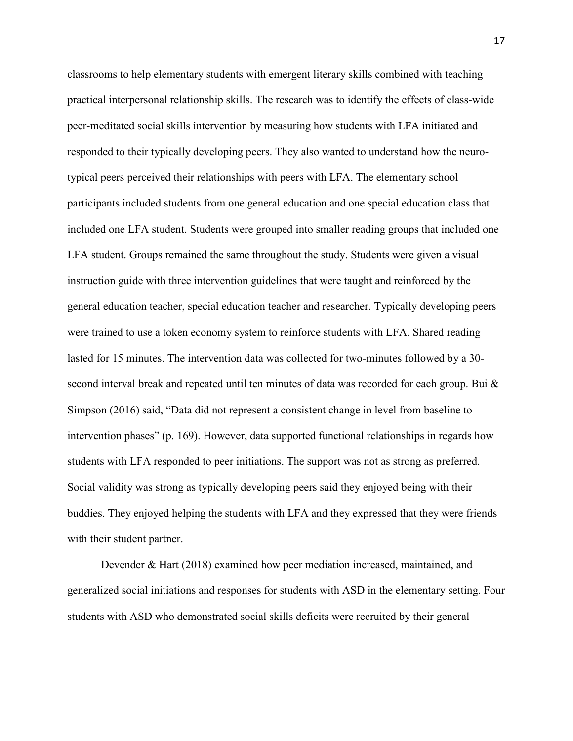classrooms to help elementary students with emergent literary skills combined with teaching practical interpersonal relationship skills. The research was to identify the effects of class-wide peer-meditated social skills intervention by measuring how students with LFA initiated and responded to their typically developing peers. They also wanted to understand how the neuro-typical peers perceived their relationships with peers with LFA. The elementary school participants included students from one general education and one special education class that included one LFA student. Students were grouped into smaller reading groups that included one LFA student. Groups remained the same throughout the study. Students were given a visual instruction guide with three intervention guidelines that were taught and reinforced by the general education teacher, special education teacher and researcher. Typically developing peers were trained to use a token economy system to reinforce students with LFA. Shared reading lasted for 15 minutes. The intervention data was collected for two-minutes followed by a 30-second interval break and repeated until ten minutes of data was recorded for each group. Bui & Simpson (2016) said, "Data did not represent a consistent change in level from baseline to intervention phases" (p. 169). However, data supported functional relationships in regards how students with LFA responded to peer initiations. The support was not as strong as preferred. Social validity was strong as typically developing peers said they enjoyed being with their buddies. They enjoyed helping the students with LFA and they expressed that they were friends with their student partner.

Devender & Hart (2018) examined how peer mediation increased, maintained, and generalized social initiations and responses for students with ASD in the elementary setting. Four students with ASD who demonstrated social skills deficits were recruited by their general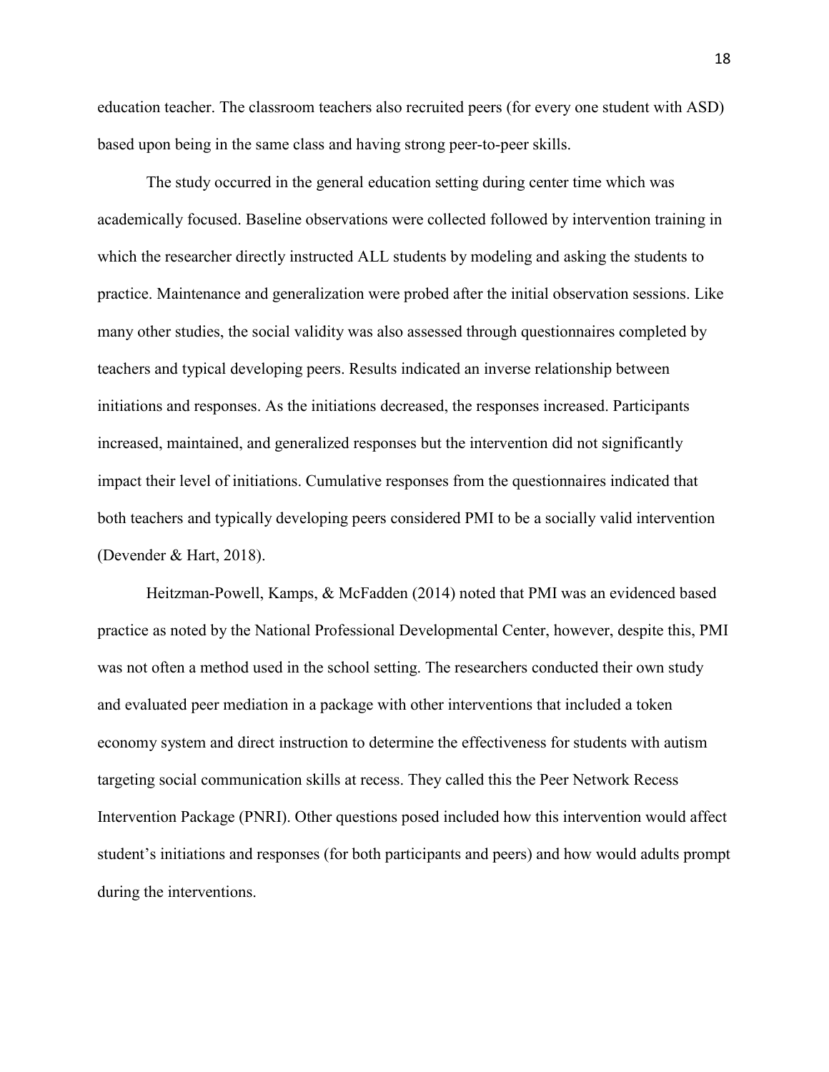education teacher. The classroom teachers also recruited peers (for every one student with ASD) based upon being in the same class and having strong peer-to-peer skills.

The study occurred in the general education setting during center time which was academically focused. Baseline observations were collected followed by intervention training in which the researcher directly instructed ALL students by modeling and asking the students to practice. Maintenance and generalization were probed after the initial observation sessions. Like many other studies, the social validity was also assessed through questionnaires completed by teachers and typical developing peers. Results indicated an inverse relationship between initiations and responses. As the initiations decreased, the responses increased. Participants increased, maintained, and generalized responses but the intervention did not significantly impact their level of initiations. Cumulative responses from the questionnaires indicated that both teachers and typically developing peers considered PMI to be a socially valid intervention (Devender & Hart, 2018).

Heitzman-Powell, Kamps, & McFadden (2014) noted that PMI was an evidenced based practice as noted by the National Professional Developmental Center, however, despite this, PMI was not often a method used in the school setting. The researchers conducted their own study and evaluated peer mediation in a package with other interventions that included a token economy system and direct instruction to determine the effectiveness for students with autism targeting social communication skills at recess. They called this the Peer Network Recess Intervention Package (PNRI). Other questions posed included how this intervention would affect student's initiations and responses (for both participants and peers) and how would adults prompt during the interventions.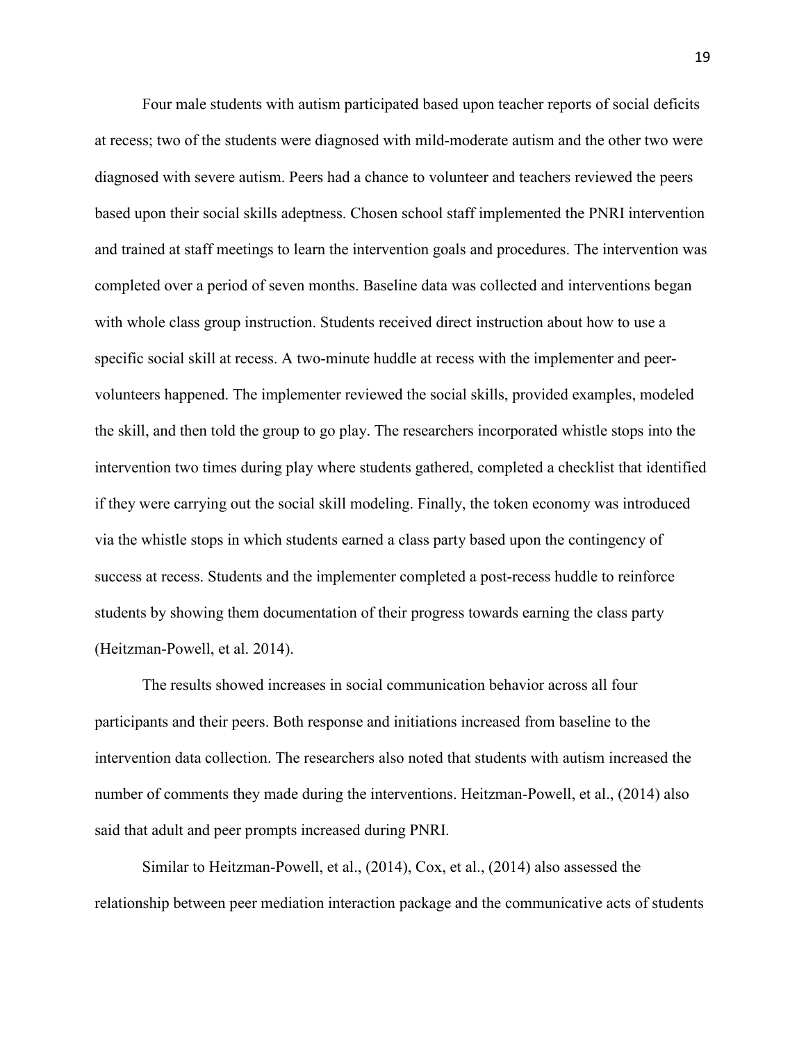Four male students with autism participated based upon teacher reports of social deficits at recess; two of the students were diagnosed with mild-moderate autism and the other two were diagnosed with severe autism. Peers had a chance to volunteer and teachers reviewed the peers based upon their social skills adeptness. Chosen school staff implemented the PNRI intervention and trained at staff meetings to learn the intervention goals and procedures. The intervention was completed over a period of seven months. Baseline data was collected and interventions began with whole class group instruction. Students received direct instruction about how to use a specific social skill at recess. A two-minute huddle at recess with the implementer and peer-volunteers happened. The implementer reviewed the social skills, provided examples, modeled the skill, and then told the group to go play. The researchers incorporated whistle stops into the intervention two times during play where students gathered, completed a checklist that identified if they were carrying out the social skill modeling. Finally, the token economy was introduced via the whistle stops in which students earned a class party based upon the contingency of success at recess. Students and the implementer completed a post-recess huddle to reinforce students by showing them documentation of their progress towards earning the class party (Heitzman-Powell, et al. 2014).

The results showed increases in social communication behavior across all four participants and their peers. Both response and initiations increased from baseline to the intervention data collection. The researchers also noted that students with autism increased the number of comments they made during the interventions. Heitzman-Powell, et al., (2014) also said that adult and peer prompts increased during PNRI.

Similar to Heitzman-Powell, et al., (2014), Cox, et al., (2014) also assessed the relationship between peer mediation interaction package and the communicative acts of students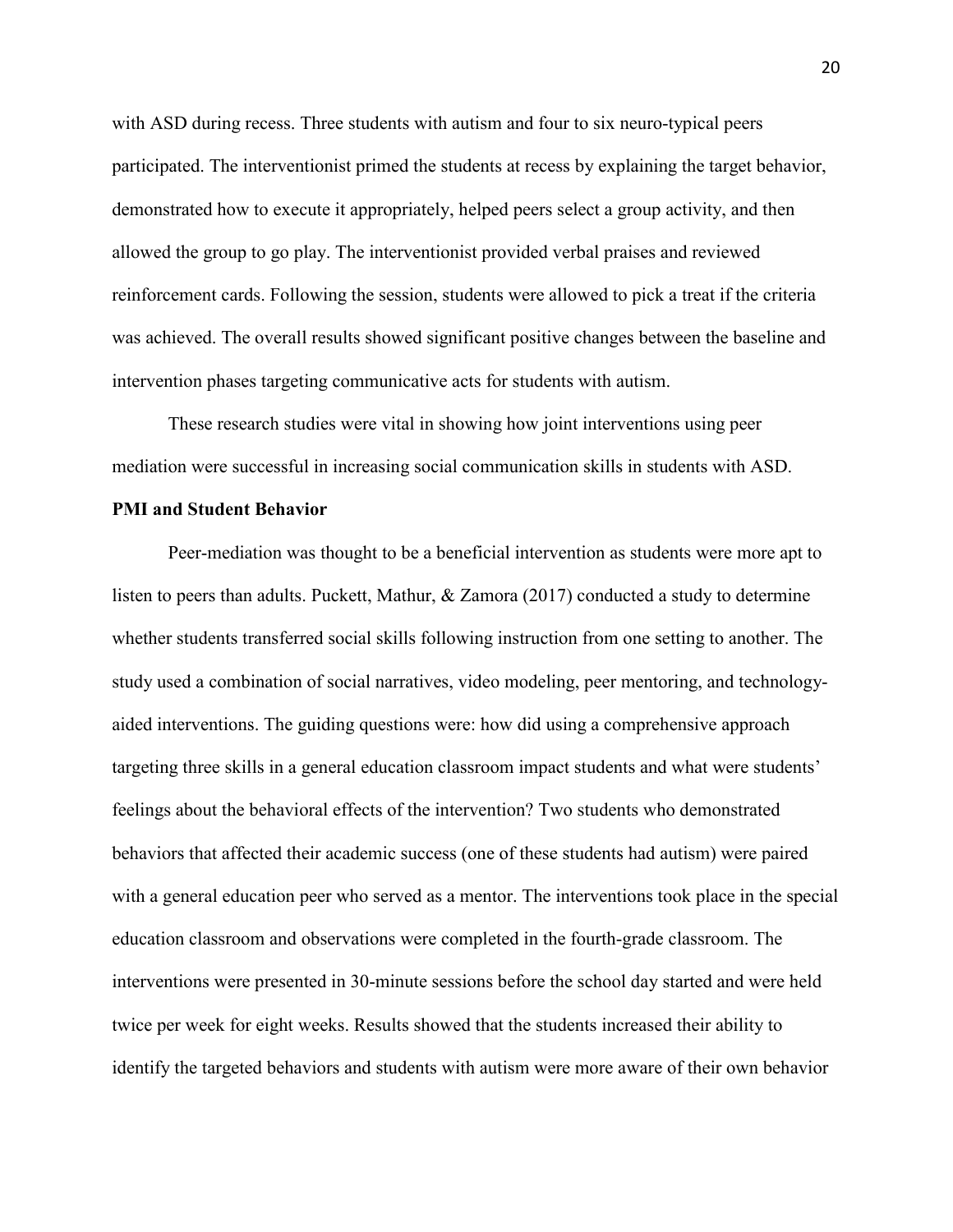with ASD during recess. Three students with autism and four to six neuro-typical peers participated. The interventionist primed the students at recess by explaining the target behavior, demonstrated how to execute it appropriately, helped peers select a group activity, and then allowed the group to go play. The interventionist provided verbal praises and reviewed reinforcement cards. Following the session, students were allowed to pick a treat if the criteria was achieved. The overall results showed significant positive changes between the baseline and intervention phases targeting communicative acts for students with autism.

These research studies were vital in showing how joint interventions using peer mediation were successful in increasing social communication skills in students with ASD.

**PMI and Student Behavior**

Peer-mediation was thought to be a beneficial intervention as students were more apt to listen to peers than adults. Puckett, Mathur, & Zamora (2017) conducted a study to determine whether students transferred social skills following instruction from one setting to another. The study used a combination of social narratives, video modeling, peer mentoring, and technology-aided interventions. The guiding questions were: how did using a comprehensive approach targeting three skills in a general education classroom impact students and what were students' feelings about the behavioral effects of the intervention? Two students who demonstrated behaviors that affected their academic success (one of these students had autism) were paired with a general education peer who served as a mentor. The interventions took place in the special education classroom and observations were completed in the fourth-grade classroom. The interventions were presented in 30-minute sessions before the school day started and were held twice per week for eight weeks. Results showed that the students increased their ability to identify the targeted behaviors and students with autism were more aware of their own behavior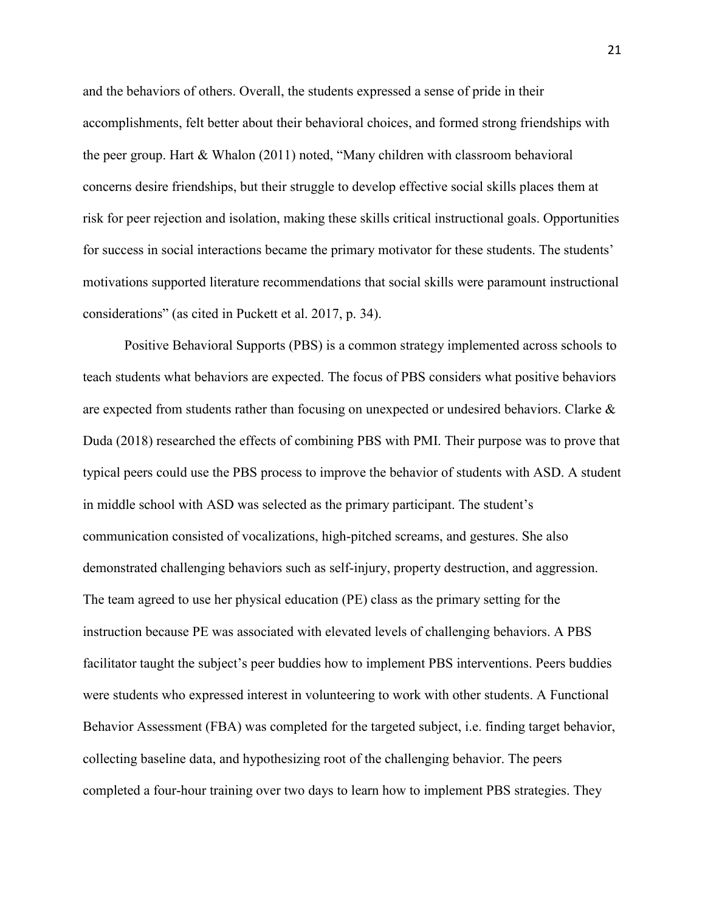and the behaviors of others. Overall, the students expressed a sense of pride in their accomplishments, felt better about their behavioral choices, and formed strong friendships with the peer group. Hart & Whalon (2011) noted, "Many children with classroom behavioral concerns desire friendships, but their struggle to develop effective social skills places them at risk for peer rejection and isolation, making these skills critical instructional goals. Opportunities for success in social interactions became the primary motivator for these students. The students' motivations supported literature recommendations that social skills were paramount instructional considerations" (as cited in Puckett et al. 2017, p. 34).

Positive Behavioral Supports (PBS) is a common strategy implemented across schools to teach students what behaviors are expected. The focus of PBS considers what positive behaviors are expected from students rather than focusing on unexpected or undesired behaviors. Clarke & Duda (2018) researched the effects of combining PBS with PMI. Their purpose was to prove that typical peers could use the PBS process to improve the behavior of students with ASD. A student in middle school with ASD was selected as the primary participant. The student's communication consisted of vocalizations, high-pitched screams, and gestures. She also demonstrated challenging behaviors such as self-injury, property destruction, and aggression. The team agreed to use her physical education (PE) class as the primary setting for the instruction because PE was associated with elevated levels of challenging behaviors. A PBS facilitator taught the subject's peer buddies how to implement PBS interventions. Peers buddies were students who expressed interest in volunteering to work with other students. A Functional Behavior Assessment (FBA) was completed for the targeted subject, i.e. finding target behavior, collecting baseline data, and hypothesizing root of the challenging behavior. The peers completed a four-hour training over two days to learn how to implement PBS strategies. They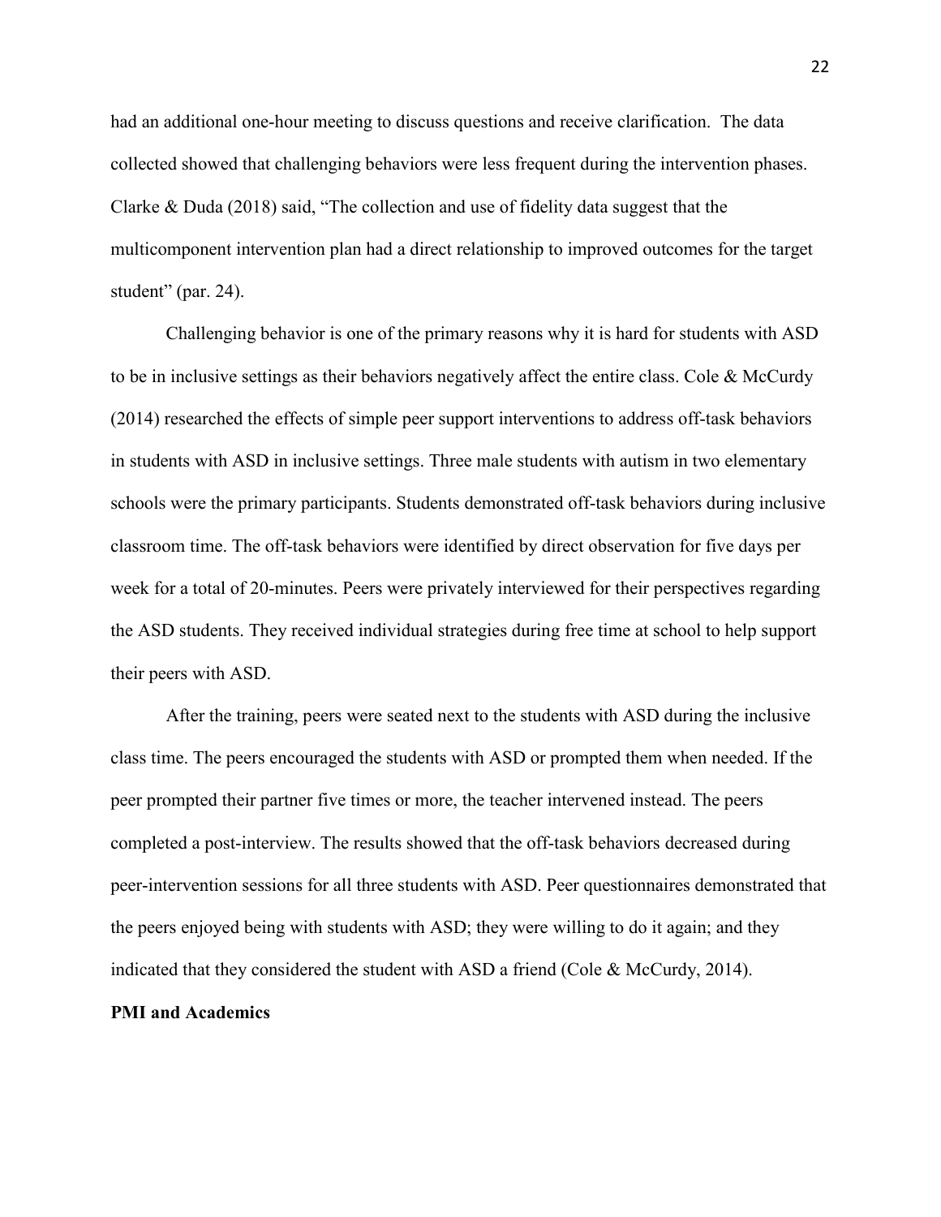had an additional one-hour meeting to discuss questions and receive clarification. The data collected showed that challenging behaviors were less frequent during the intervention phases. Clarke & Duda (2018) said, "The collection and use of fidelity data suggest that the multicomponent intervention plan had a direct relationship to improved outcomes for the target student" (par. 24).

Challenging behavior is one of the primary reasons why it is hard for students with ASD to be in inclusive settings as their behaviors negatively affect the entire class. Cole & McCurdy (2014) researched the effects of simple peer support interventions to address off-task behaviors in students with ASD in inclusive settings. Three male students with autism in two elementary schools were the primary participants. Students demonstrated off-task behaviors during inclusive classroom time. The off-task behaviors were identified by direct observation for five days per week for a total of 20-minutes. Peers were privately interviewed for their perspectives regarding the ASD students. They received individual strategies during free time at school to help support their peers with ASD.

After the training, peers were seated next to the students with ASD during the inclusive class time. The peers encouraged the students with ASD or prompted them when needed. If the peer prompted their partner five times or more, the teacher intervened instead. The peers completed a post-interview. The results showed that the off-task behaviors decreased during peer-intervention sessions for all three students with ASD. Peer questionnaires demonstrated that the peers enjoyed being with students with ASD; they were willing to do it again; and they indicated that they considered the student with ASD a friend (Cole & McCurdy, 2014).

**PMI and Academics**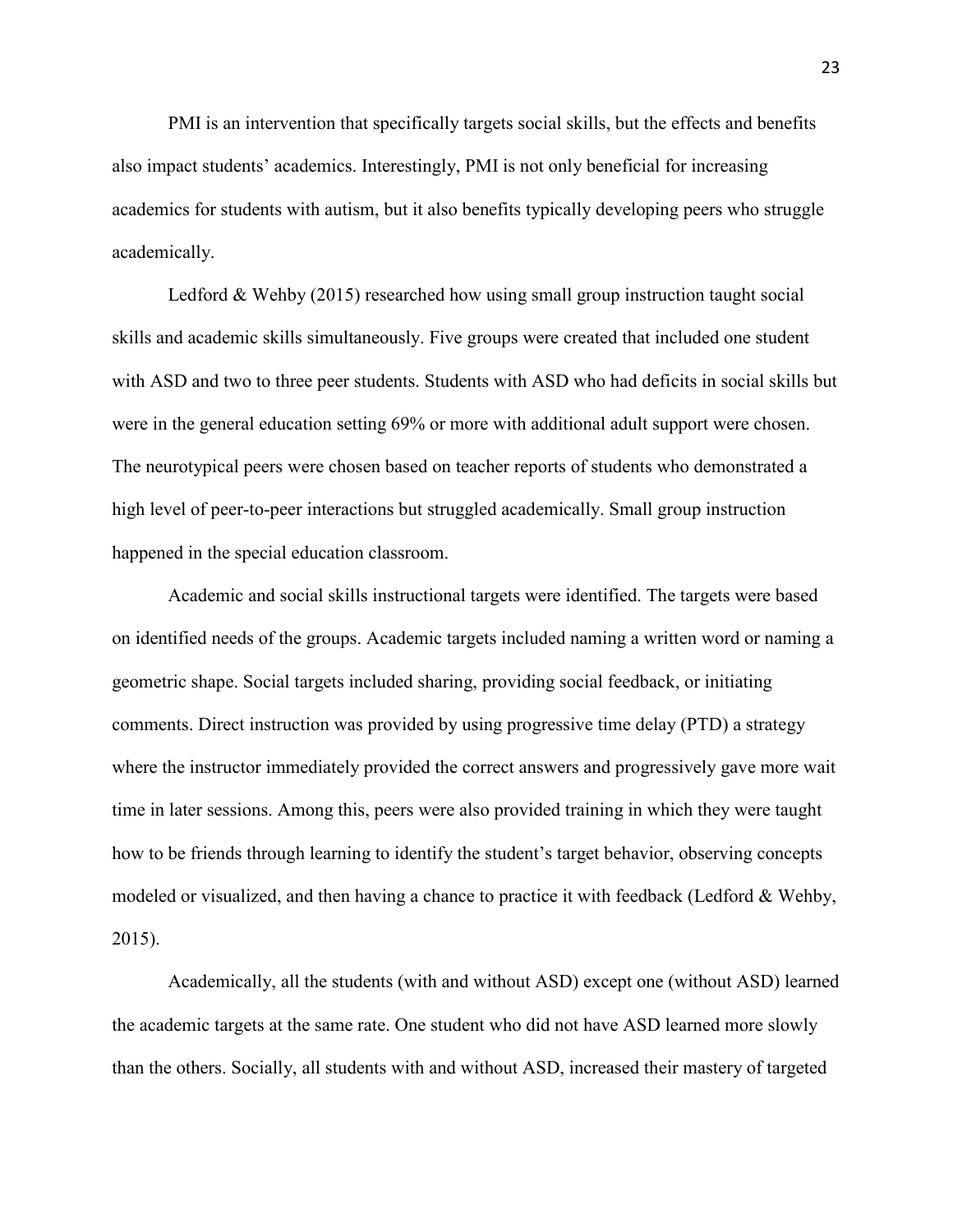PMI is an intervention that specifically targets social skills, but the effects and benefits also impact students' academics. Interestingly, PMI is not only beneficial for increasing academics for students with autism, but it also benefits typically developing peers who struggle academically.

Ledford & Wehby (2015) researched how using small group instruction taught social skills and academic skills simultaneously. Five groups were created that included one student with ASD and two to three peer students. Students with ASD who had deficits in social skills but were in the general education setting 69% or more with additional adult support were chosen. The neurotypical peers were chosen based on teacher reports of students who demonstrated a high level of peer-to-peer interactions but struggled academically. Small group instruction happened in the special education classroom.

Academic and social skills instructional targets were identified. The targets were based on identified needs of the groups. Academic targets included naming a written word or naming a geometric shape. Social targets included sharing, providing social feedback, or initiating comments. Direct instruction was provided by using progressive time delay (PTD) a strategy where the instructor immediately provided the correct answers and progressively gave more wait time in later sessions. Among this, peers were also provided training in which they were taught how to be friends through learning to identify the student's target behavior, observing concepts modeled or visualized, and then having a chance to practice it with feedback (Ledford & Wehby, 2015).

Academically, all the students (with and without ASD) except one (without ASD) learned the academic targets at the same rate. One student who did not have ASD learned more slowly than the others. Socially, all students with and without ASD, increased their mastery of targeted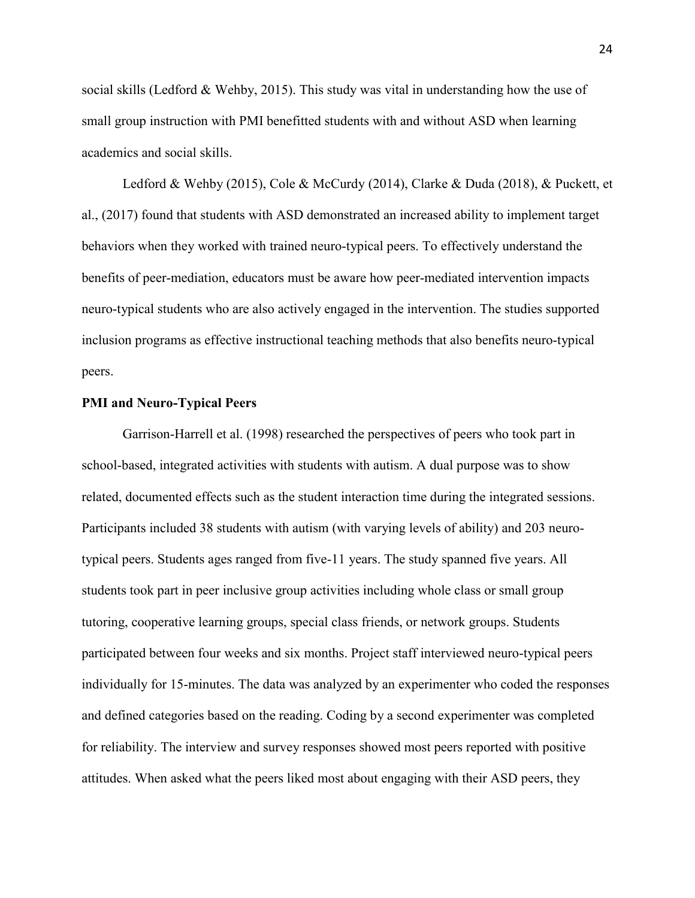social skills (Ledford & Wehby, 2015). This study was vital in understanding how the use of small group instruction with PMI benefitted students with and without ASD when learning academics and social skills.

Ledford & Wehby (2015), Cole & McCurdy (2014), Clarke & Duda (2018), & Puckett, et al., (2017) found that students with ASD demonstrated an increased ability to implement target behaviors when they worked with trained neuro-typical peers. To effectively understand the benefits of peer-mediation, educators must be aware how peer-mediated intervention impacts neuro-typical students who are also actively engaged in the intervention. The studies supported inclusion programs as effective instructional teaching methods that also benefits neuro-typical peers.

**PMI and Neuro-Typical Peers**

Garrison-Harrell et al. (1998) researched the perspectives of peers who took part in school-based, integrated activities with students with autism. A dual purpose was to show related, documented effects such as the student interaction time during the integrated sessions. Participants included 38 students with autism (with varying levels of ability) and 203 neuro-typical peers. Students ages ranged from five-11 years. The study spanned five years. All students took part in peer inclusive group activities including whole class or small group tutoring, cooperative learning groups, special class friends, or network groups. Students participated between four weeks and six months. Project staff interviewed neuro-typical peers individually for 15-minutes. The data was analyzed by an experimenter who coded the responses and defined categories based on the reading. Coding by a second experimenter was completed for reliability. The interview and survey responses showed most peers reported with positive attitudes. When asked what the peers liked most about engaging with their ASD peers, they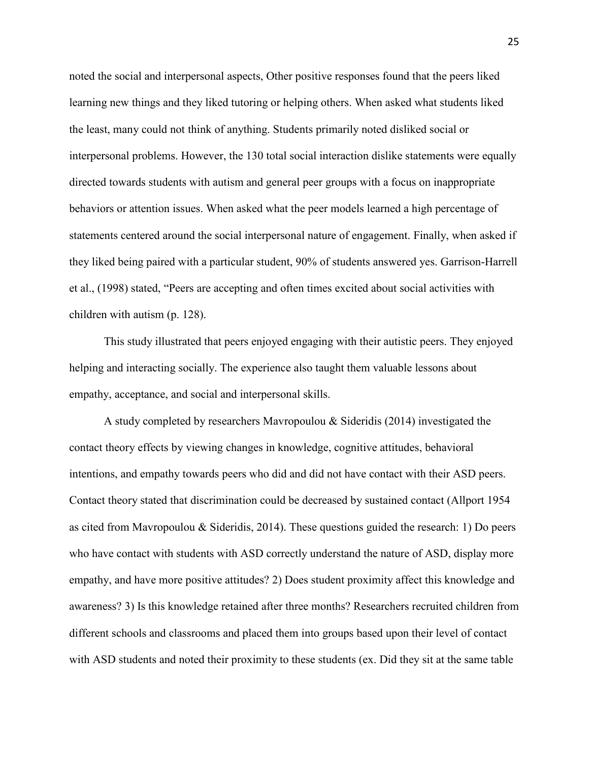noted the social and interpersonal aspects, Other positive responses found that the peers liked learning new things and they liked tutoring or helping others. When asked what students liked the least, many could not think of anything. Students primarily noted disliked social or interpersonal problems. However, the 130 total social interaction dislike statements were equally directed towards students with autism and general peer groups with a focus on inappropriate behaviors or attention issues. When asked what the peer models learned a high percentage of statements centered around the social interpersonal nature of engagement. Finally, when asked if they liked being paired with a particular student, 90% of students answered yes. Garrison-Harrell et al., (1998) stated, "Peers are accepting and often times excited about social activities with children with autism (p. 128).

This study illustrated that peers enjoyed engaging with their autistic peers. They enjoyed helping and interacting socially. The experience also taught them valuable lessons about empathy, acceptance, and social and interpersonal skills.

A study completed by researchers Mavropoulou & Sideridis (2014) investigated the contact theory effects by viewing changes in knowledge, cognitive attitudes, behavioral intentions, and empathy towards peers who did and did not have contact with their ASD peers. Contact theory stated that discrimination could be decreased by sustained contact (Allport 1954 as cited from Mavropoulou & Sideridis, 2014). These questions guided the research: 1) Do peers who have contact with students with ASD correctly understand the nature of ASD, display more empathy, and have more positive attitudes? 2) Does student proximity affect this knowledge and awareness? 3) Is this knowledge retained after three months? Researchers recruited children from different schools and classrooms and placed them into groups based upon their level of contact with ASD students and noted their proximity to these students (ex. Did they sit at the same table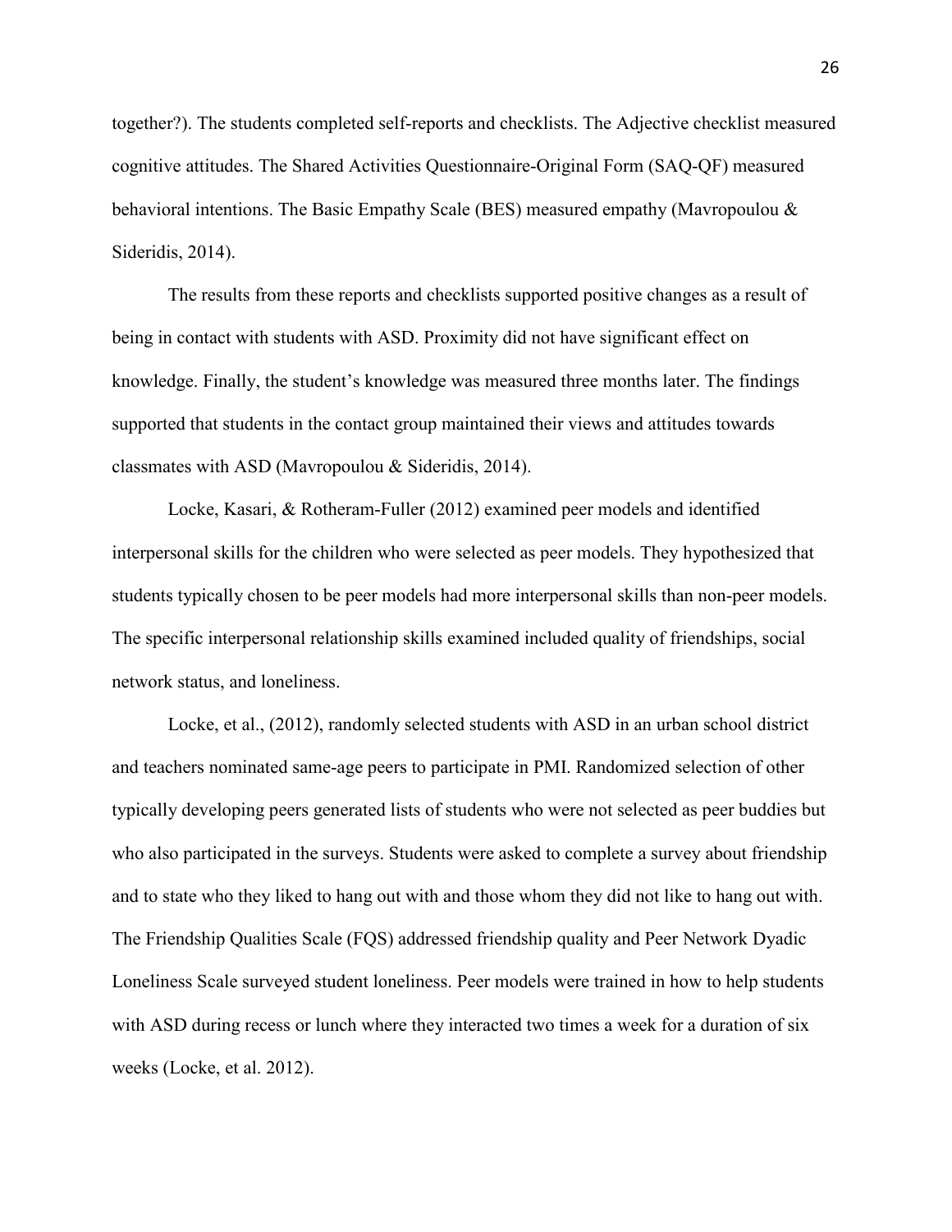together?). The students completed self-reports and checklists. The Adjective checklist measured cognitive attitudes. The Shared Activities Questionnaire-Original Form (SAQ-QF) measured behavioral intentions. The Basic Empathy Scale (BES) measured empathy (Mavropoulou & Sideridis, 2014).

The results from these reports and checklists supported positive changes as a result of being in contact with students with ASD. Proximity did not have significant effect on knowledge. Finally, the student's knowledge was measured three months later. The findings supported that students in the contact group maintained their views and attitudes towards classmates with ASD (Mavropoulou & Sideridis, 2014).

Locke, Kasari, & Rotheram-Fuller (2012) examined peer models and identified interpersonal skills for the children who were selected as peer models. They hypothesized that students typically chosen to be peer models had more interpersonal skills than non-peer models. The specific interpersonal relationship skills examined included quality of friendships, social network status, and loneliness.

Locke, et al., (2012), randomly selected students with ASD in an urban school district and teachers nominated same-age peers to participate in PMI. Randomized selection of other typically developing peers generated lists of students who were not selected as peer buddies but who also participated in the surveys. Students were asked to complete a survey about friendship and to state who they liked to hang out with and those whom they did not like to hang out with. The Friendship Qualities Scale (FQS) addressed friendship quality and Peer Network Dyadic Loneliness Scale surveyed student loneliness. Peer models were trained in how to help students with ASD during recess or lunch where they interacted two times a week for a duration of six weeks (Locke, et al. 2012).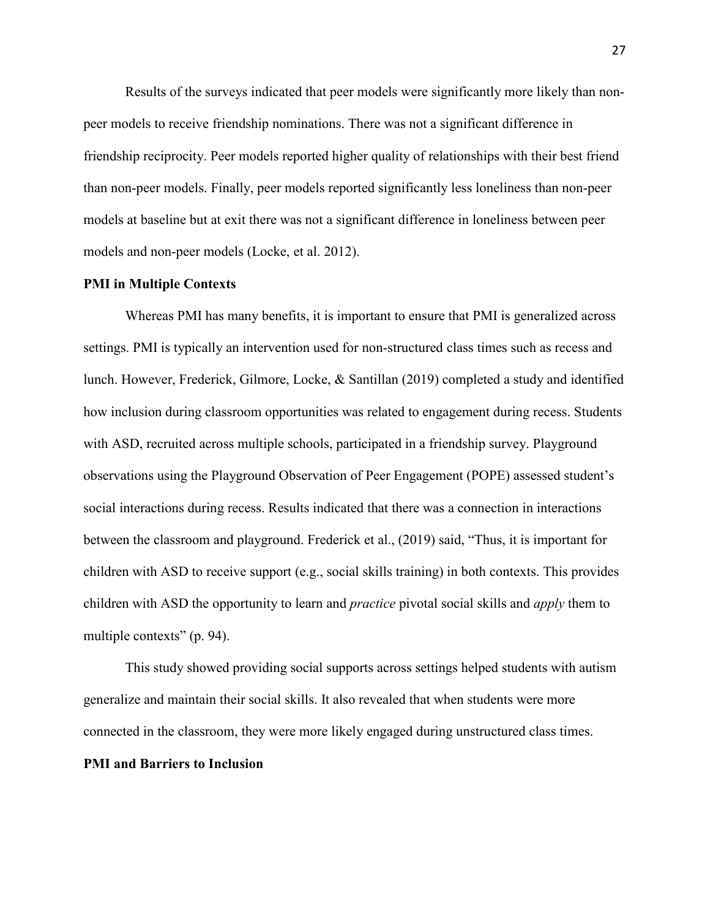Results of the surveys indicated that peer models were significantly more likely than non-peer models to receive friendship nominations. There was not a significant difference in friendship reciprocity. Peer models reported higher quality of relationships with their best friend than non-peer models. Finally, peer models reported significantly less loneliness than non-peer models at baseline but at exit there was not a significant difference in loneliness between peer models and non-peer models (Locke, et al. 2012).

**PMI in Multiple Contexts**

Whereas PMI has many benefits, it is important to ensure that PMI is generalized across settings. PMI is typically an intervention used for non-structured class times such as recess and lunch. However, Frederick, Gilmore, Locke, & Santillan (2019) completed a study and identified how inclusion during classroom opportunities was related to engagement during recess. Students with ASD, recruited across multiple schools, participated in a friendship survey. Playground observations using the Playground Observation of Peer Engagement (POPE) assessed student's social interactions during recess. Results indicated that there was a connection in interactions between the classroom and playground. Frederick et al., (2019) said, "Thus, it is important for children with ASD to receive support (e.g., social skills training) in both contexts. This provides children with ASD the opportunity to learn and *practice* pivotal social skills and *apply* them to multiple contexts" (p. 94).

This study showed providing social supports across settings helped students with autism generalize and maintain their social skills. It also revealed that when students were more connected in the classroom, they were more likely engaged during unstructured class times.

**PMI and Barriers to Inclusion**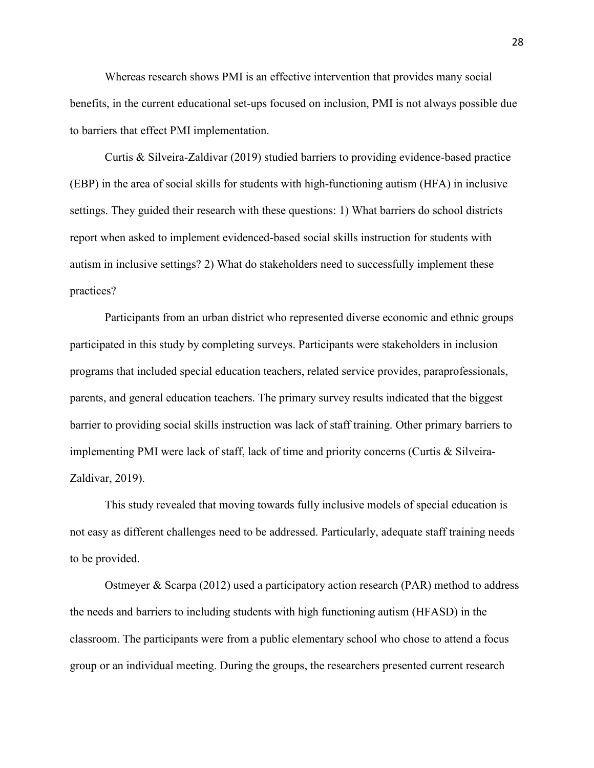Whereas research shows PMI is an effective intervention that provides many social benefits, in the current educational set-ups focused on inclusion, PMI is not always possible due to barriers that effect PMI implementation.

Curtis & Silveira-Zaldivar (2019) studied barriers to providing evidence-based practice (EBP) in the area of social skills for students with high-functioning autism (HFA) in inclusive settings. They guided their research with these questions: 1) What barriers do school districts report when asked to implement evidenced-based social skills instruction for students with autism in inclusive settings? 2) What do stakeholders need to successfully implement these practices?

Participants from an urban district who represented diverse economic and ethnic groups participated in this study by completing surveys. Participants were stakeholders in inclusion programs that included special education teachers, related service provides, paraprofessionals, parents, and general education teachers. The primary survey results indicated that the biggest barrier to providing social skills instruction was lack of staff training. Other primary barriers to implementing PMI were lack of staff, lack of time and priority concerns (Curtis & Silveira-Zaldivar, 2019).

This study revealed that moving towards fully inclusive models of special education is not easy as different challenges need to be addressed. Particularly, adequate staff training needs to be provided.

Ostmeyer & Scarpa (2012) used a participatory action research (PAR) method to address the needs and barriers to including students with high functioning autism (HFASD) in the classroom. The participants were from a public elementary school who chose to attend a focus group or an individual meeting. During the groups, the researchers presented current research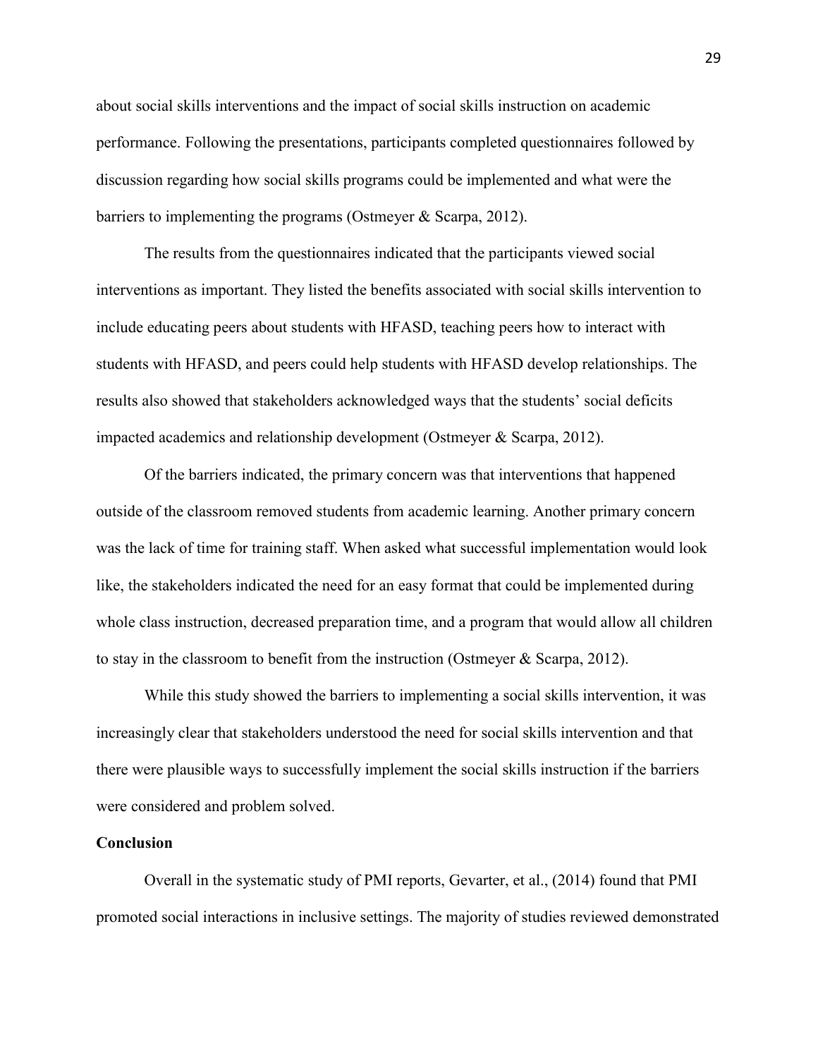about social skills interventions and the impact of social skills instruction on academic performance. Following the presentations, participants completed questionnaires followed by discussion regarding how social skills programs could be implemented and what were the barriers to implementing the programs (Ostmeyer & Scarpa, 2012).

The results from the questionnaires indicated that the participants viewed social interventions as important. They listed the benefits associated with social skills intervention to include educating peers about students with HFASD, teaching peers how to interact with students with HFASD, and peers could help students with HFASD develop relationships. The results also showed that stakeholders acknowledged ways that the students' social deficits impacted academics and relationship development (Ostmeyer & Scarpa, 2012).

Of the barriers indicated, the primary concern was that interventions that happened outside of the classroom removed students from academic learning. Another primary concern was the lack of time for training staff. When asked what successful implementation would look like, the stakeholders indicated the need for an easy format that could be implemented during whole class instruction, decreased preparation time, and a program that would allow all children to stay in the classroom to benefit from the instruction (Ostmeyer & Scarpa, 2012).

While this study showed the barriers to implementing a social skills intervention, it was increasingly clear that stakeholders understood the need for social skills intervention and that there were plausible ways to successfully implement the social skills instruction if the barriers were considered and problem solved.

**Conclusion**

Overall in the systematic study of PMI reports, Gevarter, et al., (2014) found that PMI promoted social interactions in inclusive settings. The majority of studies reviewed demonstrated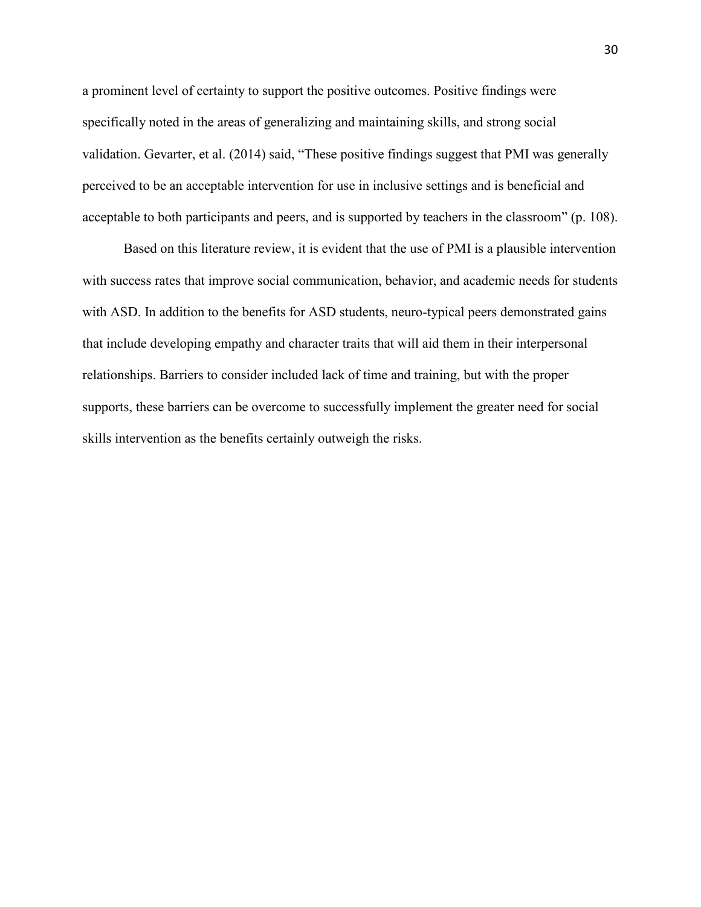a prominent level of certainty to support the positive outcomes. Positive findings were specifically noted in the areas of generalizing and maintaining skills, and strong social validation. Gevarter, et al. (2014) said, "These positive findings suggest that PMI was generally perceived to be an acceptable intervention for use in inclusive settings and is beneficial and acceptable to both participants and peers, and is supported by teachers in the classroom" (p. 108).

Based on this literature review, it is evident that the use of PMI is a plausible intervention with success rates that improve social communication, behavior, and academic needs for students with ASD. In addition to the benefits for ASD students, neuro-typical peers demonstrated gains that include developing empathy and character traits that will aid them in their interpersonal relationships. Barriers to consider included lack of time and training, but with the proper supports, these barriers can be overcome to successfully implement the greater need for social skills intervention as the benefits certainly outweigh the risks.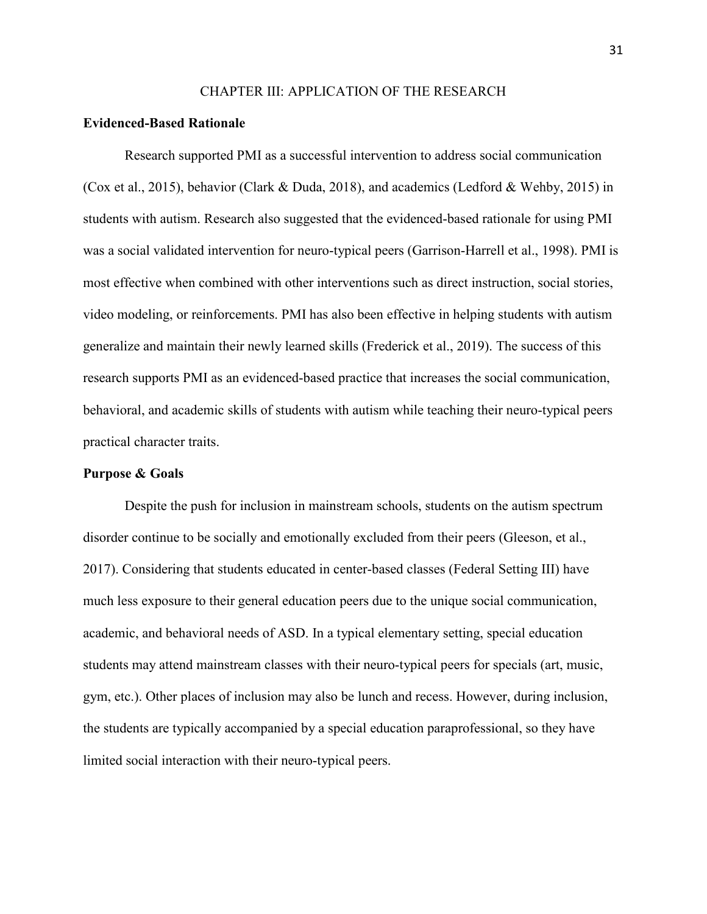# CHAPTER III: APPLICATION OF THE RESEARCH

## Evidenced-Based Rationale

Research supported PMI as a successful intervention to address social communication (Cox et al., 2015), behavior (Clark & Duda, 2018), and academics (Ledford & Wehby, 2015) in students with autism. Research also suggested that the evidenced-based rationale for using PMI was a social validated intervention for neuro-typical peers (Garrison-Harrell et al., 1998). PMI is most effective when combined with other interventions such as direct instruction, social stories, video modeling, or reinforcements. PMI has also been effective in helping students with autism generalize and maintain their newly learned skills (Frederick et al., 2019). The success of this research supports PMI as an evidenced-based practice that increases the social communication, behavioral, and academic skills of students with autism while teaching their neuro-typical peers practical character traits.

## Purpose & Goals

Despite the push for inclusion in mainstream schools, students on the autism spectrum disorder continue to be socially and emotionally excluded from their peers (Gleeson, et al., 2017). Considering that students educated in center-based classes (Federal Setting III) have much less exposure to their general education peers due to the unique social communication, academic, and behavioral needs of ASD. In a typical elementary setting, special education students may attend mainstream classes with their neuro-typical peers for specials (art, music, gym, etc.). Other places of inclusion may also be lunch and recess. However, during inclusion, the students are typically accompanied by a special education paraprofessional, so they have limited social interaction with their neuro-typical peers.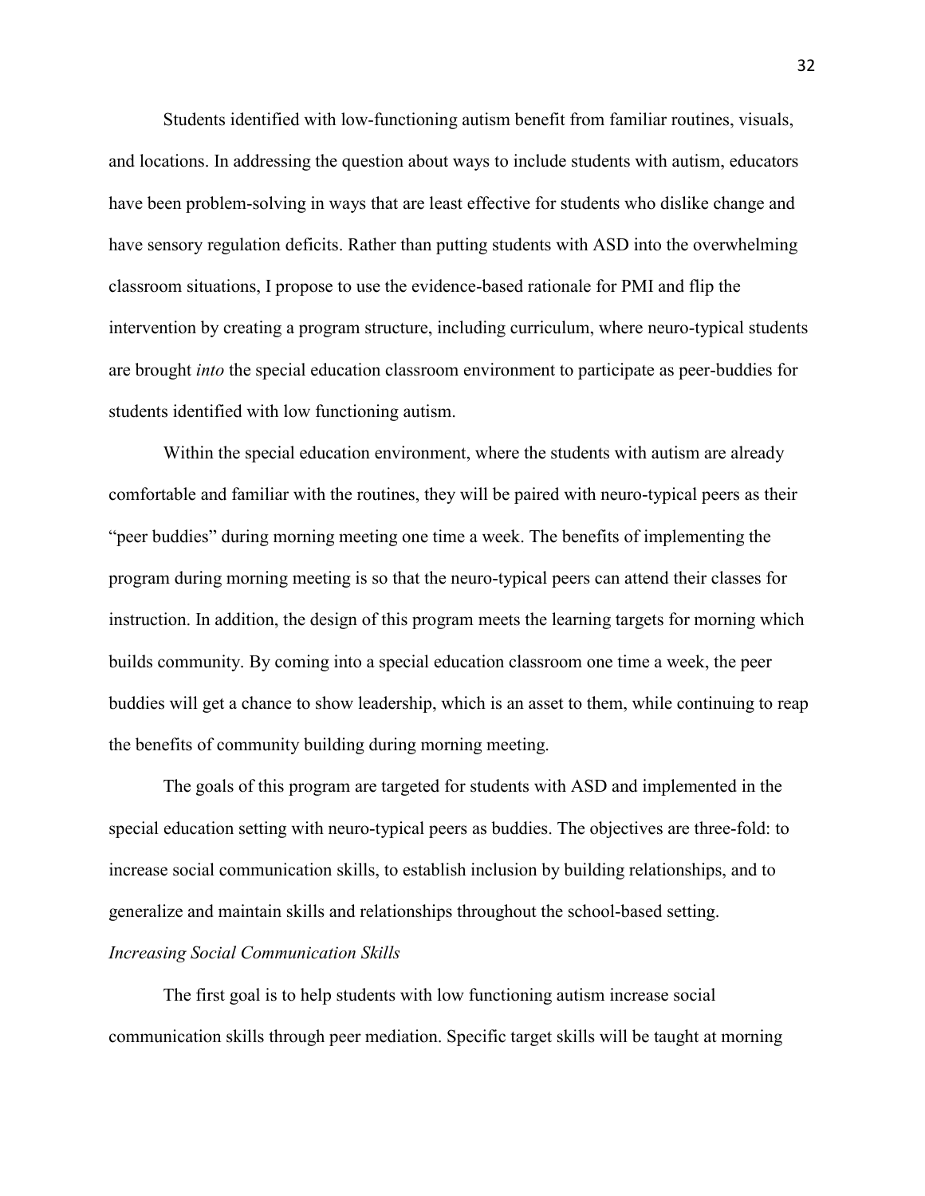Students identified with low-functioning autism benefit from familiar routines, visuals, and locations. In addressing the question about ways to include students with autism, educators have been problem-solving in ways that are least effective for students who dislike change and have sensory regulation deficits. Rather than putting students with ASD into the overwhelming classroom situations, I propose to use the evidence-based rationale for PMI and flip the intervention by creating a program structure, including curriculum, where neuro-typical students are brought *into* the special education classroom environment to participate as peer-buddies for students identified with low functioning autism.

Within the special education environment, where the students with autism are already comfortable and familiar with the routines, they will be paired with neuro-typical peers as their "peer buddies" during morning meeting one time a week. The benefits of implementing the program during morning meeting is so that the neuro-typical peers can attend their classes for instruction. In addition, the design of this program meets the learning targets for morning which builds community. By coming into a special education classroom one time a week, the peer buddies will get a chance to show leadership, which is an asset to them, while continuing to reap the benefits of community building during morning meeting.

The goals of this program are targeted for students with ASD and implemented in the special education setting with neuro-typical peers as buddies. The objectives are three-fold: to increase social communication skills, to establish inclusion by building relationships, and to generalize and maintain skills and relationships throughout the school-based setting.

*Increasing Social Communication Skills*

The first goal is to help students with low functioning autism increase social communication skills through peer mediation. Specific target skills will be taught at morning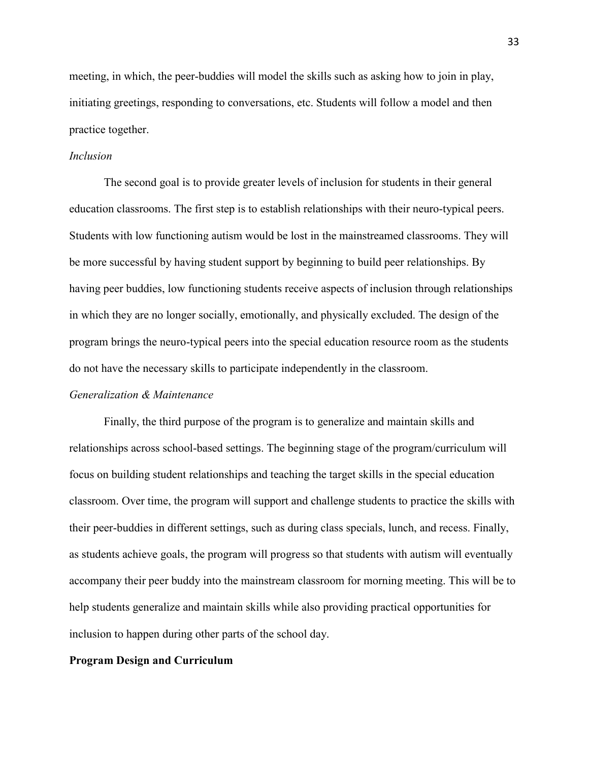meeting, in which, the peer-buddies will model the skills such as asking how to join in play, initiating greetings, responding to conversations, etc. Students will follow a model and then practice together.

*Inclusion*

The second goal is to provide greater levels of inclusion for students in their general education classrooms. The first step is to establish relationships with their neuro-typical peers. Students with low functioning autism would be lost in the mainstreamed classrooms. They will be more successful by having student support by beginning to build peer relationships. By having peer buddies, low functioning students receive aspects of inclusion through relationships in which they are no longer socially, emotionally, and physically excluded. The design of the program brings the neuro-typical peers into the special education resource room as the students do not have the necessary skills to participate independently in the classroom.

*Generalization & Maintenance*

Finally, the third purpose of the program is to generalize and maintain skills and relationships across school-based settings. The beginning stage of the program/curriculum will focus on building student relationships and teaching the target skills in the special education classroom. Over time, the program will support and challenge students to practice the skills with their peer-buddies in different settings, such as during class specials, lunch, and recess. Finally, as students achieve goals, the program will progress so that students with autism will eventually accompany their peer buddy into the mainstream classroom for morning meeting. This will be to help students generalize and maintain skills while also providing practical opportunities for inclusion to happen during other parts of the school day.

**Program Design and Curriculum**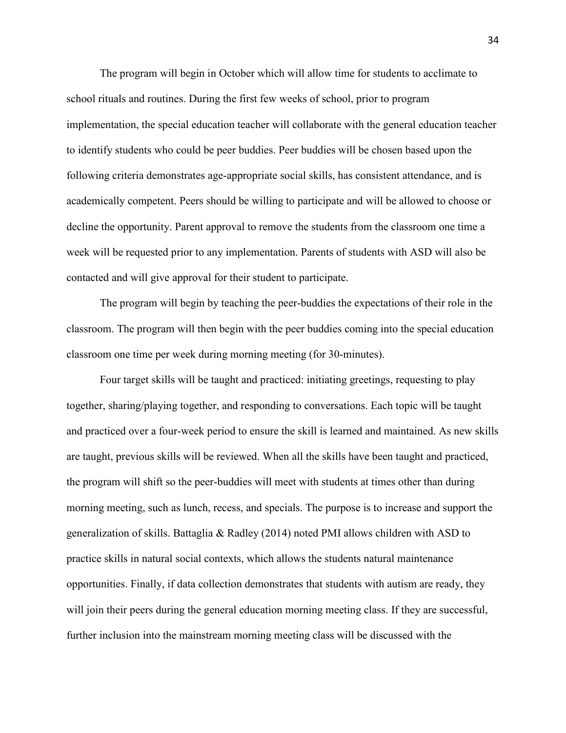The program will begin in October which will allow time for students to acclimate to school rituals and routines. During the first few weeks of school, prior to program implementation, the special education teacher will collaborate with the general education teacher to identify students who could be peer buddies. Peer buddies will be chosen based upon the following criteria demonstrates age-appropriate social skills, has consistent attendance, and is academically competent. Peers should be willing to participate and will be allowed to choose or decline the opportunity. Parent approval to remove the students from the classroom one time a week will be requested prior to any implementation. Parents of students with ASD will also be contacted and will give approval for their student to participate.

The program will begin by teaching the peer-buddies the expectations of their role in the classroom. The program will then begin with the peer buddies coming into the special education classroom one time per week during morning meeting (for 30-minutes).

Four target skills will be taught and practiced: initiating greetings, requesting to play together, sharing/playing together, and responding to conversations. Each topic will be taught and practiced over a four-week period to ensure the skill is learned and maintained. As new skills are taught, previous skills will be reviewed. When all the skills have been taught and practiced, the program will shift so the peer-buddies will meet with students at times other than during morning meeting, such as lunch, recess, and specials. The purpose is to increase and support the generalization of skills. Battaglia & Radley (2014) noted PMI allows children with ASD to practice skills in natural social contexts, which allows the students natural maintenance opportunities. Finally, if data collection demonstrates that students with autism are ready, they will join their peers during the general education morning meeting class. If they are successful, further inclusion into the mainstream morning meeting class will be discussed with the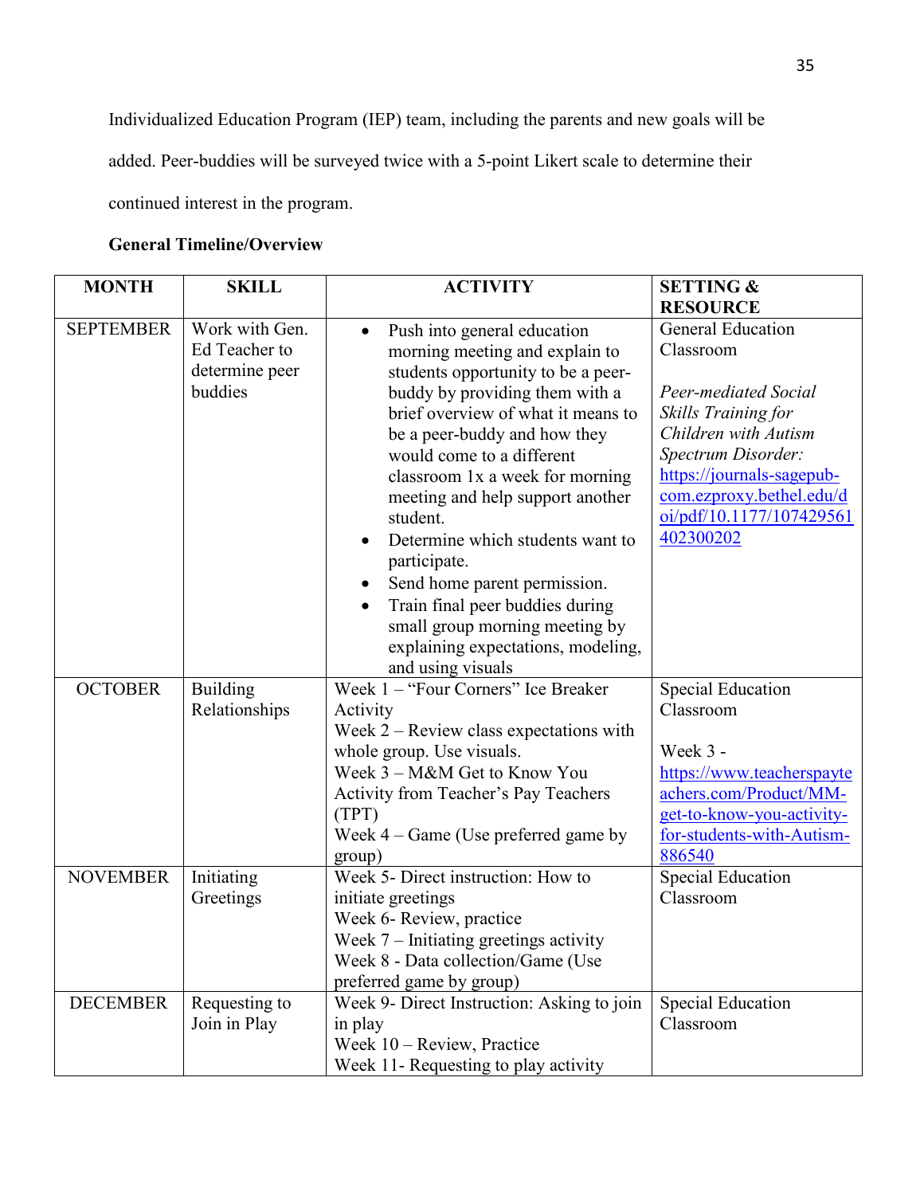Individualized Education Program (IEP) team, including the parents and new goals will be added. Peer-buddies will be surveyed twice with a 5-point Likert scale to determine their continued interest in the program.

**General Timeline/Overview**

| MONTH | SKILL | ACTIVITY | SETTING & RESOURCE |
|---|---|---|---|
| SEPTEMBER | Work with Gen. Ed Teacher to determine peer buddies | • Push into general education morning meeting and explain to students opportunity to be a peer-buddy by providing them with a brief overview of what it means to be a peer-buddy and how they would come to a different classroom 1x a week for morning meeting and help support another student.<br>• Determine which students want to participate.<br>• Send home parent permission.<br>• Train final peer buddies during small group morning meeting by explaining expectations, modeling, and using visuals | General Education Classroom<br><br>*Peer-mediated Social Skills Training for Children with Autism Spectrum Disorder:* https://journals-sagepub-com.ezproxy.bethel.edu/doi/pdf/10.1177/107429561402300202 |
| OCTOBER | Building Relationships | Week 1 – "Four Corners" Ice Breaker Activity<br>Week 2 – Review class expectations with whole group. Use visuals.<br>Week 3 – M&M Get to Know You Activity from Teacher's Pay Teachers (TPT)<br>Week 4 – Game (Use preferred game by group) | Special Education Classroom<br><br>Week 3 - https://www.teacherspayteachers.com/Product/MM-get-to-know-you-activity-for-students-with-Autism-886540 |
| NOVEMBER | Initiating Greetings | Week 5- Direct instruction: How to initiate greetings<br>Week 6- Review, practice<br>Week 7 – Initiating greetings activity<br>Week 8 - Data collection/Game (Use preferred game by group) | Special Education Classroom |
| DECEMBER | Requesting to Join in Play | Week 9- Direct Instruction: Asking to join in play<br>Week 10 – Review, Practice<br>Week 11- Requesting to play activity | Special Education Classroom |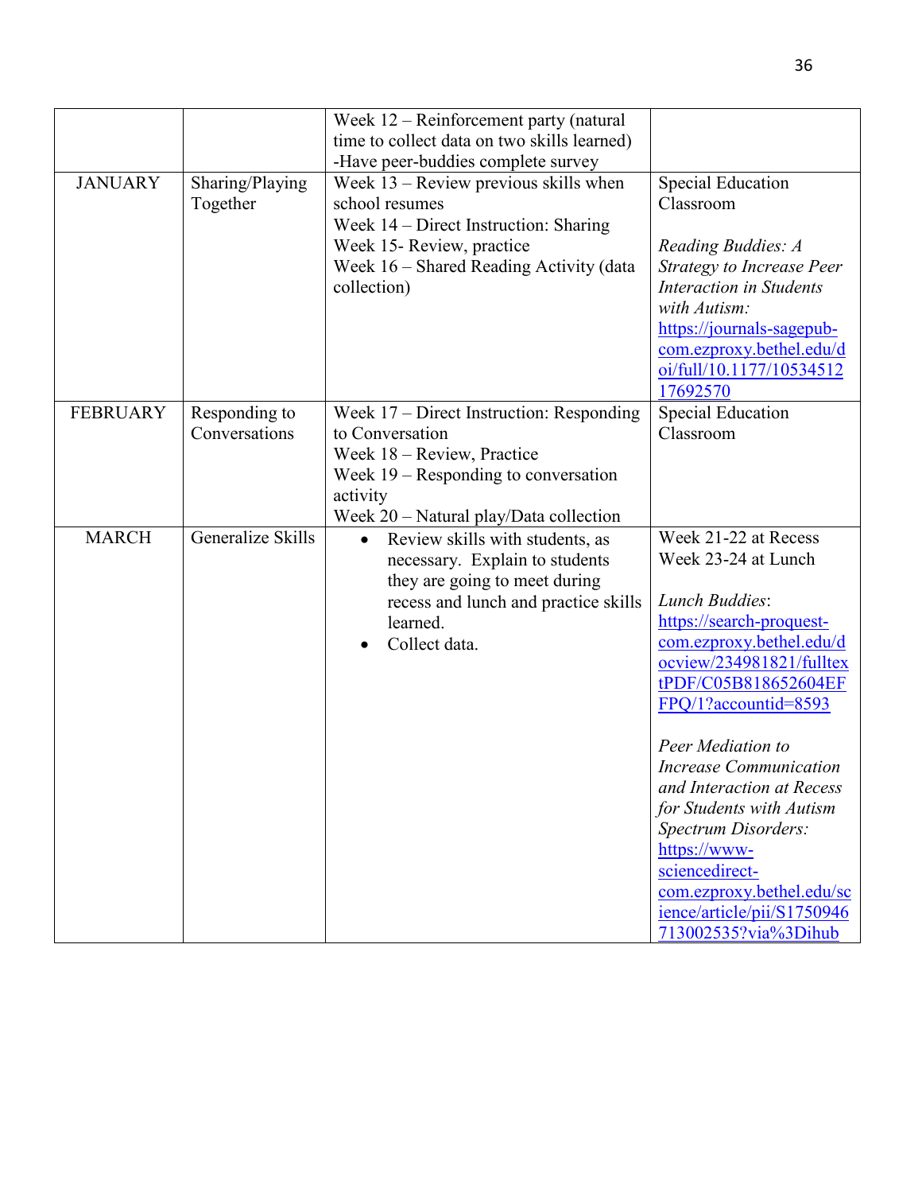|  |  |  |  |
| --- | --- | --- | --- |
|  |  | Week 12 – Reinforcement party (natural time to collect data on two skills learned)<br>-Have peer-buddies complete survey |  |
| JANUARY | Sharing/Playing Together | Week 13 – Review previous skills when school resumes<br>Week 14 – Direct Instruction: Sharing<br>Week 15- Review, practice<br>Week 16 – Shared Reading Activity (data collection) | Special Education Classroom<br><br>*Reading Buddies: A Strategy to Increase Peer Interaction in Students with Autism:* https://journals-sagepub-com.ezproxy.bethel.edu/doi/full/10.1177/1053451217692570 |
| FEBRUARY | Responding to Conversations | Week 17 – Direct Instruction: Responding to Conversation<br>Week 18 – Review, Practice<br>Week 19 – Responding to conversation activity<br>Week 20 – Natural play/Data collection | Special Education Classroom |
| MARCH | Generalize Skills | • Review skills with students, as necessary. Explain to students they are going to meet during recess and lunch and practice skills learned.<br>• Collect data. | Week 21-22 at Recess<br>Week 23-24 at Lunch<br><br>*Lunch Buddies*: https://search-proquest-com.ezproxy.bethel.edu/docview/234981821/fulltextPDF/C05B818652604EFFPQ/1?accountid=8593<br><br>*Peer Mediation to Increase Communication and Interaction at Recess for Students with Autism Spectrum Disorders:* https://www-sciencedirect-com.ezproxy.bethel.edu/science/article/pii/S1750946713002535?via%3Dihub |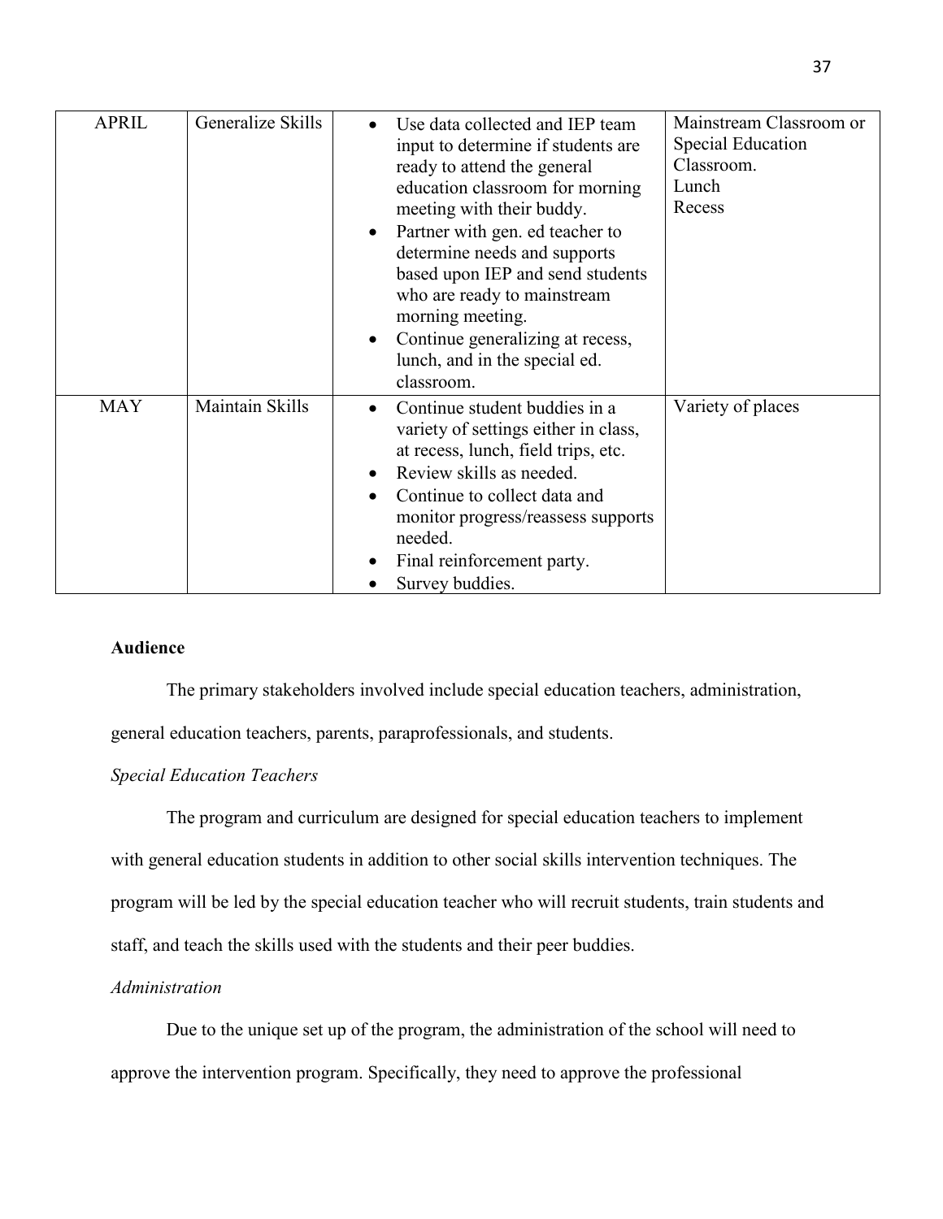| | | | |
|---|---|---|---|
| APRIL | Generalize Skills | • Use data collected and IEP team input to determine if students are ready to attend the general education classroom for morning meeting with their buddy.<br>• Partner with gen. ed teacher to determine needs and supports based upon IEP and send students who are ready to mainstream morning meeting.<br>• Continue generalizing at recess, lunch, and in the special ed. classroom. | Mainstream Classroom or Special Education Classroom.<br>Lunch<br>Recess |
| MAY | Maintain Skills | • Continue student buddies in a variety of settings either in class, at recess, lunch, field trips, etc.<br>• Review skills as needed.<br>• Continue to collect data and monitor progress/reassess supports needed.<br>• Final reinforcement party.<br>• Survey buddies. | Variety of places |

**Audience**

The primary stakeholders involved include special education teachers, administration, general education teachers, parents, paraprofessionals, and students.

*Special Education Teachers*

The program and curriculum are designed for special education teachers to implement with general education students in addition to other social skills intervention techniques. The program will be led by the special education teacher who will recruit students, train students and staff, and teach the skills used with the students and their peer buddies.

*Administration*

Due to the unique set up of the program, the administration of the school will need to approve the intervention program. Specifically, they need to approve the professional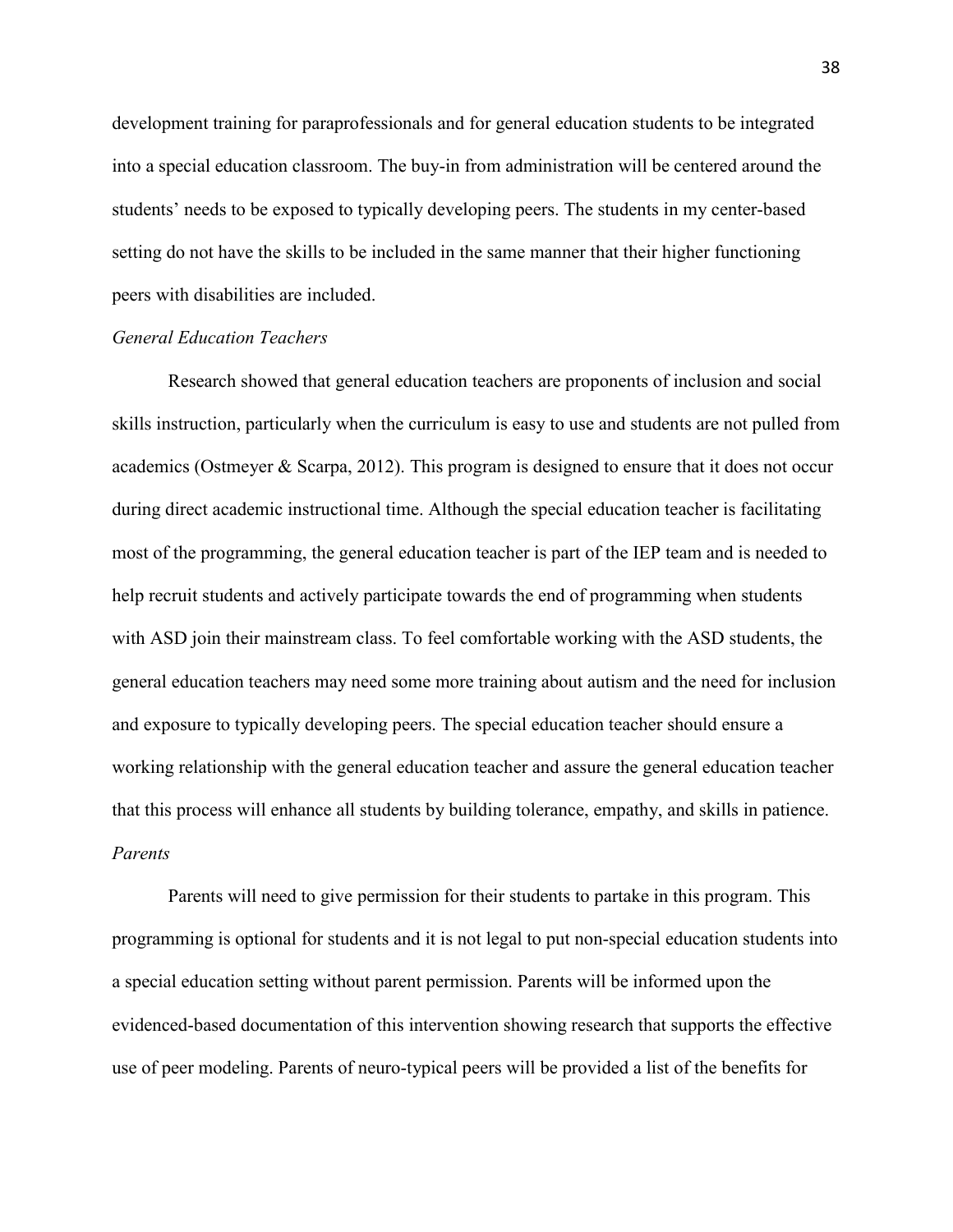development training for paraprofessionals and for general education students to be integrated into a special education classroom. The buy-in from administration will be centered around the students' needs to be exposed to typically developing peers. The students in my center-based setting do not have the skills to be included in the same manner that their higher functioning peers with disabilities are included.

*General Education Teachers*

Research showed that general education teachers are proponents of inclusion and social skills instruction, particularly when the curriculum is easy to use and students are not pulled from academics (Ostmeyer & Scarpa, 2012). This program is designed to ensure that it does not occur during direct academic instructional time. Although the special education teacher is facilitating most of the programming, the general education teacher is part of the IEP team and is needed to help recruit students and actively participate towards the end of programming when students with ASD join their mainstream class. To feel comfortable working with the ASD students, the general education teachers may need some more training about autism and the need for inclusion and exposure to typically developing peers. The special education teacher should ensure a working relationship with the general education teacher and assure the general education teacher that this process will enhance all students by building tolerance, empathy, and skills in patience.

*Parents*

Parents will need to give permission for their students to partake in this program. This programming is optional for students and it is not legal to put non-special education students into a special education setting without parent permission. Parents will be informed upon the evidenced-based documentation of this intervention showing research that supports the effective use of peer modeling. Parents of neuro-typical peers will be provided a list of the benefits for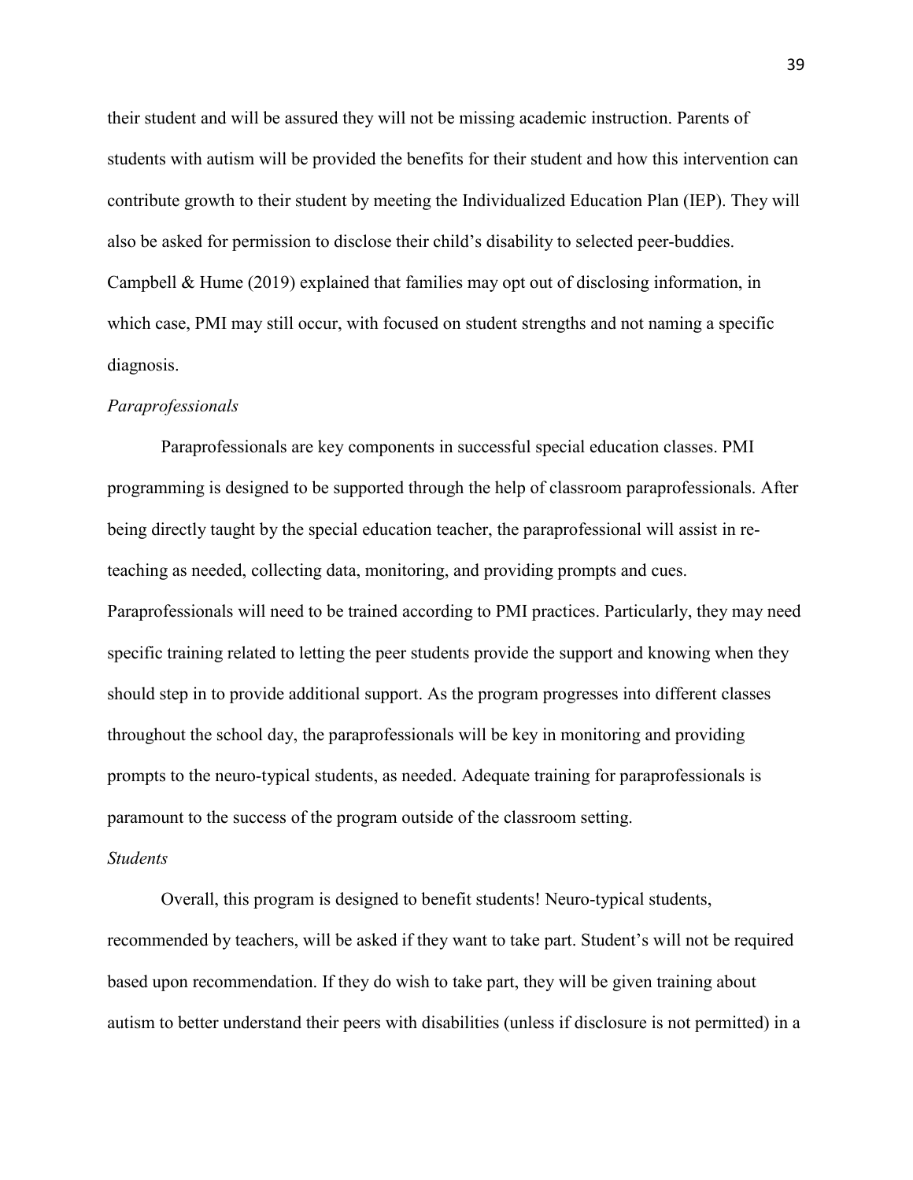their student and will be assured they will not be missing academic instruction. Parents of students with autism will be provided the benefits for their student and how this intervention can contribute growth to their student by meeting the Individualized Education Plan (IEP). They will also be asked for permission to disclose their child's disability to selected peer-buddies. Campbell & Hume (2019) explained that families may opt out of disclosing information, in which case, PMI may still occur, with focused on student strengths and not naming a specific diagnosis.

*Paraprofessionals*

Paraprofessionals are key components in successful special education classes. PMI programming is designed to be supported through the help of classroom paraprofessionals. After being directly taught by the special education teacher, the paraprofessional will assist in re-teaching as needed, collecting data, monitoring, and providing prompts and cues. Paraprofessionals will need to be trained according to PMI practices. Particularly, they may need specific training related to letting the peer students provide the support and knowing when they should step in to provide additional support. As the program progresses into different classes throughout the school day, the paraprofessionals will be key in monitoring and providing prompts to the neuro-typical students, as needed. Adequate training for paraprofessionals is paramount to the success of the program outside of the classroom setting.

*Students*

Overall, this program is designed to benefit students! Neuro-typical students, recommended by teachers, will be asked if they want to take part. Student's will not be required based upon recommendation. If they do wish to take part, they will be given training about autism to better understand their peers with disabilities (unless if disclosure is not permitted) in a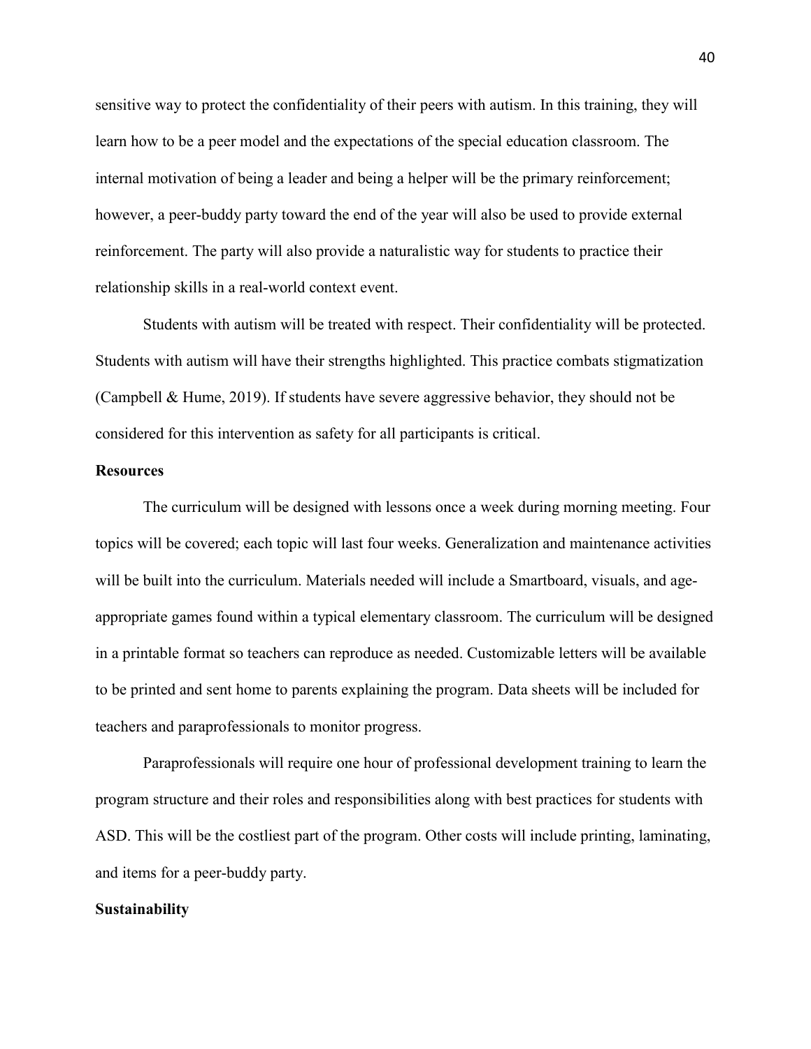sensitive way to protect the confidentiality of their peers with autism. In this training, they will learn how to be a peer model and the expectations of the special education classroom. The internal motivation of being a leader and being a helper will be the primary reinforcement; however, a peer-buddy party toward the end of the year will also be used to provide external reinforcement. The party will also provide a naturalistic way for students to practice their relationship skills in a real-world context event.

Students with autism will be treated with respect. Their confidentiality will be protected. Students with autism will have their strengths highlighted. This practice combats stigmatization (Campbell & Hume, 2019). If students have severe aggressive behavior, they should not be considered for this intervention as safety for all participants is critical.

**Resources**

The curriculum will be designed with lessons once a week during morning meeting. Four topics will be covered; each topic will last four weeks. Generalization and maintenance activities will be built into the curriculum. Materials needed will include a Smartboard, visuals, and age-appropriate games found within a typical elementary classroom. The curriculum will be designed in a printable format so teachers can reproduce as needed. Customizable letters will be available to be printed and sent home to parents explaining the program. Data sheets will be included for teachers and paraprofessionals to monitor progress.

Paraprofessionals will require one hour of professional development training to learn the program structure and their roles and responsibilities along with best practices for students with ASD. This will be the costliest part of the program. Other costs will include printing, laminating, and items for a peer-buddy party.

**Sustainability**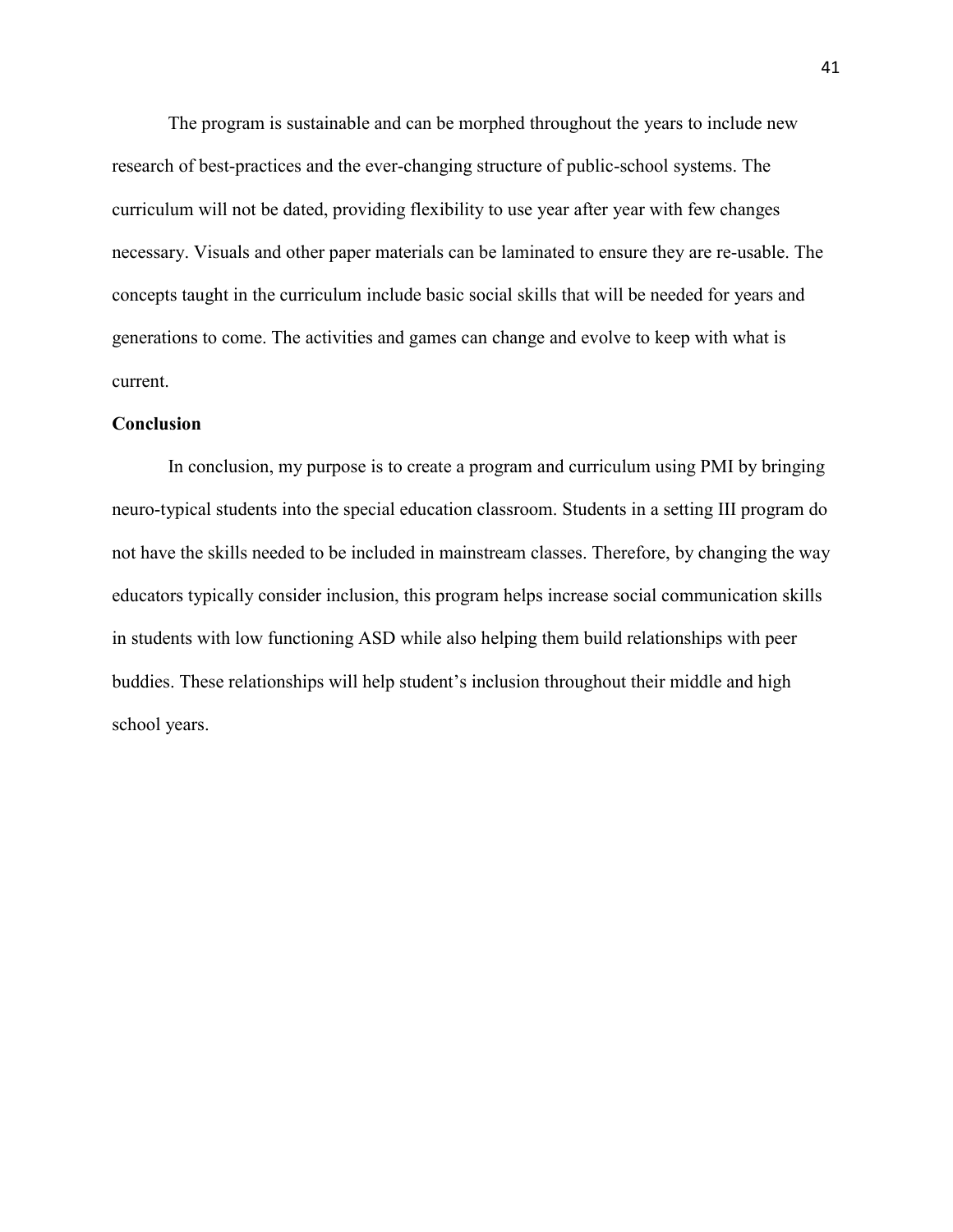The program is sustainable and can be morphed throughout the years to include new research of best-practices and the ever-changing structure of public-school systems. The curriculum will not be dated, providing flexibility to use year after year with few changes necessary. Visuals and other paper materials can be laminated to ensure they are re-usable. The concepts taught in the curriculum include basic social skills that will be needed for years and generations to come. The activities and games can change and evolve to keep with what is current.

**Conclusion**

In conclusion, my purpose is to create a program and curriculum using PMI by bringing neuro-typical students into the special education classroom. Students in a setting III program do not have the skills needed to be included in mainstream classes. Therefore, by changing the way educators typically consider inclusion, this program helps increase social communication skills in students with low functioning ASD while also helping them build relationships with peer buddies. These relationships will help student's inclusion throughout their middle and high school years.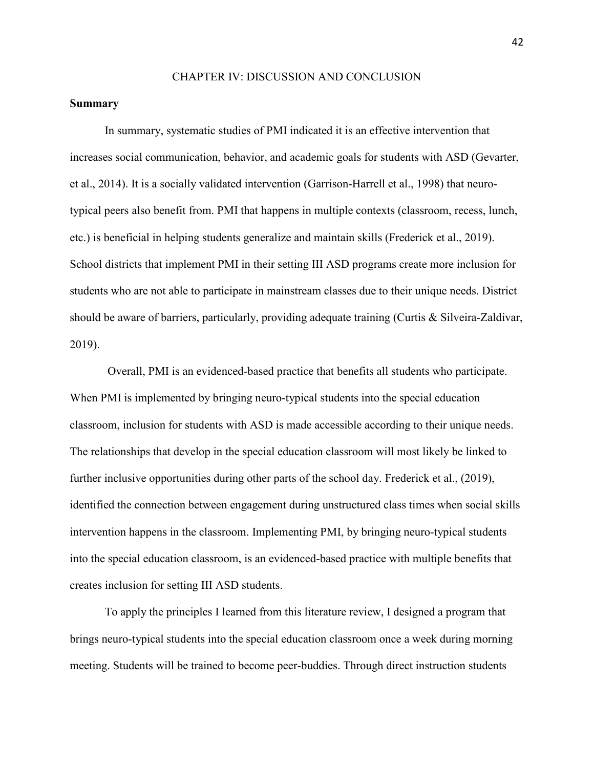# CHAPTER IV: DISCUSSION AND CONCLUSION

**Summary**

In summary, systematic studies of PMI indicated it is an effective intervention that increases social communication, behavior, and academic goals for students with ASD (Gevarter, et al., 2014). It is a socially validated intervention (Garrison-Harrell et al., 1998) that neuro-typical peers also benefit from. PMI that happens in multiple contexts (classroom, recess, lunch, etc.) is beneficial in helping students generalize and maintain skills (Frederick et al., 2019). School districts that implement PMI in their setting III ASD programs create more inclusion for students who are not able to participate in mainstream classes due to their unique needs. District should be aware of barriers, particularly, providing adequate training (Curtis & Silveira-Zaldivar, 2019).

Overall, PMI is an evidenced-based practice that benefits all students who participate. When PMI is implemented by bringing neuro-typical students into the special education classroom, inclusion for students with ASD is made accessible according to their unique needs. The relationships that develop in the special education classroom will most likely be linked to further inclusive opportunities during other parts of the school day. Frederick et al., (2019), identified the connection between engagement during unstructured class times when social skills intervention happens in the classroom. Implementing PMI, by bringing neuro-typical students into the special education classroom, is an evidenced-based practice with multiple benefits that creates inclusion for setting III ASD students.

To apply the principles I learned from this literature review, I designed a program that brings neuro-typical students into the special education classroom once a week during morning meeting. Students will be trained to become peer-buddies. Through direct instruction students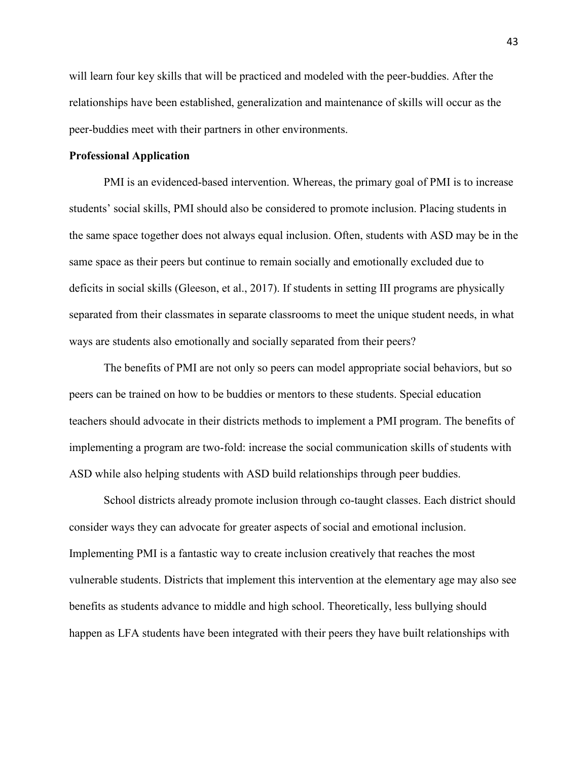will learn four key skills that will be practiced and modeled with the peer-buddies. After the relationships have been established, generalization and maintenance of skills will occur as the peer-buddies meet with their partners in other environments.

**Professional Application**

PMI is an evidenced-based intervention. Whereas, the primary goal of PMI is to increase students' social skills, PMI should also be considered to promote inclusion. Placing students in the same space together does not always equal inclusion. Often, students with ASD may be in the same space as their peers but continue to remain socially and emotionally excluded due to deficits in social skills (Gleeson, et al., 2017). If students in setting III programs are physically separated from their classmates in separate classrooms to meet the unique student needs, in what ways are students also emotionally and socially separated from their peers?

The benefits of PMI are not only so peers can model appropriate social behaviors, but so peers can be trained on how to be buddies or mentors to these students. Special education teachers should advocate in their districts methods to implement a PMI program. The benefits of implementing a program are two-fold: increase the social communication skills of students with ASD while also helping students with ASD build relationships through peer buddies.

School districts already promote inclusion through co-taught classes. Each district should consider ways they can advocate for greater aspects of social and emotional inclusion. Implementing PMI is a fantastic way to create inclusion creatively that reaches the most vulnerable students. Districts that implement this intervention at the elementary age may also see benefits as students advance to middle and high school. Theoretically, less bullying should happen as LFA students have been integrated with their peers they have built relationships with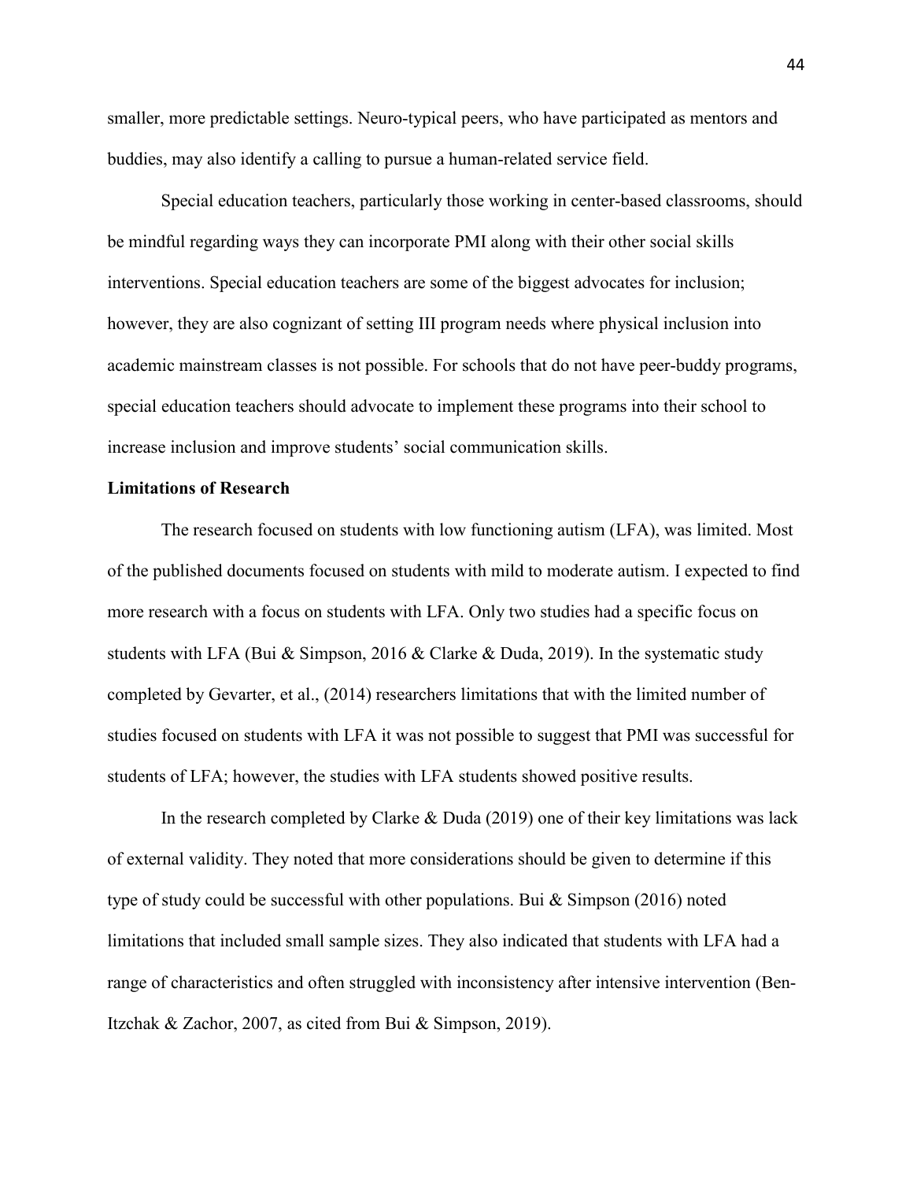smaller, more predictable settings. Neuro-typical peers, who have participated as mentors and buddies, may also identify a calling to pursue a human-related service field.

Special education teachers, particularly those working in center-based classrooms, should be mindful regarding ways they can incorporate PMI along with their other social skills interventions. Special education teachers are some of the biggest advocates for inclusion; however, they are also cognizant of setting III program needs where physical inclusion into academic mainstream classes is not possible. For schools that do not have peer-buddy programs, special education teachers should advocate to implement these programs into their school to increase inclusion and improve students' social communication skills.

**Limitations of Research**

The research focused on students with low functioning autism (LFA), was limited. Most of the published documents focused on students with mild to moderate autism. I expected to find more research with a focus on students with LFA. Only two studies had a specific focus on students with LFA (Bui & Simpson, 2016 & Clarke & Duda, 2019). In the systematic study completed by Gevarter, et al., (2014) researchers limitations that with the limited number of studies focused on students with LFA it was not possible to suggest that PMI was successful for students of LFA; however, the studies with LFA students showed positive results.

In the research completed by Clarke & Duda (2019) one of their key limitations was lack of external validity. They noted that more considerations should be given to determine if this type of study could be successful with other populations. Bui & Simpson (2016) noted limitations that included small sample sizes. They also indicated that students with LFA had a range of characteristics and often struggled with inconsistency after intensive intervention (Ben-Itzchak & Zachor, 2007, as cited from Bui & Simpson, 2019).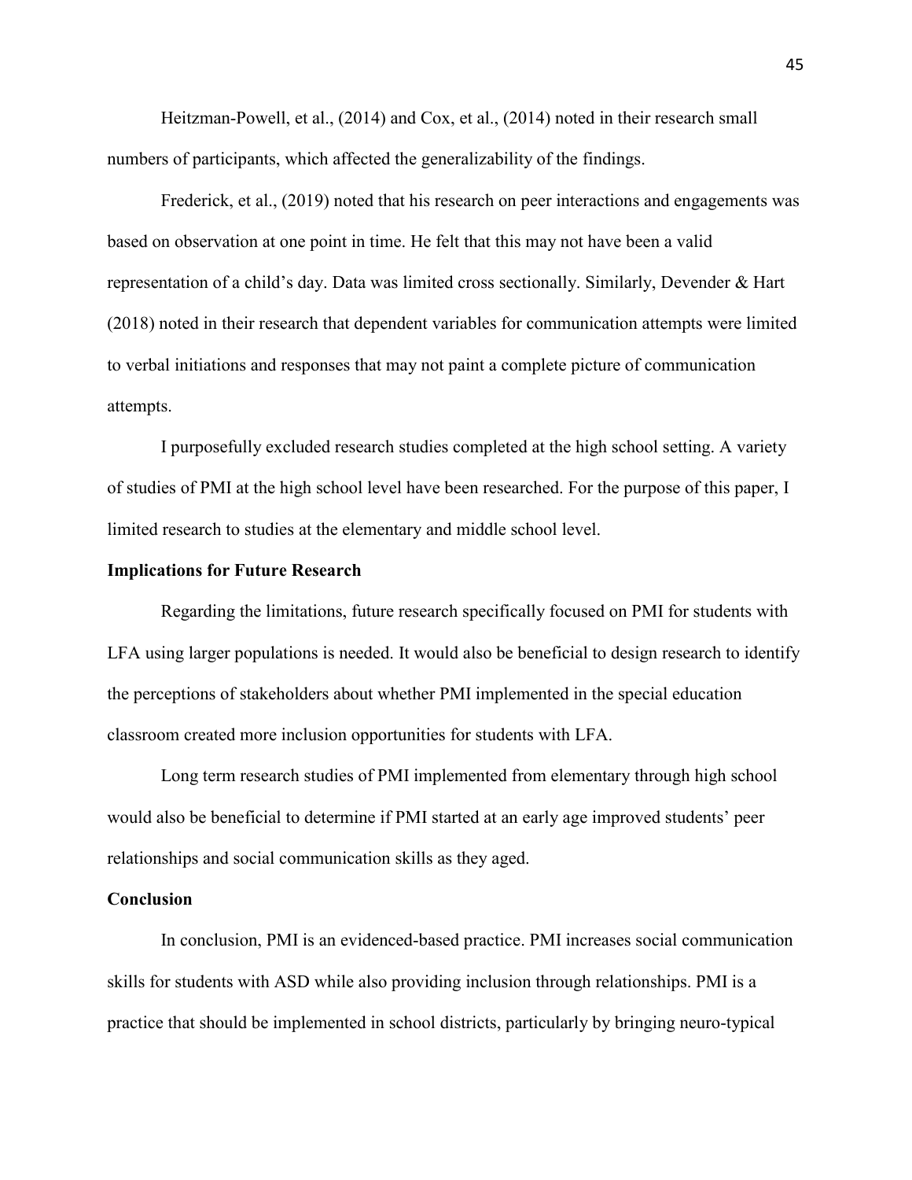Heitzman-Powell, et al., (2014) and Cox, et al., (2014) noted in their research small numbers of participants, which affected the generalizability of the findings.

Frederick, et al., (2019) noted that his research on peer interactions and engagements was based on observation at one point in time. He felt that this may not have been a valid representation of a child's day. Data was limited cross sectionally. Similarly, Devender & Hart (2018) noted in their research that dependent variables for communication attempts were limited to verbal initiations and responses that may not paint a complete picture of communication attempts.

I purposefully excluded research studies completed at the high school setting. A variety of studies of PMI at the high school level have been researched. For the purpose of this paper, I limited research to studies at the elementary and middle school level.

## Implications for Future Research

Regarding the limitations, future research specifically focused on PMI for students with LFA using larger populations is needed. It would also be beneficial to design research to identify the perceptions of stakeholders about whether PMI implemented in the special education classroom created more inclusion opportunities for students with LFA.

Long term research studies of PMI implemented from elementary through high school would also be beneficial to determine if PMI started at an early age improved students' peer relationships and social communication skills as they aged.

## Conclusion

In conclusion, PMI is an evidenced-based practice. PMI increases social communication skills for students with ASD while also providing inclusion through relationships. PMI is a practice that should be implemented in school districts, particularly by bringing neuro-typical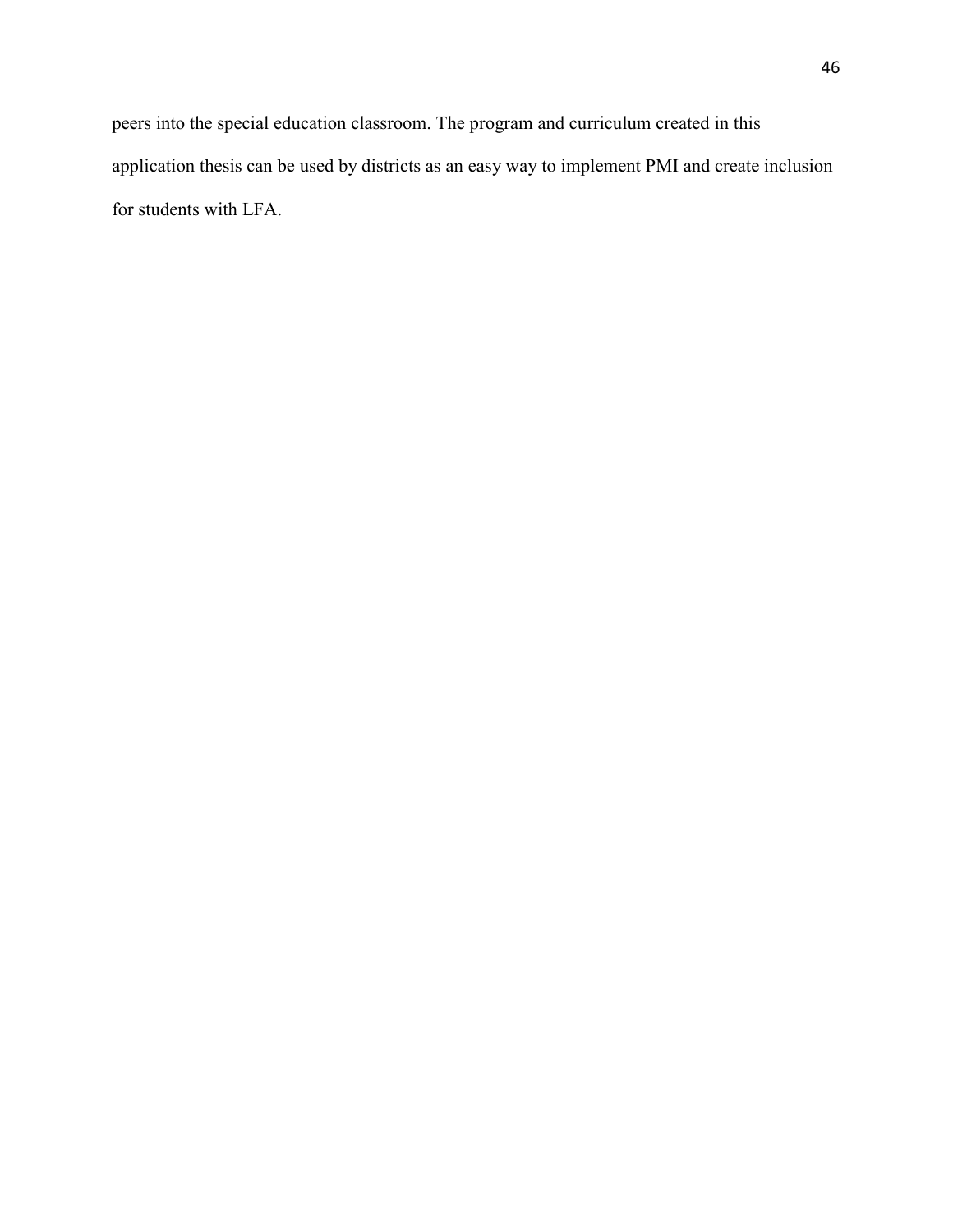peers into the special education classroom. The program and curriculum created in this application thesis can be used by districts as an easy way to implement PMI and create inclusion for students with LFA.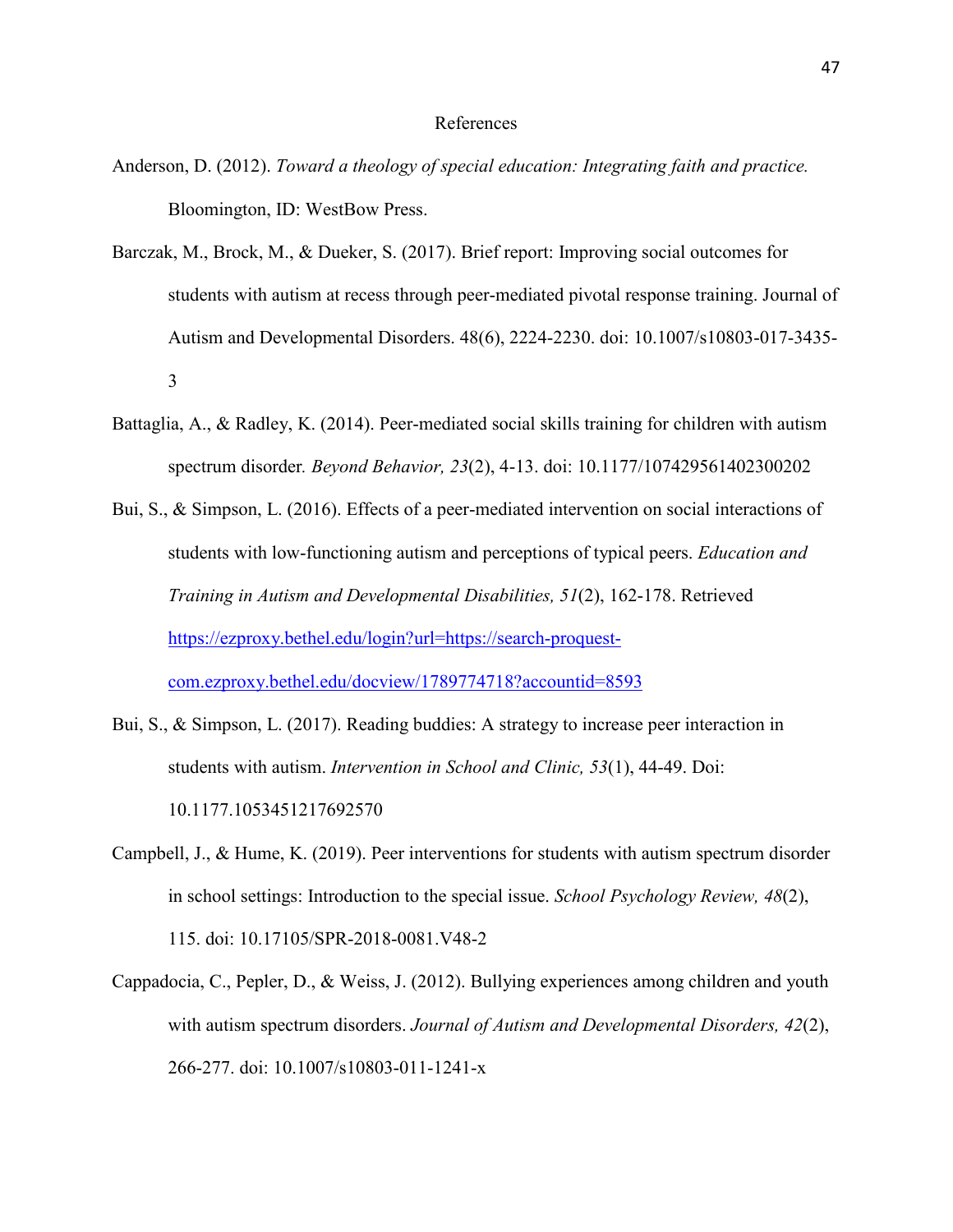# References

Anderson, D. (2012). *Toward a theology of special education: Integrating faith and practice.* Bloomington, ID: WestBow Press.

Barczak, M., Brock, M., & Dueker, S. (2017). Brief report: Improving social outcomes for students with autism at recess through peer-mediated pivotal response training. Journal of Autism and Developmental Disorders. 48(6), 2224-2230. doi: 10.1007/s10803-017-3435-3

Battaglia, A., & Radley, K. (2014). Peer-mediated social skills training for children with autism spectrum disorder. *Beyond Behavior, 23*(2), 4-13. doi: 10.1177/107429561402300202

Bui, S., & Simpson, L. (2016). Effects of a peer-mediated intervention on social interactions of students with low-functioning autism and perceptions of typical peers. *Education and Training in Autism and Developmental Disabilities, 51*(2), 162-178. Retrieved https://ezproxy.bethel.edu/login?url=https://search-proquest-com.ezproxy.bethel.edu/docview/1789774718?accountid=8593

Bui, S., & Simpson, L. (2017). Reading buddies: A strategy to increase peer interaction in students with autism. *Intervention in School and Clinic, 53*(1), 44-49. Doi: 10.1177.1053451217692570

Campbell, J., & Hume, K. (2019). Peer interventions for students with autism spectrum disorder in school settings: Introduction to the special issue. *School Psychology Review, 48*(2), 115. doi: 10.17105/SPR-2018-0081.V48-2

Cappadocia, C., Pepler, D., & Weiss, J. (2012). Bullying experiences among children and youth with autism spectrum disorders. *Journal of Autism and Developmental Disorders, 42*(2), 266-277. doi: 10.1007/s10803-011-1241-x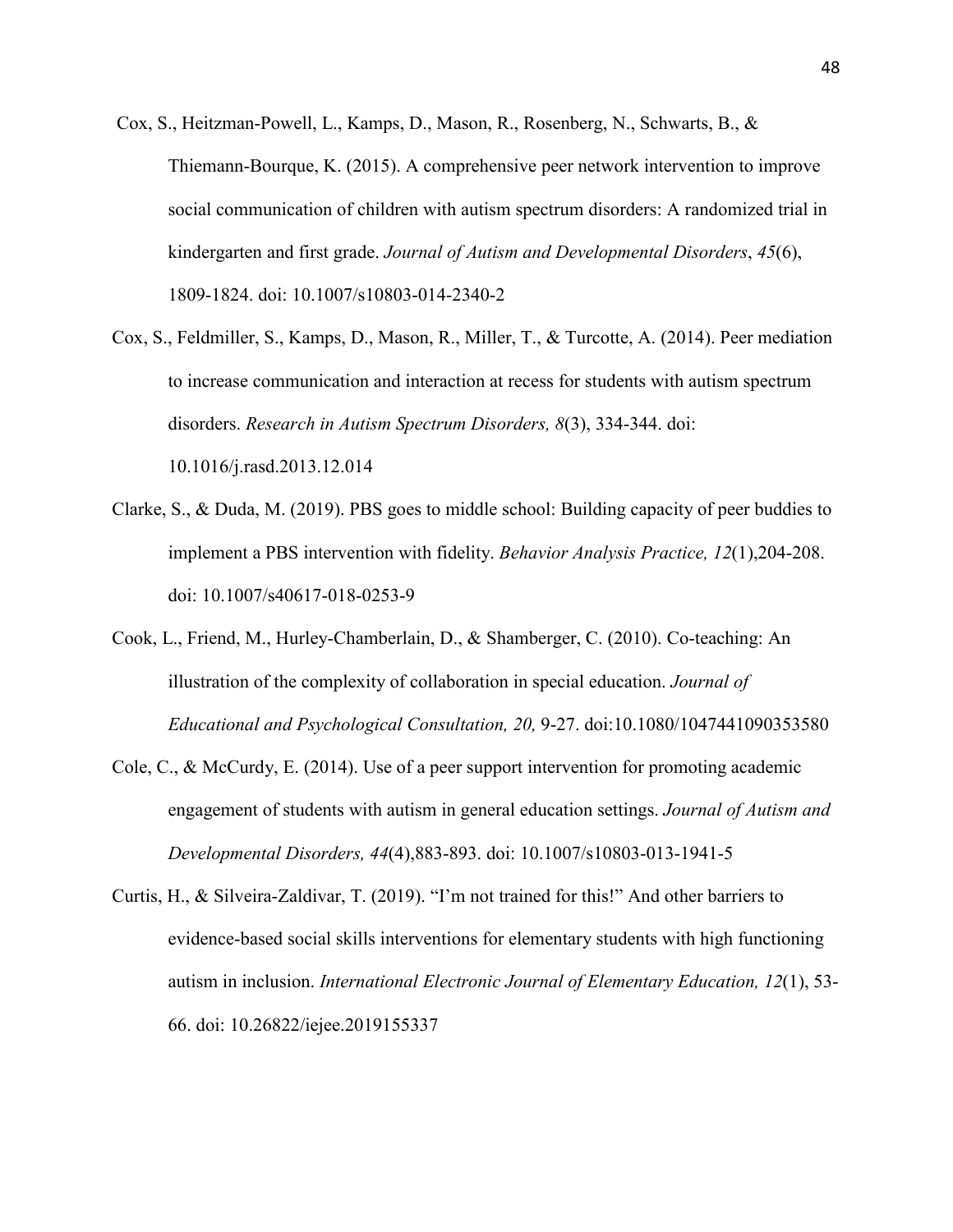Cox, S., Heitzman-Powell, L., Kamps, D., Mason, R., Rosenberg, N., Schwarts, B., & Thiemann-Bourque, K. (2015). A comprehensive peer network intervention to improve social communication of children with autism spectrum disorders: A randomized trial in kindergarten and first grade. *Journal of Autism and Developmental Disorders*, *45*(6), 1809-1824. doi: 10.1007/s10803-014-2340-2

Cox, S., Feldmiller, S., Kamps, D., Mason, R., Miller, T., & Turcotte, A. (2014). Peer mediation to increase communication and interaction at recess for students with autism spectrum disorders. *Research in Autism Spectrum Disorders, 8*(3), 334-344. doi: 10.1016/j.rasd.2013.12.014

Clarke, S., & Duda, M. (2019). PBS goes to middle school: Building capacity of peer buddies to implement a PBS intervention with fidelity. *Behavior Analysis Practice, 12*(1),204-208. doi: 10.1007/s40617-018-0253-9

Cook, L., Friend, M., Hurley-Chamberlain, D., & Shamberger, C. (2010). Co-teaching: An illustration of the complexity of collaboration in special education. *Journal of Educational and Psychological Consultation, 20,* 9-27. doi:10.1080/1047441090353580

Cole, C., & McCurdy, E. (2014). Use of a peer support intervention for promoting academic engagement of students with autism in general education settings. *Journal of Autism and Developmental Disorders, 44*(4),883-893. doi: 10.1007/s10803-013-1941-5

Curtis, H., & Silveira-Zaldivar, T. (2019). "I'm not trained for this!" And other barriers to evidence-based social skills interventions for elementary students with high functioning autism in inclusion. *International Electronic Journal of Elementary Education, 12*(1), 53-66. doi: 10.26822/iejee.2019155337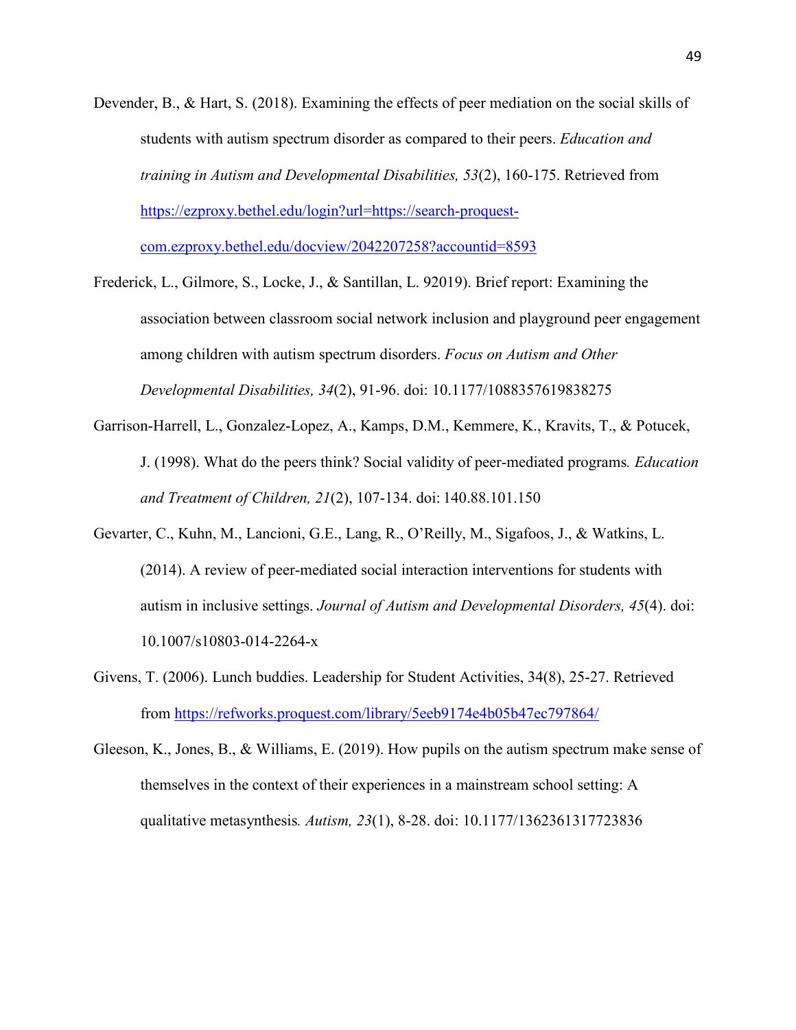Devender, B., & Hart, S. (2018). Examining the effects of peer mediation on the social skills of students with autism spectrum disorder as compared to their peers. *Education and training in Autism and Developmental Disabilities, 53*(2), 160-175. Retrieved from https://ezproxy.bethel.edu/login?url=https://search-proquest-com.ezproxy.bethel.edu/docview/2042207258?accountid=8593

Frederick, L., Gilmore, S., Locke, J., & Santillan, L. 92019). Brief report: Examining the association between classroom social network inclusion and playground peer engagement among children with autism spectrum disorders. *Focus on Autism and Other Developmental Disabilities, 34*(2), 91-96. doi: 10.1177/1088357619838275

Garrison-Harrell, L., Gonzalez-Lopez, A., Kamps, D.M., Kemmere, K., Kravits, T., & Potucek, J. (1998). What do the peers think? Social validity of peer-mediated programs*. Education and Treatment of Children, 21*(2), 107-134. doi: 140.88.101.150

Gevarter, C., Kuhn, M., Lancioni, G.E., Lang, R., O'Reilly, M., Sigafoos, J., & Watkins, L. (2014). A review of peer-mediated social interaction interventions for students with autism in inclusive settings. *Journal of Autism and Developmental Disorders, 45*(4). doi: 10.1007/s10803-014-2264-x

Givens, T. (2006). Lunch buddies. Leadership for Student Activities, 34(8), 25-27. Retrieved from https://refworks.proquest.com/library/5eeb9174e4b05b47ec797864/

Gleeson, K., Jones, B., & Williams, E. (2019). How pupils on the autism spectrum make sense of themselves in the context of their experiences in a mainstream school setting: A qualitative metasynthesis*. Autism, 23*(1), 8-28. doi: 10.1177/1362361317723836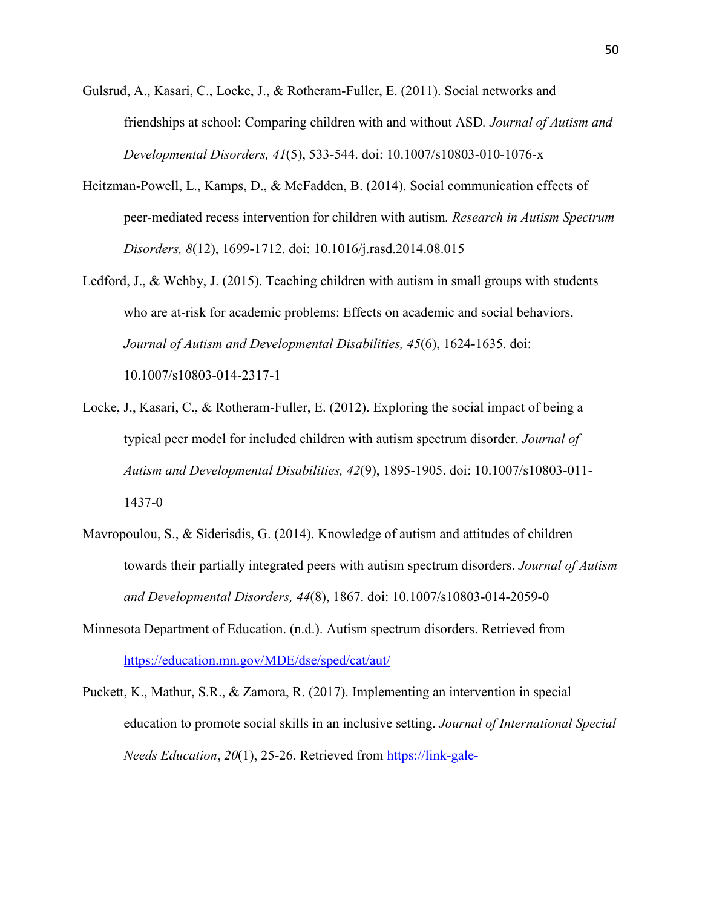Gulsrud, A., Kasari, C., Locke, J., & Rotheram-Fuller, E. (2011). Social networks and friendships at school: Comparing children with and without ASD. *Journal of Autism and Developmental Disorders, 41*(5), 533-544. doi: 10.1007/s10803-010-1076-x

Heitzman-Powell, L., Kamps, D., & McFadden, B. (2014). Social communication effects of peer-mediated recess intervention for children with autism. *Research in Autism Spectrum Disorders, 8*(12), 1699-1712. doi: 10.1016/j.rasd.2014.08.015

Ledford, J., & Wehby, J. (2015). Teaching children with autism in small groups with students who are at-risk for academic problems: Effects on academic and social behaviors. *Journal of Autism and Developmental Disabilities, 45*(6), 1624-1635. doi: 10.1007/s10803-014-2317-1

Locke, J., Kasari, C., & Rotheram-Fuller, E. (2012). Exploring the social impact of being a typical peer model for included children with autism spectrum disorder. *Journal of Autism and Developmental Disabilities, 42*(9), 1895-1905. doi: 10.1007/s10803-011-1437-0

Mavropoulou, S., & Siderisdis, G. (2014). Knowledge of autism and attitudes of children towards their partially integrated peers with autism spectrum disorders. *Journal of Autism and Developmental Disorders, 44*(8), 1867. doi: 10.1007/s10803-014-2059-0

Minnesota Department of Education. (n.d.). Autism spectrum disorders. Retrieved from https://education.mn.gov/MDE/dse/sped/cat/aut/

Puckett, K., Mathur, S.R., & Zamora, R. (2017). Implementing an intervention in special education to promote social skills in an inclusive setting. *Journal of International Special Needs Education*, *20*(1), 25-26. Retrieved from https://link-gale-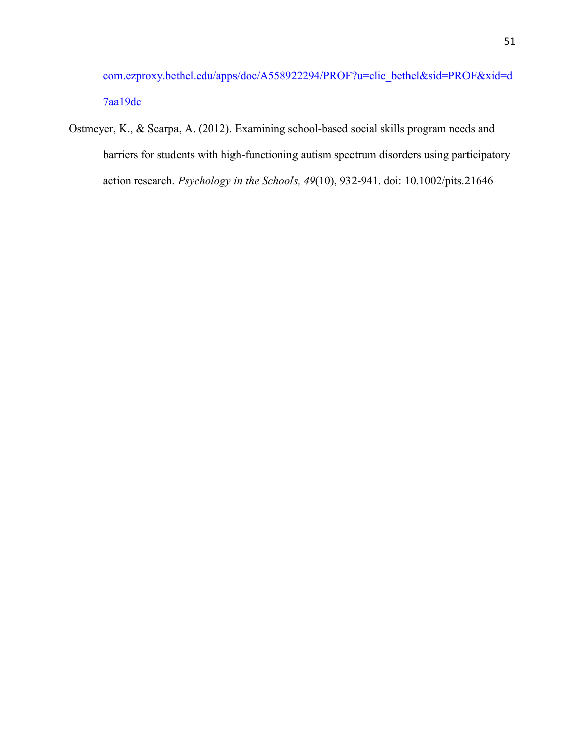com.ezproxy.bethel.edu/apps/doc/A558922294/PROF?u=clic_bethel&sid=PROF&xid=d7aa19dc

Ostmeyer, K., & Scarpa, A. (2012). Examining school-based social skills program needs and barriers for students with high-functioning autism spectrum disorders using participatory action research. *Psychology in the Schools, 49*(10), 932-941. doi: 10.1002/pits.21646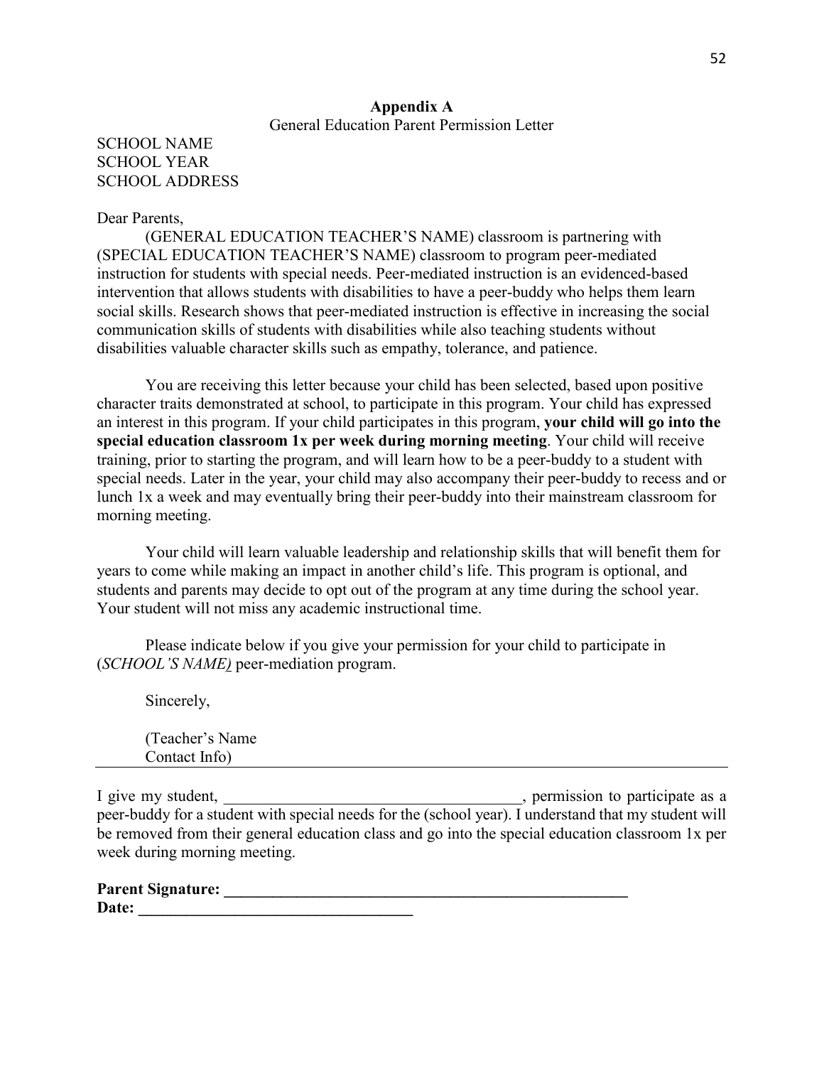**Appendix A**

General Education Parent Permission Letter

SCHOOL NAME
SCHOOL YEAR
SCHOOL ADDRESS

Dear Parents,

(GENERAL EDUCATION TEACHER'S NAME) classroom is partnering with (SPECIAL EDUCATION TEACHER'S NAME) classroom to program peer-mediated instruction for students with special needs. Peer-mediated instruction is an evidenced-based intervention that allows students with disabilities to have a peer-buddy who helps them learn social skills. Research shows that peer-mediated instruction is effective in increasing the social communication skills of students with disabilities while also teaching students without disabilities valuable character skills such as empathy, tolerance, and patience.

You are receiving this letter because your child has been selected, based upon positive character traits demonstrated at school, to participate in this program. Your child has expressed an interest in this program. If your child participates in this program, **your child will go into the special education classroom 1x per week during morning meeting**. Your child will receive training, prior to starting the program, and will learn how to be a peer-buddy to a student with special needs. Later in the year, your child may also accompany their peer-buddy to recess and or lunch 1x a week and may eventually bring their peer-buddy into their mainstream classroom for morning meeting.

Your child will learn valuable leadership and relationship skills that will benefit them for years to come while making an impact in another child's life. This program is optional, and students and parents may decide to opt out of the program at any time during the school year. Your student will not miss any academic instructional time.

Please indicate below if you give your permission for your child to participate in (*SCHOOL'S NAME)* peer-mediation program.

Sincerely,

(Teacher's Name
Contact Info)

---

I give my student, _____________________________________, permission to participate as a peer-buddy for a student with special needs for the (school year). I understand that my student will be removed from their general education class and go into the special education classroom 1x per week during morning meeting.

**Parent Signature: _____________________________________________________**
**Date: __________________________________**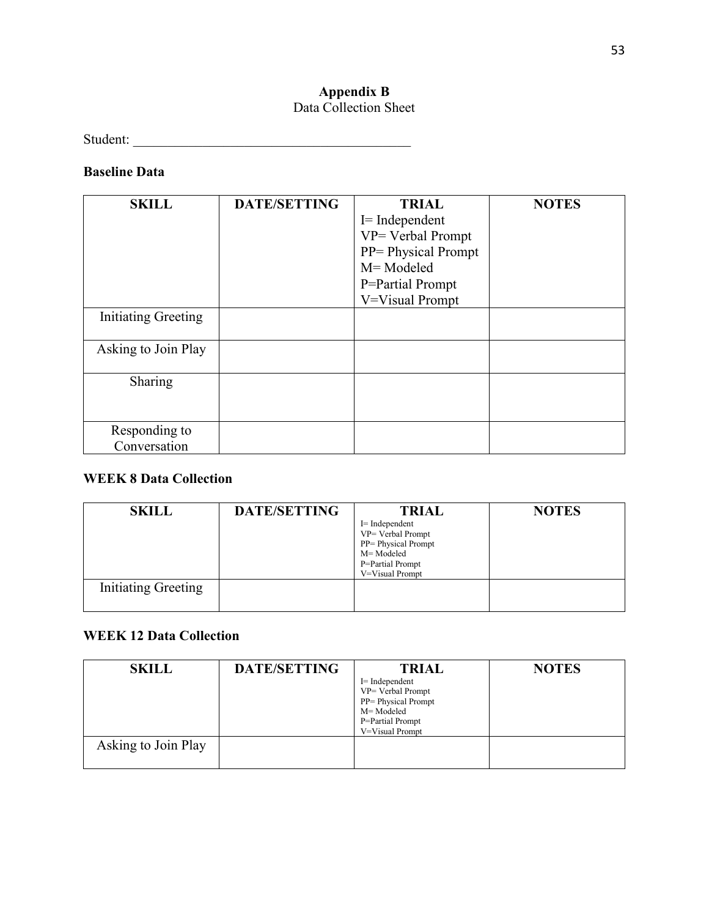# Appendix B

Data Collection Sheet

Student: ________________________________________

**Baseline Data**

| SKILL | DATE/SETTING | TRIAL<br>I= Independent<br>VP= Verbal Prompt<br>PP= Physical Prompt<br>M= Modeled<br>P=Partial Prompt<br>V=Visual Prompt | NOTES |
|---|---|---|---|
| Initiating Greeting | | | |
| Asking to Join Play | | | |
| Sharing | | | |
| Responding to Conversation | | | |

**WEEK 8 Data Collection**

| SKILL | DATE/SETTING | TRIAL<br>I= Independent<br>VP= Verbal Prompt<br>PP= Physical Prompt<br>M= Modeled<br>P=Partial Prompt<br>V=Visual Prompt | NOTES |
|---|---|---|---|
| Initiating Greeting | | | |

**WEEK 12 Data Collection**

| SKILL | DATE/SETTING | TRIAL<br>I= Independent<br>VP= Verbal Prompt<br>PP= Physical Prompt<br>M= Modeled<br>P=Partial Prompt<br>V=Visual Prompt | NOTES |
|---|---|---|---|
| Asking to Join Play | | | |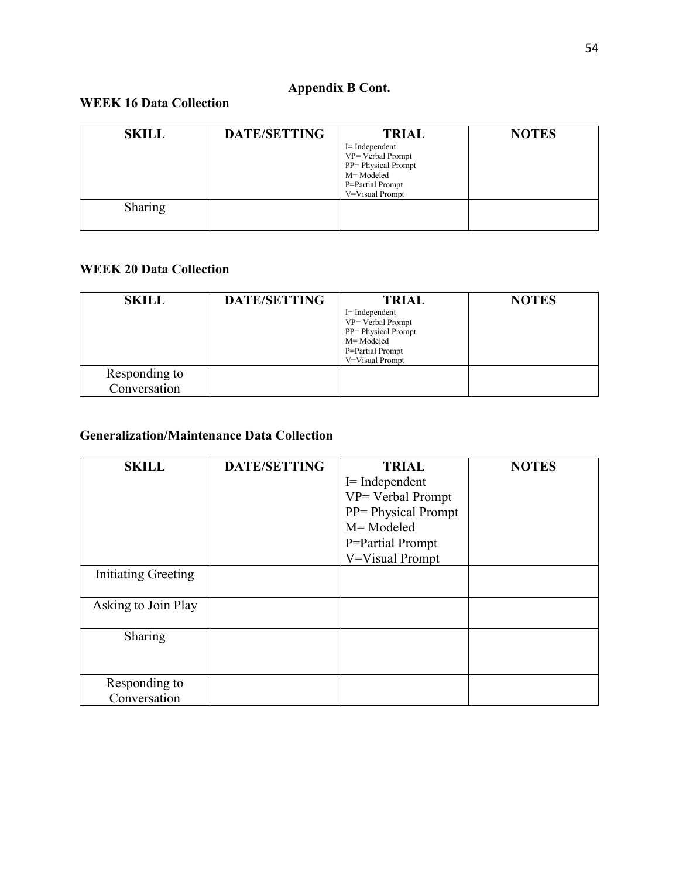## Appendix B Cont.

### WEEK 16 Data Collection

| SKILL | DATE/SETTING | TRIAL<br>I= Independent<br>VP= Verbal Prompt<br>PP= Physical Prompt<br>M= Modeled<br>P=Partial Prompt<br>V=Visual Prompt | NOTES |
|---|---|---|---|
| Sharing | | | |

### WEEK 20 Data Collection

| SKILL | DATE/SETTING | TRIAL<br>I= Independent<br>VP= Verbal Prompt<br>PP= Physical Prompt<br>M= Modeled<br>P=Partial Prompt<br>V=Visual Prompt | NOTES |
|---|---|---|---|
| Responding to Conversation | | | |

### Generalization/Maintenance Data Collection

| SKILL | DATE/SETTING | TRIAL<br>I= Independent<br>VP= Verbal Prompt<br>PP= Physical Prompt<br>M= Modeled<br>P=Partial Prompt<br>V=Visual Prompt | NOTES |
|---|---|---|---|
| Initiating Greeting | | | |
| Asking to Join Play | | | |
| Sharing | | | |
| Responding to Conversation | | | |